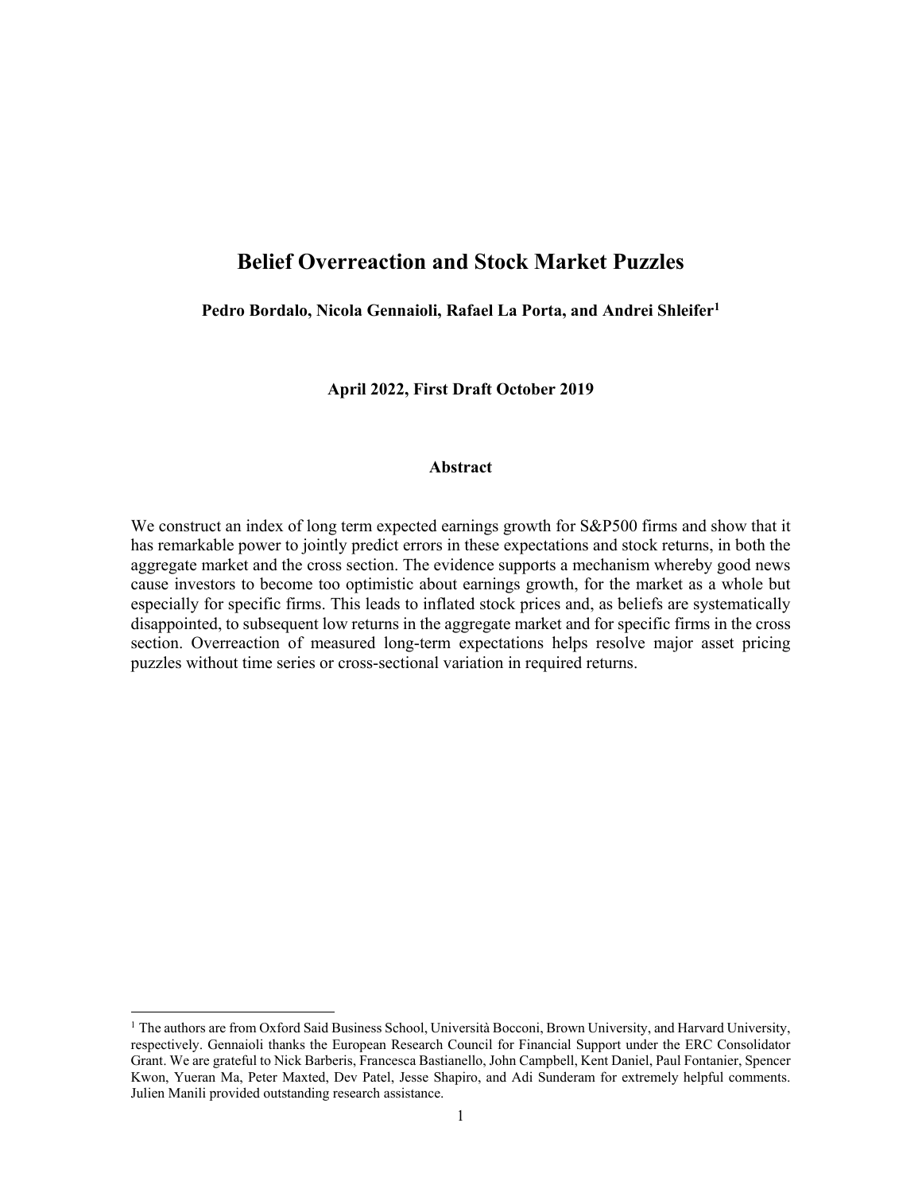# Belief Overreaction and Stock Market Puzzles

**Pedro Bordalo, Nicola Gennaioli, Rafael La Porta, and Andrei Shleifer[1]**

**April 2022, First Draft October 2019**

## Abstract

We construct an index of long term expected earnings growth for S&P500 firms and show that it has remarkable power to jointly predict errors in these expectations and stock returns, in both the aggregate market and the cross section. The evidence supports a mechanism whereby good news cause investors to become too optimistic about earnings growth, for the market as a whole but especially for specific firms. This leads to inflated stock prices and, as beliefs are systematically disappointed, to subsequent low returns in the aggregate market and for specific firms in the cross section. Overreaction of measured long-term expectations helps resolve major asset pricing puzzles without time series or cross-sectional variation in required returns.

---

[1] The authors are from Oxford Said Business School, Università Bocconi, Brown University, and Harvard University, respectively. Gennaioli thanks the European Research Council for Financial Support under the ERC Consolidator Grant. We are grateful to Nick Barberis, Francesca Bastianello, John Campbell, Kent Daniel, Paul Fontanier, Spencer Kwon, Yueran Ma, Peter Maxted, Dev Patel, Jesse Shapiro, and Adi Sunderam for extremely helpful comments. Julien Manili provided outstanding research assistance.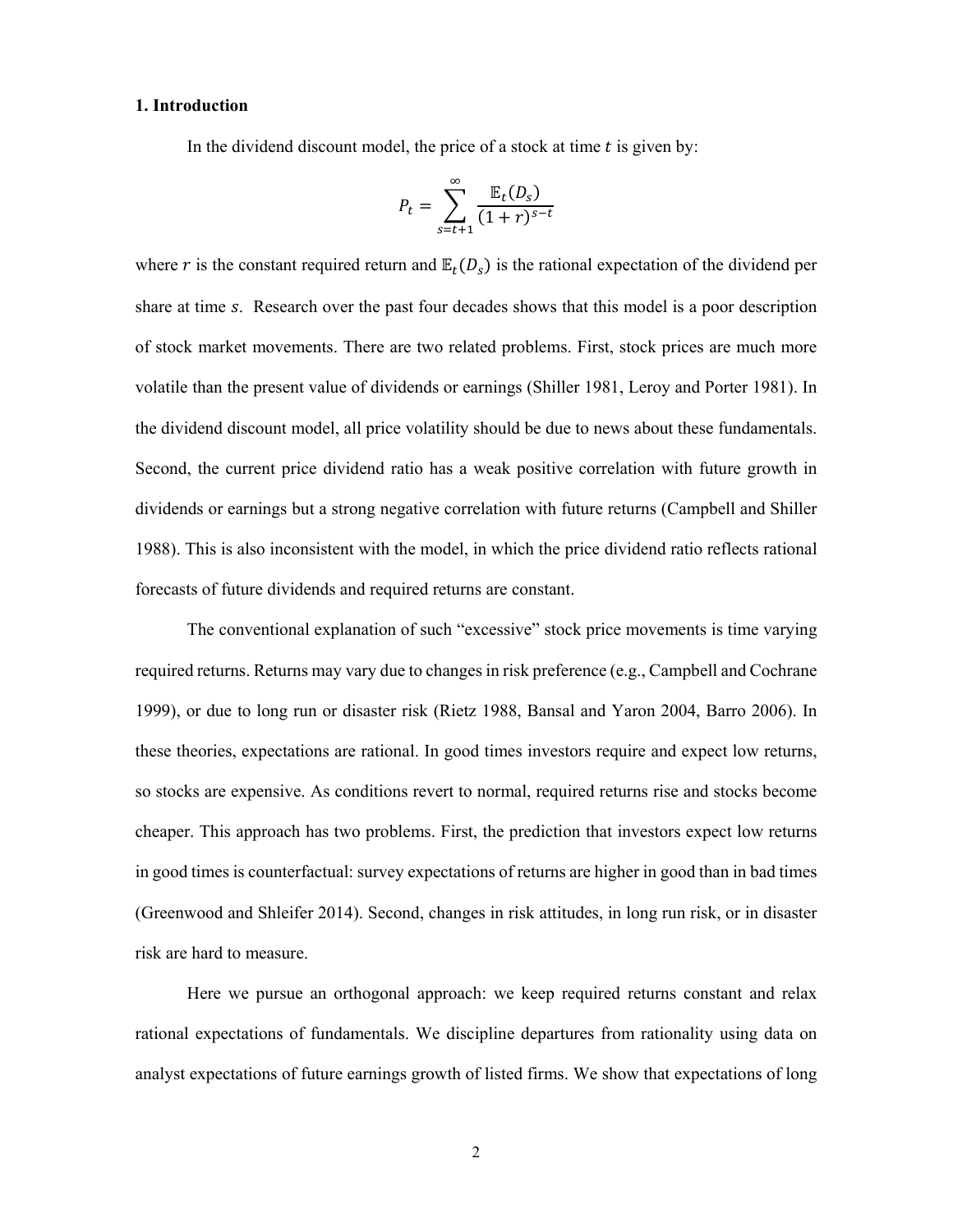## 1. Introduction

In the dividend discount model, the price of a stock at time $t$ is given by:

$$P_t = \sum_{s=t+1}^{\infty} \frac{\mathbb{E}_t(D_s)}{(1+r)^{s-t}}$$

where $r$ is the constant required return and $\mathbb{E}_t(D_s)$ is the rational expectation of the dividend per share at time $s$. Research over the past four decades shows that this model is a poor description of stock market movements. There are two related problems. First, stock prices are much more volatile than the present value of dividends or earnings (Shiller 1981, Leroy and Porter 1981). In the dividend discount model, all price volatility should be due to news about these fundamentals. Second, the current price dividend ratio has a weak positive correlation with future growth in dividends or earnings but a strong negative correlation with future returns (Campbell and Shiller 1988). This is also inconsistent with the model, in which the price dividend ratio reflects rational forecasts of future dividends and required returns are constant.

The conventional explanation of such "excessive" stock price movements is time varying required returns. Returns may vary due to changes in risk preference (e.g., Campbell and Cochrane 1999), or due to long run or disaster risk (Rietz 1988, Bansal and Yaron 2004, Barro 2006). In these theories, expectations are rational. In good times investors require and expect low returns, so stocks are expensive. As conditions revert to normal, required returns rise and stocks become cheaper. This approach has two problems. First, the prediction that investors expect low returns in good times is counterfactual: survey expectations of returns are higher in good than in bad times (Greenwood and Shleifer 2014). Second, changes in risk attitudes, in long run risk, or in disaster risk are hard to measure.

Here we pursue an orthogonal approach: we keep required returns constant and relax rational expectations of fundamentals. We discipline departures from rationality using data on analyst expectations of future earnings growth of listed firms. We show that expectations of long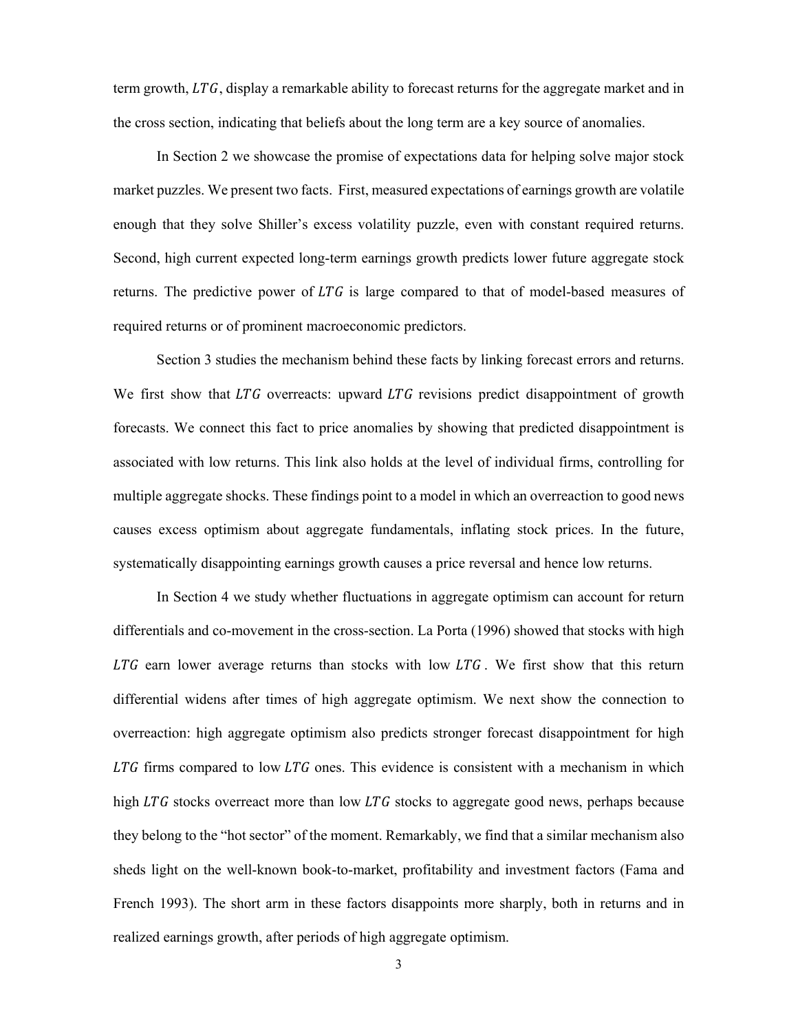term growth, $LTG$, display a remarkable ability to forecast returns for the aggregate market and in the cross section, indicating that beliefs about the long term are a key source of anomalies.

In Section 2 we showcase the promise of expectations data for helping solve major stock market puzzles. We present two facts. First, measured expectations of earnings growth are volatile enough that they solve Shiller's excess volatility puzzle, even with constant required returns. Second, high current expected long-term earnings growth predicts lower future aggregate stock returns. The predictive power of $LTG$ is large compared to that of model-based measures of required returns or of prominent macroeconomic predictors.

Section 3 studies the mechanism behind these facts by linking forecast errors and returns. We first show that $LTG$ overreacts: upward $LTG$ revisions predict disappointment of growth forecasts. We connect this fact to price anomalies by showing that predicted disappointment is associated with low returns. This link also holds at the level of individual firms, controlling for multiple aggregate shocks. These findings point to a model in which an overreaction to good news causes excess optimism about aggregate fundamentals, inflating stock prices. In the future, systematically disappointing earnings growth causes a price reversal and hence low returns.

In Section 4 we study whether fluctuations in aggregate optimism can account for return differentials and co-movement in the cross-section. La Porta (1996) showed that stocks with high $LTG$ earn lower average returns than stocks with low $LTG$. We first show that this return differential widens after times of high aggregate optimism. We next show the connection to overreaction: high aggregate optimism also predicts stronger forecast disappointment for high $LTG$ firms compared to low $LTG$ ones. This evidence is consistent with a mechanism in which high $LTG$ stocks overreact more than low $LTG$ stocks to aggregate good news, perhaps because they belong to the "hot sector" of the moment. Remarkably, we find that a similar mechanism also sheds light on the well-known book-to-market, profitability and investment factors (Fama and French 1993). The short arm in these factors disappoints more sharply, both in returns and in realized earnings growth, after periods of high aggregate optimism.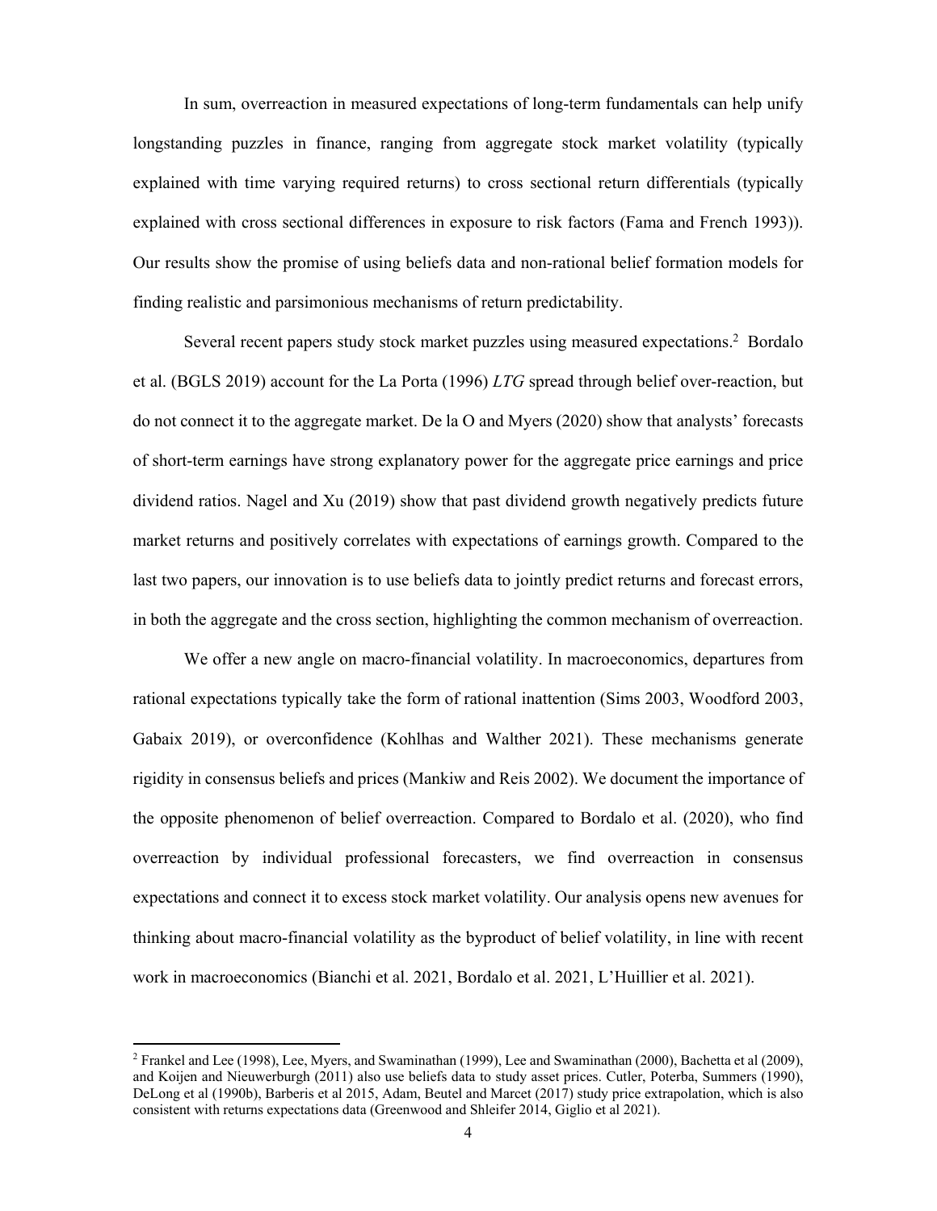In sum, overreaction in measured expectations of long-term fundamentals can help unify longstanding puzzles in finance, ranging from aggregate stock market volatility (typically explained with time varying required returns) to cross sectional return differentials (typically explained with cross sectional differences in exposure to risk factors (Fama and French 1993)). Our results show the promise of using beliefs data and non-rational belief formation models for finding realistic and parsimonious mechanisms of return predictability.

Several recent papers study stock market puzzles using measured expectations.[2] Bordalo et al. (BGLS 2019) account for the La Porta (1996) *LTG* spread through belief over-reaction, but do not connect it to the aggregate market. De la O and Myers (2020) show that analysts' forecasts of short-term earnings have strong explanatory power for the aggregate price earnings and price dividend ratios. Nagel and Xu (2019) show that past dividend growth negatively predicts future market returns and positively correlates with expectations of earnings growth. Compared to the last two papers, our innovation is to use beliefs data to jointly predict returns and forecast errors, in both the aggregate and the cross section, highlighting the common mechanism of overreaction.

We offer a new angle on macro-financial volatility. In macroeconomics, departures from rational expectations typically take the form of rational inattention (Sims 2003, Woodford 2003, Gabaix 2019), or overconfidence (Kohlhas and Walther 2021). These mechanisms generate rigidity in consensus beliefs and prices (Mankiw and Reis 2002). We document the importance of the opposite phenomenon of belief overreaction. Compared to Bordalo et al. (2020), who find overreaction by individual professional forecasters, we find overreaction in consensus expectations and connect it to excess stock market volatility. Our analysis opens new avenues for thinking about macro-financial volatility as the byproduct of belief volatility, in line with recent work in macroeconomics (Bianchi et al. 2021, Bordalo et al. 2021, L'Huillier et al. 2021).

---

[2] Frankel and Lee (1998), Lee, Myers, and Swaminathan (1999), Lee and Swaminathan (2000), Bachetta et al (2009), and Koijen and Nieuwerburgh (2011) also use beliefs data to study asset prices. Cutler, Poterba, Summers (1990), DeLong et al (1990b), Barberis et al 2015, Adam, Beutel and Marcet (2017) study price extrapolation, which is also consistent with returns expectations data (Greenwood and Shleifer 2014, Giglio et al 2021).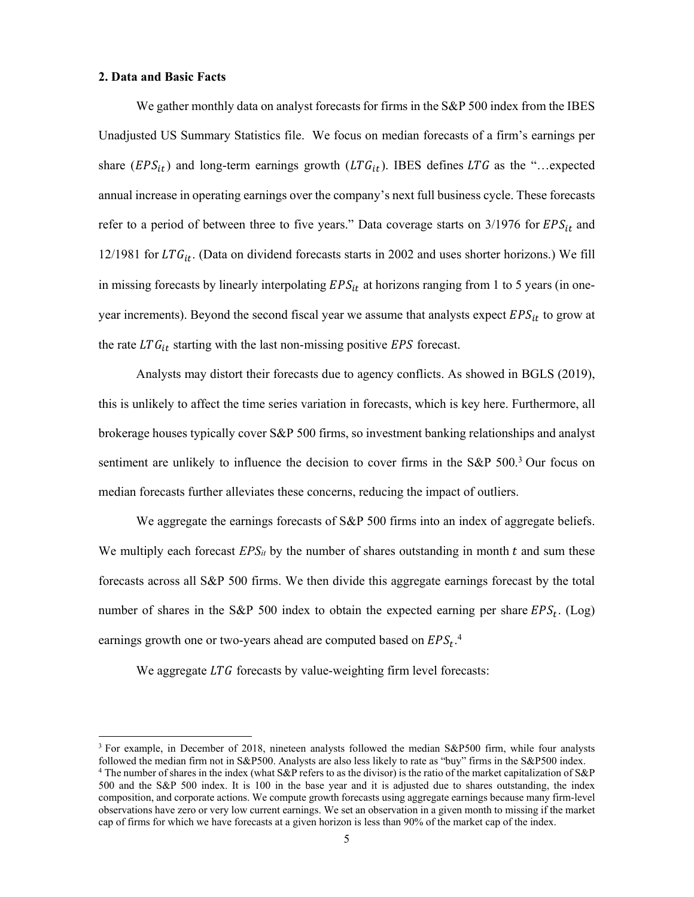## 2. Data and Basic Facts

We gather monthly data on analyst forecasts for firms in the S&P 500 index from the IBES Unadjusted US Summary Statistics file. We focus on median forecasts of a firm's earnings per share ($EPS_{it}$) and long-term earnings growth ($LTG_{it}$). IBES defines $LTG$ as the "…expected annual increase in operating earnings over the company's next full business cycle. These forecasts refer to a period of between three to five years." Data coverage starts on 3/1976 for $EPS_{it}$ and 12/1981 for $LTG_{it}$. (Data on dividend forecasts starts in 2002 and uses shorter horizons.) We fill in missing forecasts by linearly interpolating $EPS_{it}$ at horizons ranging from 1 to 5 years (in one-year increments). Beyond the second fiscal year we assume that analysts expect $EPS_{it}$ to grow at the rate $LTG_{it}$ starting with the last non-missing positive $EPS$ forecast.

Analysts may distort their forecasts due to agency conflicts. As showed in BGLS (2019), this is unlikely to affect the time series variation in forecasts, which is key here. Furthermore, all brokerage houses typically cover S&P 500 firms, so investment banking relationships and analyst sentiment are unlikely to influence the decision to cover firms in the S&P 500.[3] Our focus on median forecasts further alleviates these concerns, reducing the impact of outliers.

We aggregate the earnings forecasts of S&P 500 firms into an index of aggregate beliefs. We multiply each forecast $EPS_{it}$ by the number of shares outstanding in month $t$ and sum these forecasts across all S&P 500 firms. We then divide this aggregate earnings forecast by the total number of shares in the S&P 500 index to obtain the expected earning per share $EPS_t$. (Log) earnings growth one or two-years ahead are computed based on $EPS_t$.[4]

We aggregate $LTG$ forecasts by value-weighting firm level forecasts:

[3] For example, in December of 2018, nineteen analysts followed the median S&P500 firm, while four analysts followed the median firm not in S&P500. Analysts are also less likely to rate as "buy" firms in the S&P500 index.

[4] The number of shares in the index (what S&P refers to as the divisor) is the ratio of the market capitalization of S&P 500 and the S&P 500 index. It is 100 in the base year and it is adjusted due to shares outstanding, the index composition, and corporate actions. We compute growth forecasts using aggregate earnings because many firm-level observations have zero or very low current earnings. We set an observation in a given month to missing if the market cap of firms for which we have forecasts at a given horizon is less than 90% of the market cap of the index.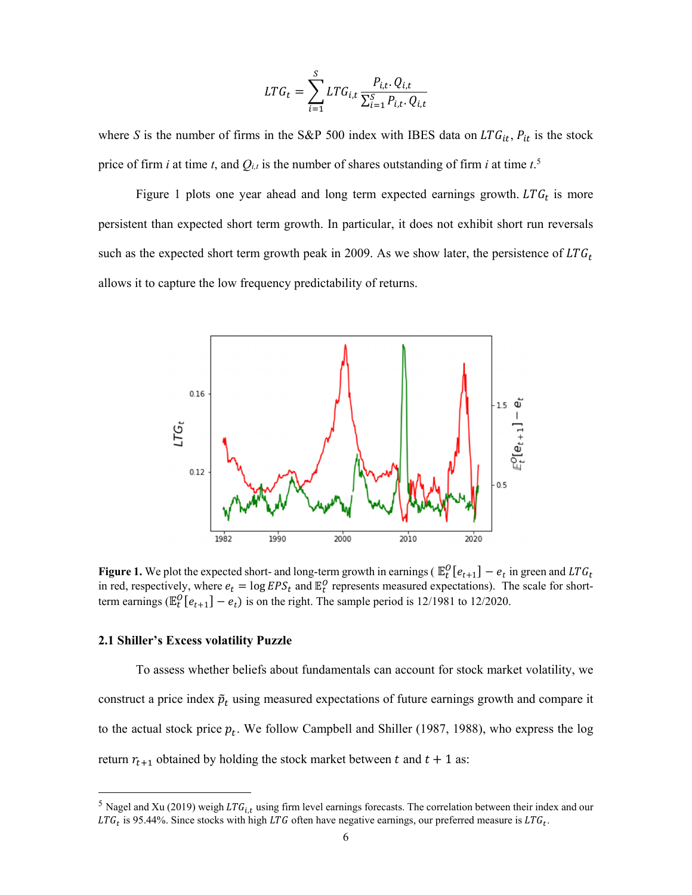$$LTG_t = \sum_{i=1}^{S} LTG_{i,t} \frac{P_{i,t} \cdot Q_{i,t}}{\sum_{i=1}^{S} P_{i,t} \cdot Q_{i,t}}$$

where $S$ is the number of firms in the S&P 500 index with IBES data on $LTG_{it}$, $P_{it}$ is the stock price of firm $i$ at time $t$, and $Q_{i,t}$ is the number of shares outstanding of firm $i$ at time $t$.[5]

Figure 1 plots one year ahead and long term expected earnings growth. $LTG_t$ is more persistent than expected short term growth. In particular, it does not exhibit short run reversals such as the expected short term growth peak in 2009. As we show later, the persistence of $LTG_t$ allows it to capture the low frequency predictability of returns.

**Figure 1.** We plot the expected short- and long-term growth in earnings ( $\mathbb{E}_t^O[e_{t+1}] - e_t$ in green and $LTG_t$ in red, respectively, where $e_t = \log EPS_t$ and $\mathbb{E}_t^O$ represents measured expectations). The scale for short-term earnings ($\mathbb{E}_t^O[e_{t+1}] - e_t$) is on the right. The sample period is 12/1981 to 12/2020.

### 2.1 Shiller's Excess volatility Puzzle

To assess whether beliefs about fundamentals can account for stock market volatility, we construct a price index $\tilde{p}_t$ using measured expectations of future earnings growth and compare it to the actual stock price $p_t$. We follow Campbell and Shiller (1987, 1988), who express the log return $r_{t+1}$ obtained by holding the stock market between $t$ and $t+1$ as:

[5] Nagel and Xu (2019) weigh $LTG_{i,t}$ using firm level earnings forecasts. The correlation between their index and our $LTG_t$ is 95.44%. Since stocks with high $LTG$ often have negative earnings, our preferred measure is $LTG_t$.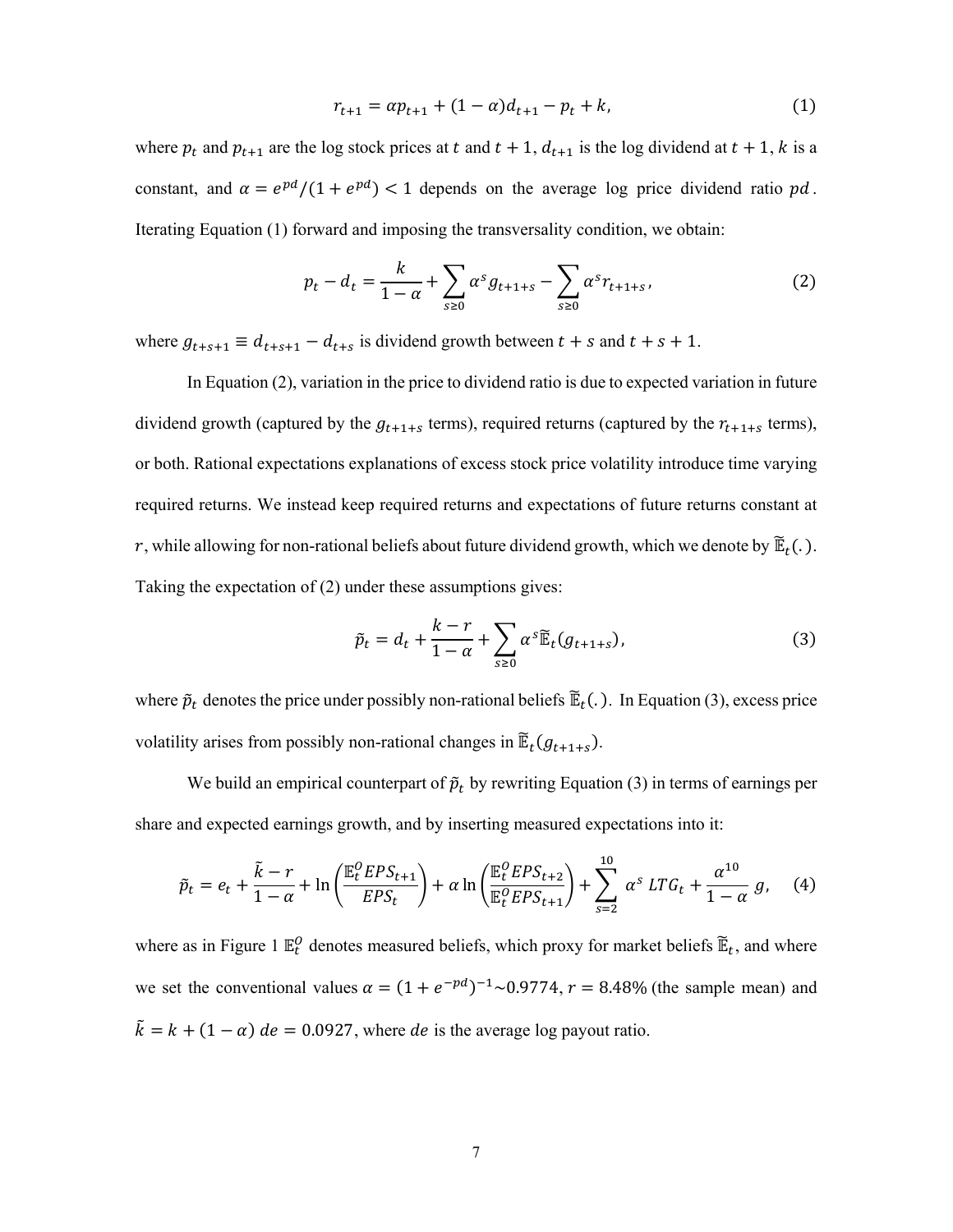$$r_{t+1} = \alpha p_{t+1} + (1-\alpha) d_{t+1} - p_t + k, \tag{1}$$

where $p_t$ and $p_{t+1}$ are the log stock prices at $t$ and $t+1$, $d_{t+1}$ is the log dividend at $t+1$, $k$ is a constant, and $\alpha = e^{pd}/(1+e^{pd}) < 1$ depends on the average log price dividend ratio $pd$. Iterating Equation (1) forward and imposing the transversality condition, we obtain:

$$p_t - d_t = \frac{k}{1-\alpha} + \sum_{s \geq 0} \alpha^s g_{t+1+s} - \sum_{s \geq 0} \alpha^s r_{t+1+s}, \tag{2}$$

where $g_{t+s+1} \equiv d_{t+s+1} - d_{t+s}$ is dividend growth between $t+s$ and $t+s+1$.

In Equation (2), variation in the price to dividend ratio is due to expected variation in future dividend growth (captured by the $g_{t+1+s}$ terms), required returns (captured by the $r_{t+1+s}$ terms), or both. Rational expectations explanations of excess stock price volatility introduce time varying required returns. We instead keep required returns and expectations of future returns constant at $r$, while allowing for non-rational beliefs about future dividend growth, which we denote by $\widetilde{\mathbb{E}}_t(.)$. Taking the expectation of (2) under these assumptions gives:

$$\tilde{p}_t = d_t + \frac{k-r}{1-\alpha} + \sum_{s \geq 0} \alpha^s \widetilde{\mathbb{E}}_t(g_{t+1+s}), \tag{3}$$

where $\tilde{p}_t$ denotes the price under possibly non-rational beliefs $\widetilde{\mathbb{E}}_t(.)$. In Equation (3), excess price volatility arises from possibly non-rational changes in $\widetilde{\mathbb{E}}_t(g_{t+1+s})$.

We build an empirical counterpart of $\tilde{p}_t$ by rewriting Equation (3) in terms of earnings per share and expected earnings growth, and by inserting measured expectations into it:

$$\tilde{p}_t = e_t + \frac{\tilde{k}-r}{1-\alpha} + \ln\left(\frac{\mathbb{E}_t^O EPS_{t+1}}{EPS_t}\right) + \alpha \ln\left(\frac{\mathbb{E}_t^O EPS_{t+2}}{\mathbb{E}_t^O EPS_{t+1}}\right) + \sum_{s=2}^{10} \alpha^s \, LTG_t + \frac{\alpha^{10}}{1-\alpha} \, g, \tag{4}$$

where as in Figure 1 $\mathbb{E}_t^O$ denotes measured beliefs, which proxy for market beliefs $\widetilde{\mathbb{E}}_t$, and where we set the conventional values $\alpha = (1+e^{-pd})^{-1} \sim 0.9774$, $r = 8.48\%$ (the sample mean) and $\tilde{k} = k + (1-\alpha)\, de = 0.0927$, where $de$ is the average log payout ratio.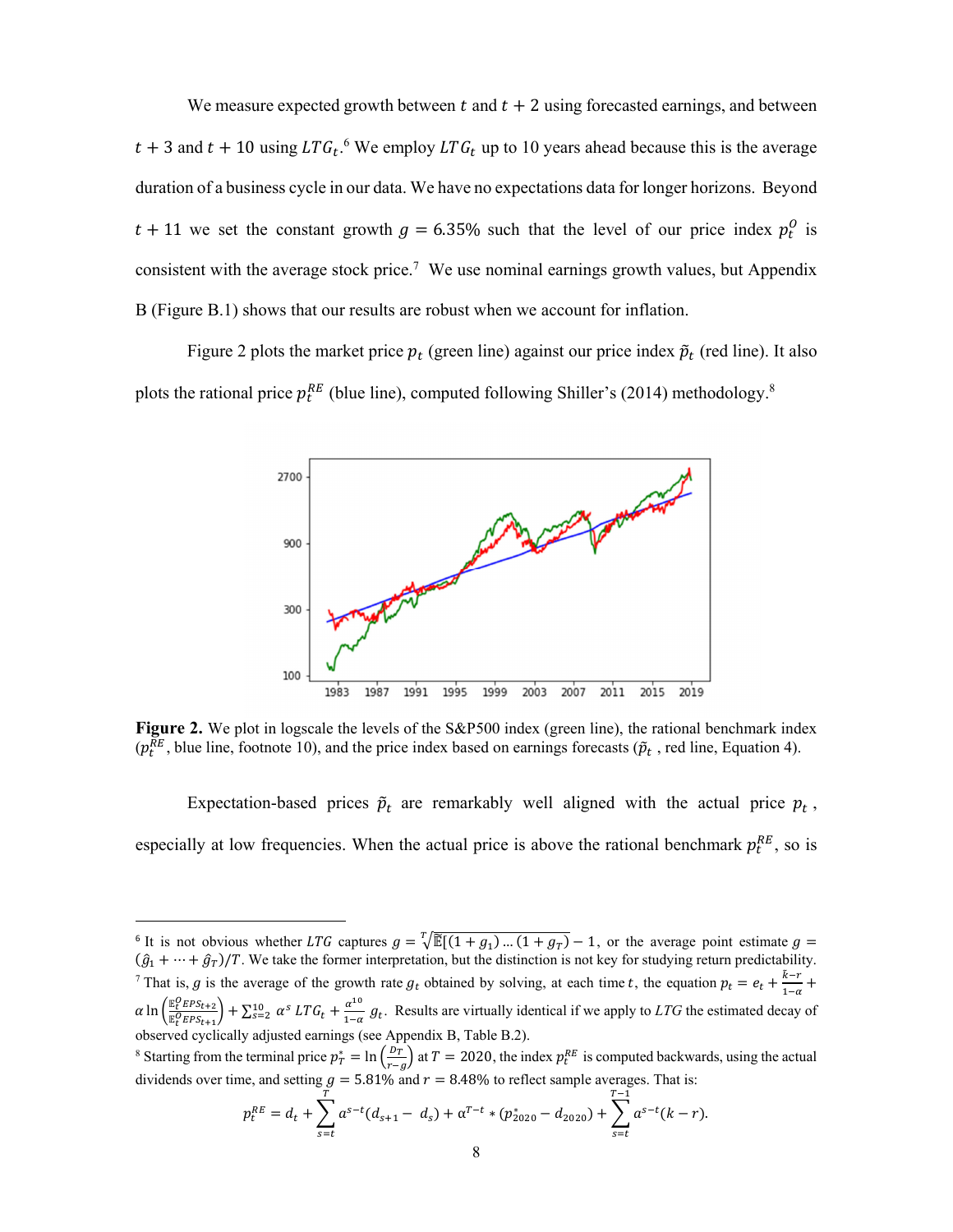We measure expected growth between $t$ and $t+2$ using forecasted earnings, and between $t+3$ and $t+10$ using $LTG_t$.[6] We employ $LTG_t$ up to 10 years ahead because this is the average duration of a business cycle in our data. We have no expectations data for longer horizons. Beyond $t+11$ we set the constant growth $g = 6.35\%$ such that the level of our price index $p_t^O$ is consistent with the average stock price.[7] We use nominal earnings growth values, but Appendix B (Figure B.1) shows that our results are robust when we account for inflation.

Figure 2 plots the market price $p_t$ (green line) against our price index $\tilde{p}_t$ (red line). It also plots the rational price $p_t^{RE}$ (blue line), computed following Shiller's (2014) methodology.[8]

**Figure 2.** We plot in logscale the levels of the S&P500 index (green line), the rational benchmark index ($p_t^{RE}$, blue line, footnote 10), and the price index based on earnings forecasts ($\tilde{p}_t$ , red line, Equation 4).

Expectation-based prices $\tilde{p}_t$ are remarkably well aligned with the actual price $p_t$, especially at low frequencies. When the actual price is above the rational benchmark $p_t^{RE}$, so is

---

[6] It is not obvious whether $LTG$ captures $g = \sqrt[T]{\mathbb{E}[(1+g_1)\dots(1+g_T)]} - 1$, or the average point estimate $g = (\hat{g}_1 + \dots + \hat{g}_T)/T$. We take the former interpretation, but the distinction is not key for studying return predictability.

[7] That is, $g$ is the average of the growth rate $g_t$ obtained by solving, at each time $t$, the equation $p_t = e_t + \frac{k-r}{1-\alpha} + \alpha \ln\left(\frac{\mathbb{E}_t^O EPS_{t+2}}{\mathbb{E}_t^O EPS_{t+1}}\right) + \sum_{s=2}^{10} \alpha^s \, LTG_t + \frac{\alpha^{10}}{1-\alpha} g_t$. Results are virtually identical if we apply to $LTG$ the estimated decay of observed cyclically adjusted earnings (see Appendix B, Table B.2).

[8] Starting from the terminal price $p_T^* = \ln\left(\frac{D_T}{r-g}\right)$ at $T = 2020$, the index $p_t^{RE}$ is computed backwards, using the actual dividends over time, and setting $g = 5.81\%$ and $r = 8.48\%$ to reflect sample averages. That is:

$$p_t^{RE} = d_t + \sum_{s=t}^{T} a^{s-t}(d_{s+1} - d_s) + \alpha^{T-t} * (p_{2020}^* - d_{2020}) + \sum_{s=t}^{T-1} a^{s-t}(k-r).$$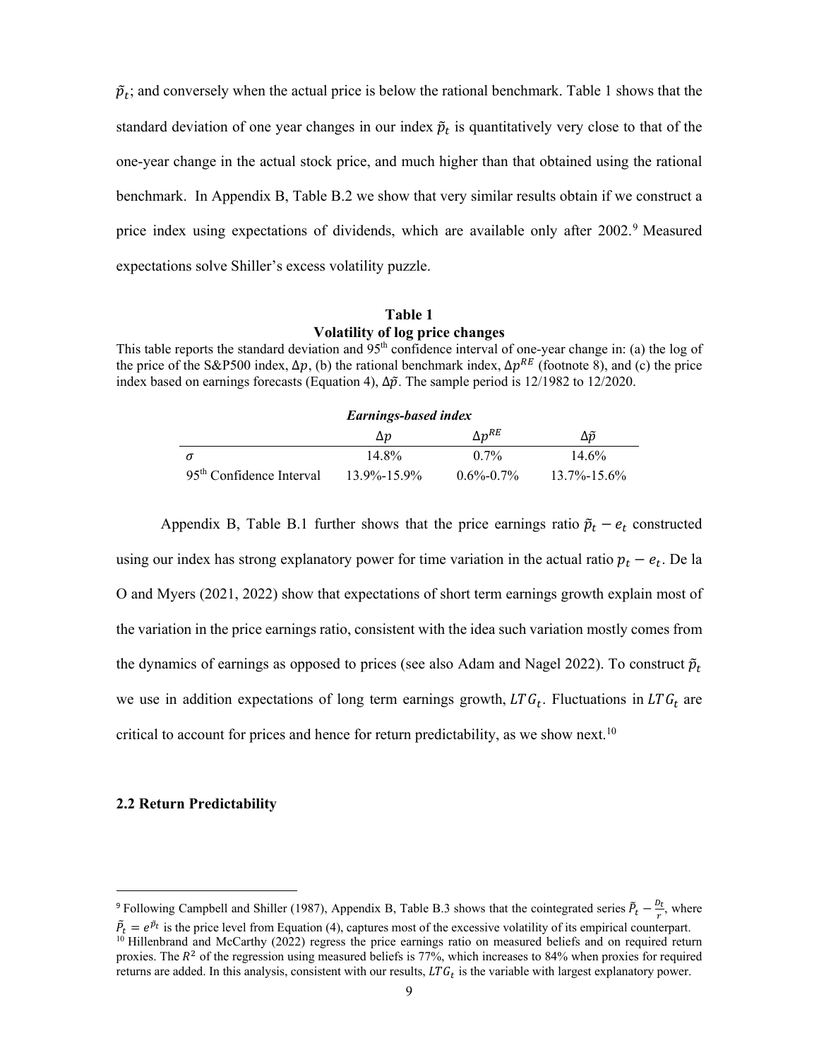$\tilde{p}_t$; and conversely when the actual price is below the rational benchmark. Table 1 shows that the standard deviation of one year changes in our index $\tilde{p}_t$ is quantitatively very close to that of the one-year change in the actual stock price, and much higher than that obtained using the rational benchmark. In Appendix B, Table B.2 we show that very similar results obtain if we construct a price index using expectations of dividends, which are available only after 2002.[9] Measured expectations solve Shiller's excess volatility puzzle.

**Table 1**
**Volatility of log price changes**

This table reports the standard deviation and 95[th] confidence interval of one-year change in: (a) the log of the price of the S&P500 index, $\Delta p$, (b) the rational benchmark index, $\Delta p^{RE}$ (footnote 8), and (c) the price index based on earnings forecasts (Equation 4), $\Delta\tilde{p}$. The sample period is 12/1982 to 12/2020.

| | ***Earnings-based index*** | | |
|---|---|---|---|
| | $\Delta p$ | $\Delta p^{RE}$ | $\Delta\tilde{p}$ |
| $\sigma$ | 14.8% | 0.7% | 14.6% |
| 95[th] Confidence Interval | 13.9%-15.9% | 0.6%-0.7% | 13.7%-15.6% |

Appendix B, Table B.1 further shows that the price earnings ratio $\tilde{p}_t - e_t$ constructed using our index has strong explanatory power for time variation in the actual ratio $p_t - e_t$. De la O and Myers (2021, 2022) show that expectations of short term earnings growth explain most of the variation in the price earnings ratio, consistent with the idea such variation mostly comes from the dynamics of earnings as opposed to prices (see also Adam and Nagel 2022). To construct $\tilde{p}_t$ we use in addition expectations of long term earnings growth, $LTG_t$. Fluctuations in $LTG_t$ are critical to account for prices and hence for return predictability, as we show next.[10]

### 2.2 Return Predictability

---

[9] Following Campbell and Shiller (1987), Appendix B, Table B.3 shows that the cointegrated series $\tilde{P}_t - \frac{D_t}{r}$, where $\tilde{P}_t = e^{\tilde{p}_t}$ is the price level from Equation (4), captures most of the excessive volatility of its empirical counterpart.

[10] Hillenbrand and McCarthy (2022) regress the price earnings ratio on measured beliefs and on required return proxies. The $R^2$ of the regression using measured beliefs is 77%, which increases to 84% when proxies for required returns are added. In this analysis, consistent with our results, $LTG_t$ is the variable with largest explanatory power.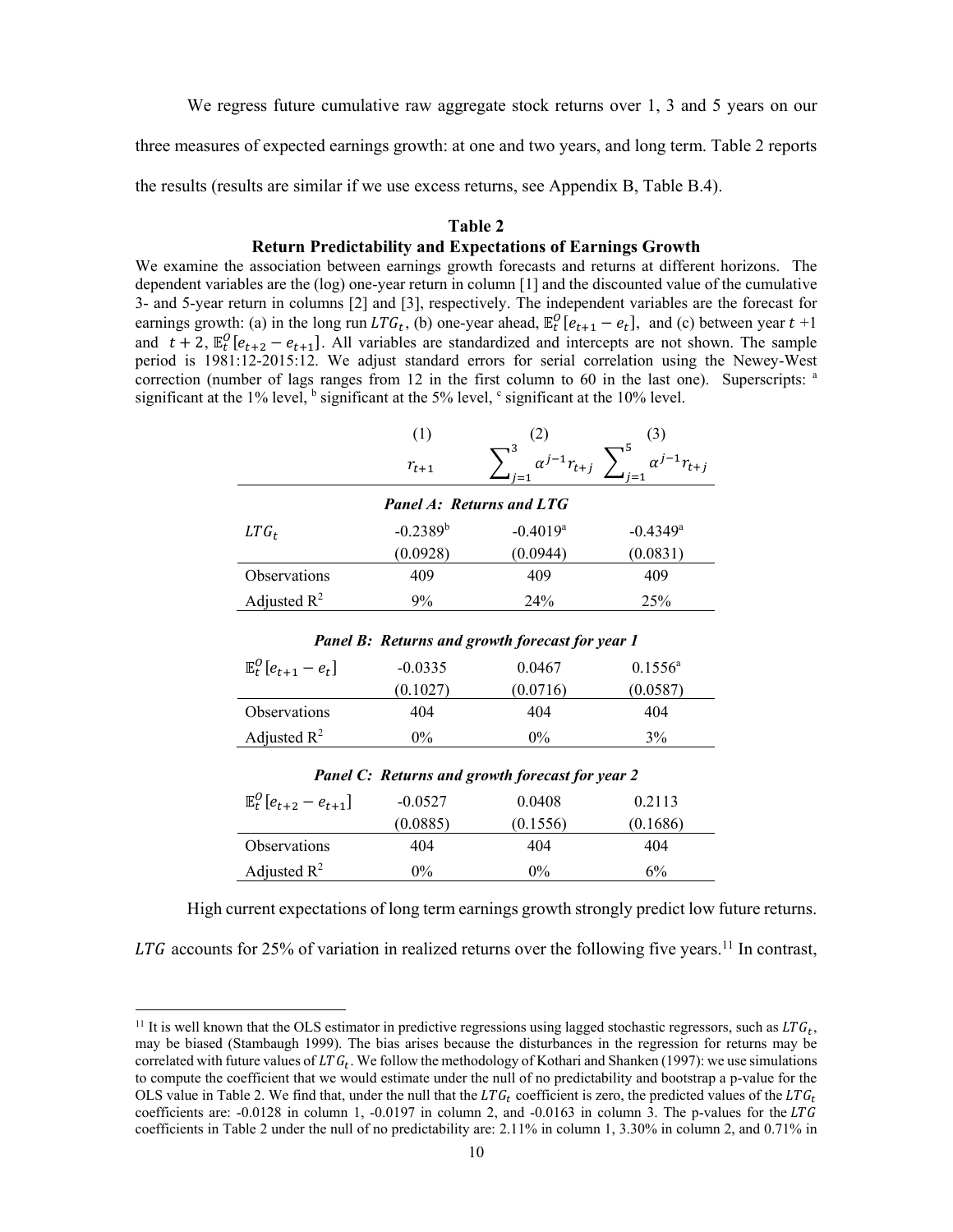We regress future cumulative raw aggregate stock returns over 1, 3 and 5 years on our three measures of expected earnings growth: at one and two years, and long term. Table 2 reports the results (results are similar if we use excess returns, see Appendix B, Table B.4).

**Table 2**

**Return Predictability and Expectations of Earnings Growth**

We examine the association between earnings growth forecasts and returns at different horizons. The dependent variables are the (log) one-year return in column [1] and the discounted value of the cumulative 3- and 5-year return in columns [2] and [3], respectively. The independent variables are the forecast for earnings growth: (a) in the long run $LTG_t$, (b) one-year ahead, $\mathbb{E}_t^O[e_{t+1} - e_t]$, and (c) between year $t$ +1 and $t+2$, $\mathbb{E}_t^O[e_{t+2} - e_{t+1}]$. All variables are standardized and intercepts are not shown. The sample period is 1981:12-2015:12. We adjust standard errors for serial correlation using the Newey-West correction (number of lags ranges from 12 in the first column to 60 in the last one). Superscripts: [a] significant at the 1% level, [b] significant at the 5% level, [c] significant at the 10% level.

| | (1) | (2) | (3) |
|---|---|---|---|
| | $r_{t+1}$ | $\sum_{j=1}^{3} \alpha^{j-1} r_{t+j}$ | $\sum_{j=1}^{5} \alpha^{j-1} r_{t+j}$ |
| ***Panel A: Returns and LTG*** | | | |
| $LTG_t$ | -0.2389[b] | -0.4019[a] | -0.4349[a] |
| | (0.0928) | (0.0944) | (0.0831) |
| Observations | 409 | 409 | 409 |
| Adjusted $R^2$ | 9% | 24% | 25% |
| ***Panel B: Returns and growth forecast for year 1*** | | | |
| $\mathbb{E}_t^O[e_{t+1} - e_t]$ | -0.0335 | 0.0467 | 0.1556[a] |
| | (0.1027) | (0.0716) | (0.0587) |
| Observations | 404 | 404 | 404 |
| Adjusted $R^2$ | 0% | 0% | 3% |
| ***Panel C: Returns and growth forecast for year 2*** | | | |
| $\mathbb{E}_t^O[e_{t+2} - e_{t+1}]$ | -0.0527 | 0.0408 | 0.2113 |
| | (0.0885) | (0.1556) | (0.1686) |
| Observations | 404 | 404 | 404 |
| Adjusted $R^2$ | 0% | 0% | 6% |

High current expectations of long term earnings growth strongly predict low future returns. $LTG$ accounts for 25% of variation in realized returns over the following five years.[11] In contrast,

[11] It is well known that the OLS estimator in predictive regressions using lagged stochastic regressors, such as $LTG_t$, may be biased (Stambaugh 1999). The bias arises because the disturbances in the regression for returns may be correlated with future values of $LTG_t$. We follow the methodology of Kothari and Shanken (1997): we use simulations to compute the coefficient that we would estimate under the null of no predictability and bootstrap a p-value for the OLS value in Table 2. We find that, under the null that the $LTG_t$ coefficient is zero, the predicted values of the $LTG_t$ coefficients are: -0.0128 in column 1, -0.0197 in column 2, and -0.0163 in column 3. The p-values for the $LTG$ coefficients in Table 2 under the null of no predictability are: 2.11% in column 1, 3.30% in column 2, and 0.71% in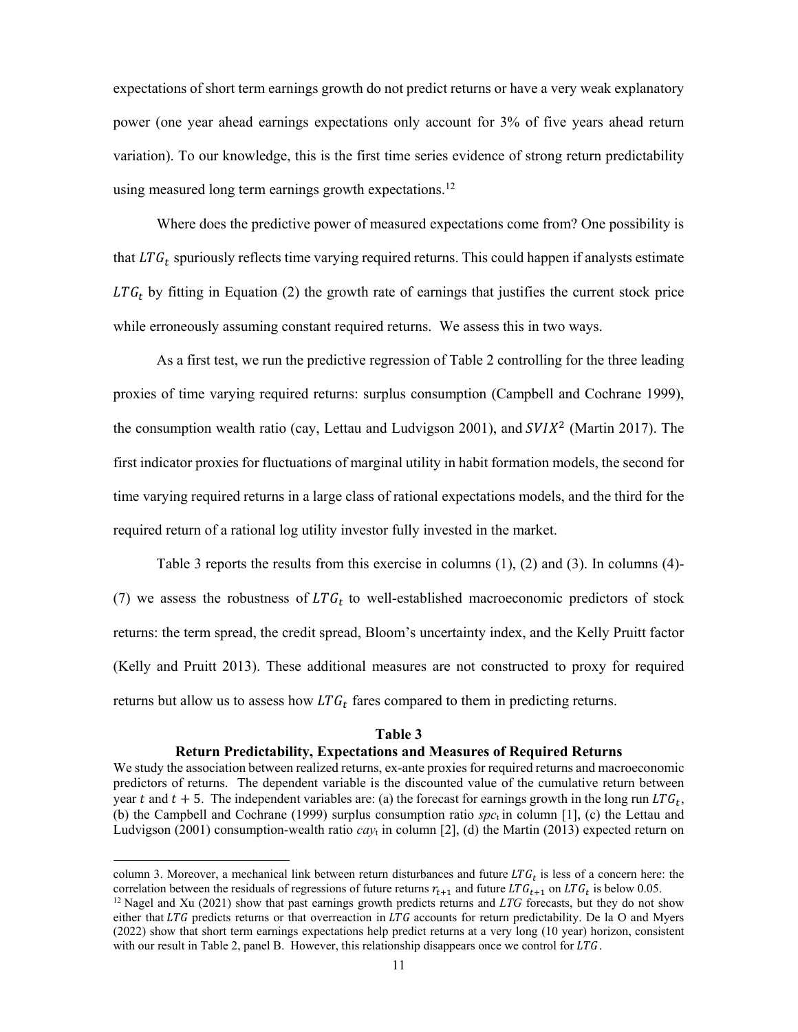expectations of short term earnings growth do not predict returns or have a very weak explanatory power (one year ahead earnings expectations only account for 3% of five years ahead return variation). To our knowledge, this is the first time series evidence of strong return predictability using measured long term earnings growth expectations.[12]

Where does the predictive power of measured expectations come from? One possibility is that $LTG_t$ spuriously reflects time varying required returns. This could happen if analysts estimate $LTG_t$ by fitting in Equation (2) the growth rate of earnings that justifies the current stock price while erroneously assuming constant required returns. We assess this in two ways.

As a first test, we run the predictive regression of Table 2 controlling for the three leading proxies of time varying required returns: surplus consumption (Campbell and Cochrane 1999), the consumption wealth ratio (cay, Lettau and Ludvigson 2001), and $SVIX^2$ (Martin 2017). The first indicator proxies for fluctuations of marginal utility in habit formation models, the second for time varying required returns in a large class of rational expectations models, and the third for the required return of a rational log utility investor fully invested in the market.

Table 3 reports the results from this exercise in columns (1), (2) and (3). In columns (4)-(7) we assess the robustness of $LTG_t$ to well-established macroeconomic predictors of stock returns: the term spread, the credit spread, Bloom's uncertainty index, and the Kelly Pruitt factor (Kelly and Pruitt 2013). These additional measures are not constructed to proxy for required returns but allow us to assess how $LTG_t$ fares compared to them in predicting returns.

**Table 3**

**Return Predictability, Expectations and Measures of Required Returns**

We study the association between realized returns, ex-ante proxies for required returns and macroeconomic predictors of returns. The dependent variable is the discounted value of the cumulative return between year $t$ and $t+5$. The independent variables are: (a) the forecast for earnings growth in the long run $LTG_t$, (b) the Campbell and Cochrane (1999) surplus consumption ratio $spc_t$ in column [1], (c) the Lettau and Ludvigson (2001) consumption-wealth ratio $cay_t$ in column [2], (d) the Martin (2013) expected return on

---

column 3. Moreover, a mechanical link between return disturbances and future $LTG_t$ is less of a concern here: the correlation between the residuals of regressions of future returns $r_{t+1}$ and future $LTG_{t+1}$ on $LTG_t$ is below 0.05.

[12] Nagel and Xu (2021) show that past earnings growth predicts returns and $LTG$ forecasts, but they do not show either that $LTG$ predicts returns or that overreaction in $LTG$ accounts for return predictability. De la O and Myers (2022) show that short term earnings expectations help predict returns at a very long (10 year) horizon, consistent with our result in Table 2, panel B. However, this relationship disappears once we control for $LTG$.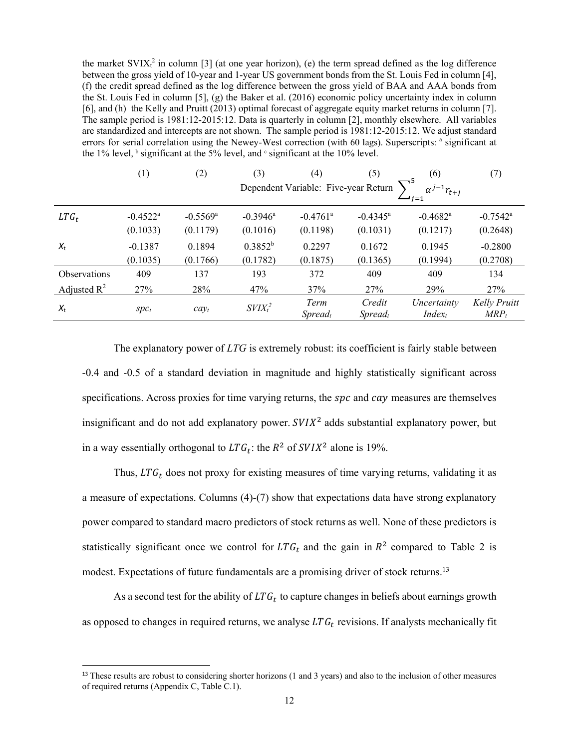the market $SVIX_t^2$ in column [3] (at one year horizon), (e) the term spread defined as the log difference between the gross yield of 10-year and 1-year US government bonds from the St. Louis Fed in column [4], (f) the credit spread defined as the log difference between the gross yield of BAA and AAA bonds from the St. Louis Fed in column [5], (g) the Baker et al. (2016) economic policy uncertainty index in column [6], and (h) the Kelly and Pruitt (2013) optimal forecast of aggregate equity market returns in column [7]. The sample period is 1981:12-2015:12. Data is quarterly in column [2], monthly elsewhere. All variables are standardized and intercepts are not shown. The sample period is 1981:12-2015:12. We adjust standard errors for serial correlation using the Newey-West correction (with 60 lags). Superscripts: [a] significant at the 1% level, [b] significant at the 5% level, and [c] significant at the 10% level.

| | (1) | (2) | (3) | (4) | (5) | (6) | (7) |
|---|---|---|---|---|---|---|---|
| | Dependent Variable: Five-year Return $\sum_{j=1}^{5} \alpha^{j-1} r_{t+j}$ | | | | | | |
| $LTG_t$ | -0.4522[a] | -0.5569[a] | -0.3946[a] | -0.4761[a] | -0.4345[a] | -0.4682[a] | -0.7542[a] |
| | (0.1033) | (0.1179) | (0.1016) | (0.1198) | (0.1031) | (0.1217) | (0.2648) |
| $X_t$ | -0.1387 | 0.1894 | 0.3852[b] | 0.2297 | 0.1672 | 0.1945 | -0.2800 |
| | (0.1035) | (0.1766) | (0.1782) | (0.1875) | (0.1365) | (0.1994) | (0.2708) |
| Observations | 409 | 137 | 193 | 372 | 409 | 409 | 134 |
| Adjusted $R^2$ | 27% | 28% | 47% | 37% | 27% | 29% | 27% |
| $X_t$ | $spc_t$ | $cay_t$ | $SVIX_t^2$ | *Term Spread*$_t$ | *Credit Spread*$_t$ | *Uncertainty Index*$_t$ | *Kelly Pruitt MRP*$_t$ |

The explanatory power of *LTG* is extremely robust: its coefficient is fairly stable between -0.4 and -0.5 of a standard deviation in magnitude and highly statistically significant across specifications. Across proxies for time varying returns, the $spc$ and $cay$ measures are themselves insignificant and do not add explanatory power. $SVIX^2$ adds substantial explanatory power, but in a way essentially orthogonal to $LTG_t$: the $R^2$ of $SVIX^2$ alone is 19%.

Thus, $LTG_t$ does not proxy for existing measures of time varying returns, validating it as a measure of expectations. Columns (4)-(7) show that expectations data have strong explanatory power compared to standard macro predictors of stock returns as well. None of these predictors is statistically significant once we control for $LTG_t$ and the gain in $R^2$ compared to Table 2 is modest. Expectations of future fundamentals are a promising driver of stock returns.[13]

As a second test for the ability of $LTG_t$ to capture changes in beliefs about earnings growth as opposed to changes in required returns, we analyse $LTG_t$ revisions. If analysts mechanically fit

[13] These results are robust to considering shorter horizons (1 and 3 years) and also to the inclusion of other measures of required returns (Appendix C, Table C.1).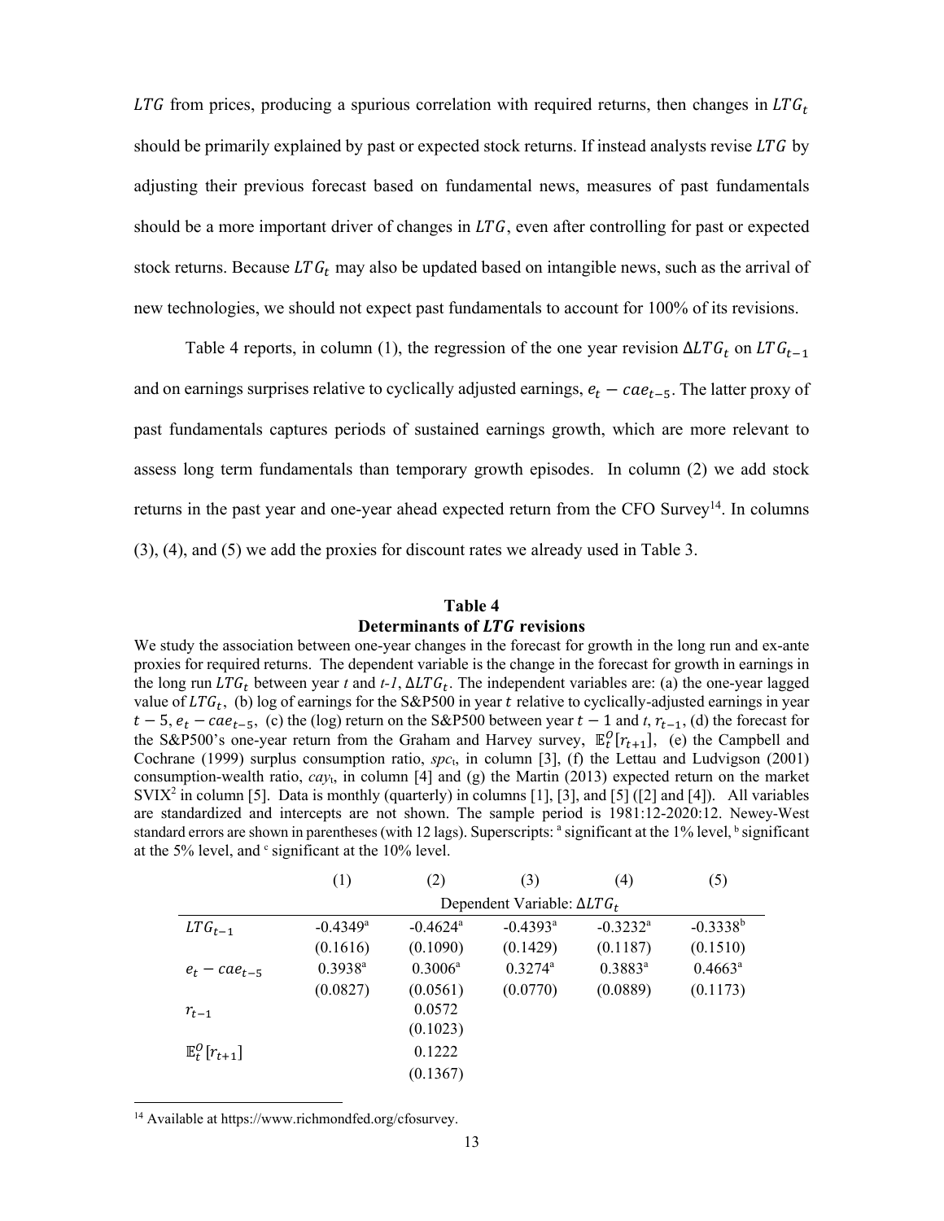$LTG$ from prices, producing a spurious correlation with required returns, then changes in $LTG_t$ should be primarily explained by past or expected stock returns. If instead analysts revise $LTG$ by adjusting their previous forecast based on fundamental news, measures of past fundamentals should be a more important driver of changes in $LTG$, even after controlling for past or expected stock returns. Because $LTG_t$ may also be updated based on intangible news, such as the arrival of new technologies, we should not expect past fundamentals to account for 100% of its revisions.

Table 4 reports, in column (1), the regression of the one year revision $\Delta LTG_t$ on $LTG_{t-1}$ and on earnings surprises relative to cyclically adjusted earnings, $e_t - cae_{t-5}$. The latter proxy of past fundamentals captures periods of sustained earnings growth, which are more relevant to assess long term fundamentals than temporary growth episodes. In column (2) we add stock returns in the past year and one-year ahead expected return from the CFO Survey[14]. In columns (3), (4), and (5) we add the proxies for discount rates we already used in Table 3.

**Table 4**
**Determinants of $LTG$ revisions**

We study the association between one-year changes in the forecast for growth in the long run and ex-ante proxies for required returns. The dependent variable is the change in the forecast for growth in earnings in the long run $LTG_t$ between year $t$ and $t$-$1$, $\Delta LTG_t$. The independent variables are: (a) the one-year lagged value of $LTG_t$, (b) log of earnings for the S&P500 in year $t$ relative to cyclically-adjusted earnings in year $t-5$, $e_t - cae_{t-5}$, (c) the (log) return on the S&P500 between year $t-1$ and $t$, $r_{t-1}$, (d) the forecast for the S&P500's one-year return from the Graham and Harvey survey, $\mathbb{E}_t^O[r_{t+1}]$, (e) the Campbell and Cochrane (1999) surplus consumption ratio, $spc_t$, in column [3], (f) the Lettau and Ludvigson (2001) consumption-wealth ratio, $cay_t$, in column [4] and (g) the Martin (2013) expected return on the market $SVIX^2$ in column [5]. Data is monthly (quarterly) in columns [1], [3], and [5] ([2] and [4]). All variables are standardized and intercepts are not shown. The sample period is 1981:12-2020:12. Newey-West standard errors are shown in parentheses (with 12 lags). Superscripts: [a] significant at the 1% level, [b] significant at the 5% level, and [c] significant at the 10% level.

| | (1) | (2) | (3) | (4) | (5) |
|---|---|---|---|---|---|
| | Dependent Variable: $\Delta LTG_t$ | | | | |
| $LTG_{t-1}$ | -0.4349[a] | -0.4624[a] | -0.4393[a] | -0.3232[a] | -0.3338[b] |
| | (0.1616) | (0.1090) | (0.1429) | (0.1187) | (0.1510) |
| $e_t - cae_{t-5}$ | 0.3938[a] | 0.3006[a] | 0.3274[a] | 0.3883[a] | 0.4663[a] |
| | (0.0827) | (0.0561) | (0.0770) | (0.0889) | (0.1173) |
| $r_{t-1}$ | | 0.0572 | | | |
| | | (0.1023) | | | |
| $\mathbb{E}_t^O[r_{t+1}]$ | | 0.1222 | | | |
| | | (0.1367) | | | |

[14] Available at https://www.richmondfed.org/cfosurvey.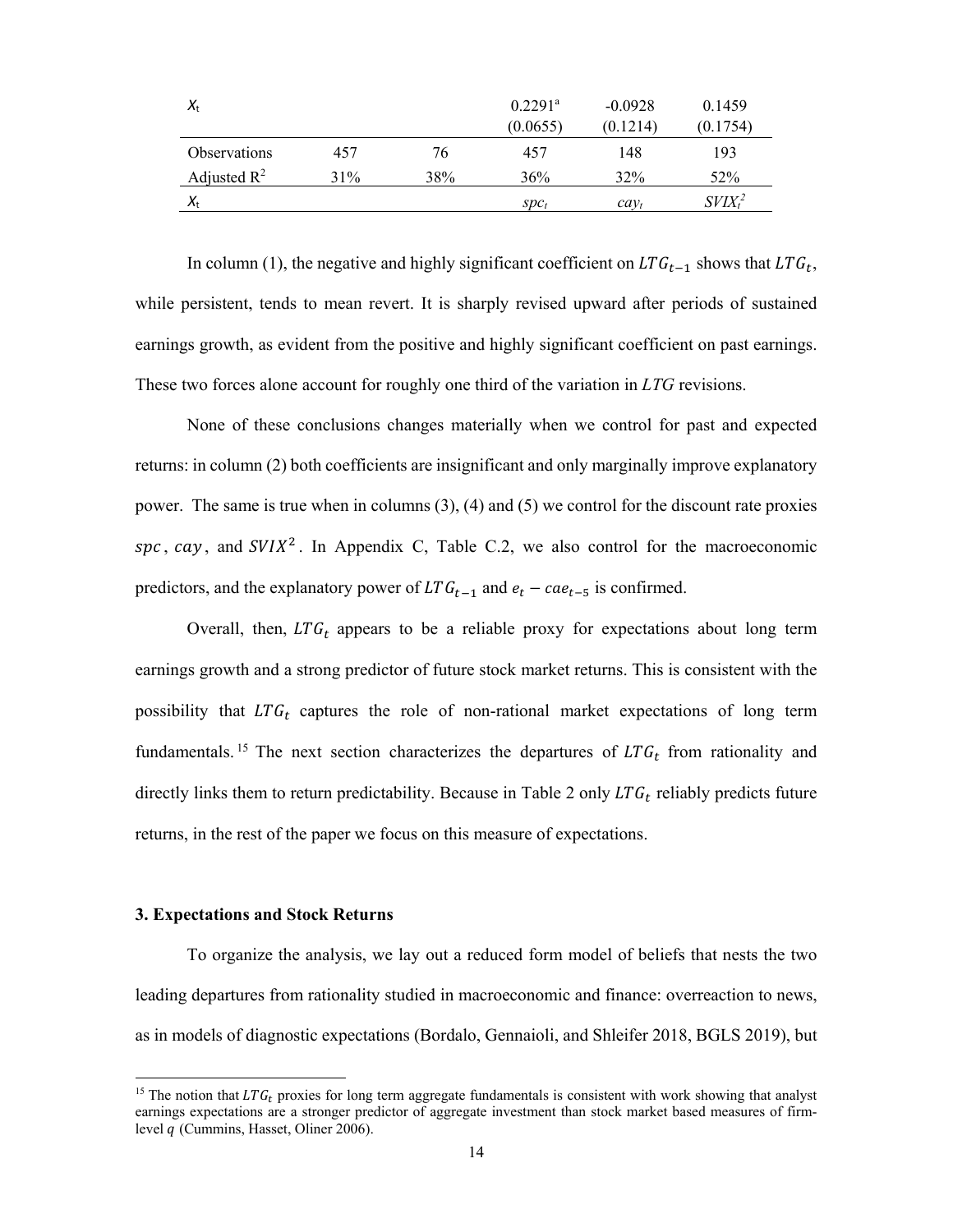|  | (1) | (2) | (3) | (4) | (5) |
| --- | --- | --- | --- | --- | --- |
| $X_t$ |  |  | 0.2291[a] | -0.0928 | 0.1459 |
|  |  |  | (0.0655) | (0.1214) | (0.1754) |
| Observations | 457 | 76 | 457 | 148 | 193 |
| Adjusted $R^2$ | 31% | 38% | 36% | 32% | 52% |
| $X_t$ |  |  | $spc_t$ | $cay_t$ | $SVIX_t^2$ |

In column (1), the negative and highly significant coefficient on $LTG_{t-1}$ shows that $LTG_t$, while persistent, tends to mean revert. It is sharply revised upward after periods of sustained earnings growth, as evident from the positive and highly significant coefficient on past earnings. These two forces alone account for roughly one third of the variation in $LTG$ revisions.

None of these conclusions changes materially when we control for past and expected returns: in column (2) both coefficients are insignificant and only marginally improve explanatory power. The same is true when in columns (3), (4) and (5) we control for the discount rate proxies $spc$, $cay$, and $SVIX^2$. In Appendix C, Table C.2, we also control for the macroeconomic predictors, and the explanatory power of $LTG_{t-1}$ and $e_t - cae_{t-5}$ is confirmed.

Overall, then, $LTG_t$ appears to be a reliable proxy for expectations about long term earnings growth and a strong predictor of future stock market returns. This is consistent with the possibility that $LTG_t$ captures the role of non-rational market expectations of long term fundamentals.[15] The next section characterizes the departures of $LTG_t$ from rationality and directly links them to return predictability. Because in Table 2 only $LTG_t$ reliably predicts future returns, in the rest of the paper we focus on this measure of expectations.

### 3. Expectations and Stock Returns

To organize the analysis, we lay out a reduced form model of beliefs that nests the two leading departures from rationality studied in macroeconomic and finance: overreaction to news, as in models of diagnostic expectations (Bordalo, Gennaioli, and Shleifer 2018, BGLS 2019), but

[15] The notion that $LTG_t$ proxies for long term aggregate fundamentals is consistent with work showing that analyst earnings expectations are a stronger predictor of aggregate investment than stock market based measures of firm-level $q$ (Cummins, Hasset, Oliner 2006).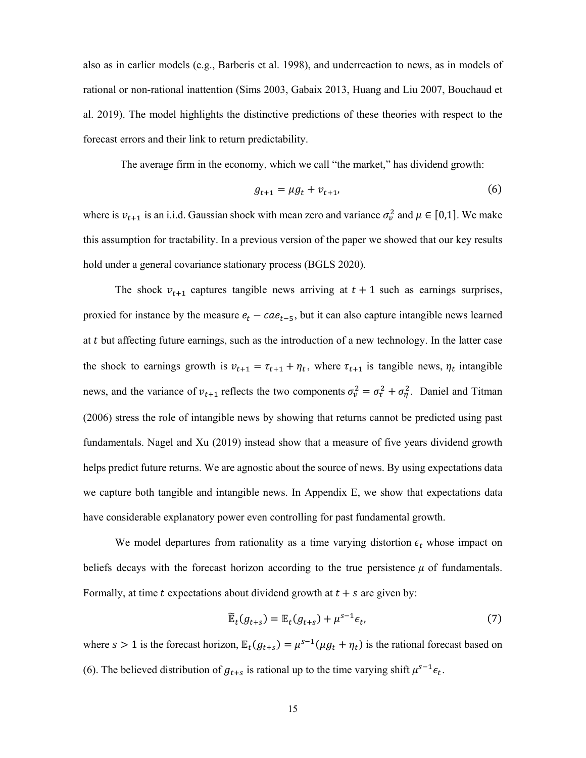also as in earlier models (e.g., Barberis et al. 1998), and underreaction to news, as in models of rational or non-rational inattention (Sims 2003, Gabaix 2013, Huang and Liu 2007, Bouchaud et al. 2019). The model highlights the distinctive predictions of these theories with respect to the forecast errors and their link to return predictability.

The average firm in the economy, which we call "the market," has dividend growth:

$$g_{t+1} = \mu g_t + v_{t+1}, \tag{6}$$

where is $v_{t+1}$ is an i.i.d. Gaussian shock with mean zero and variance $\sigma_v^2$ and $\mu \in [0,1]$. We make this assumption for tractability. In a previous version of the paper we showed that our key results hold under a general covariance stationary process (BGLS 2020).

The shock $v_{t+1}$ captures tangible news arriving at $t+1$ such as earnings surprises, proxied for instance by the measure $e_t - cae_{t-5}$, but it can also capture intangible news learned at $t$ but affecting future earnings, such as the introduction of a new technology. In the latter case the shock to earnings growth is $v_{t+1} = \tau_{t+1} + \eta_t$, where $\tau_{t+1}$ is tangible news, $\eta_t$ intangible news, and the variance of $v_{t+1}$ reflects the two components $\sigma_v^2 = \sigma_\tau^2 + \sigma_\eta^2$. Daniel and Titman (2006) stress the role of intangible news by showing that returns cannot be predicted using past fundamentals. Nagel and Xu (2019) instead show that a measure of five years dividend growth helps predict future returns. We are agnostic about the source of news. By using expectations data we capture both tangible and intangible news. In Appendix E, we show that expectations data have considerable explanatory power even controlling for past fundamental growth.

We model departures from rationality as a time varying distortion $\epsilon_t$ whose impact on beliefs decays with the forecast horizon according to the true persistence $\mu$ of fundamentals. Formally, at time $t$ expectations about dividend growth at $t+s$ are given by:

$$\widetilde{\mathbb{E}}_t(g_{t+s}) = \mathbb{E}_t(g_{t+s}) + \mu^{s-1}\epsilon_t, \tag{7}$$

where $s > 1$ is the forecast horizon, $\mathbb{E}_t(g_{t+s}) = \mu^{s-1}(\mu g_t + \eta_t)$ is the rational forecast based on (6). The believed distribution of $g_{t+s}$ is rational up to the time varying shift $\mu^{s-1}\epsilon_t$.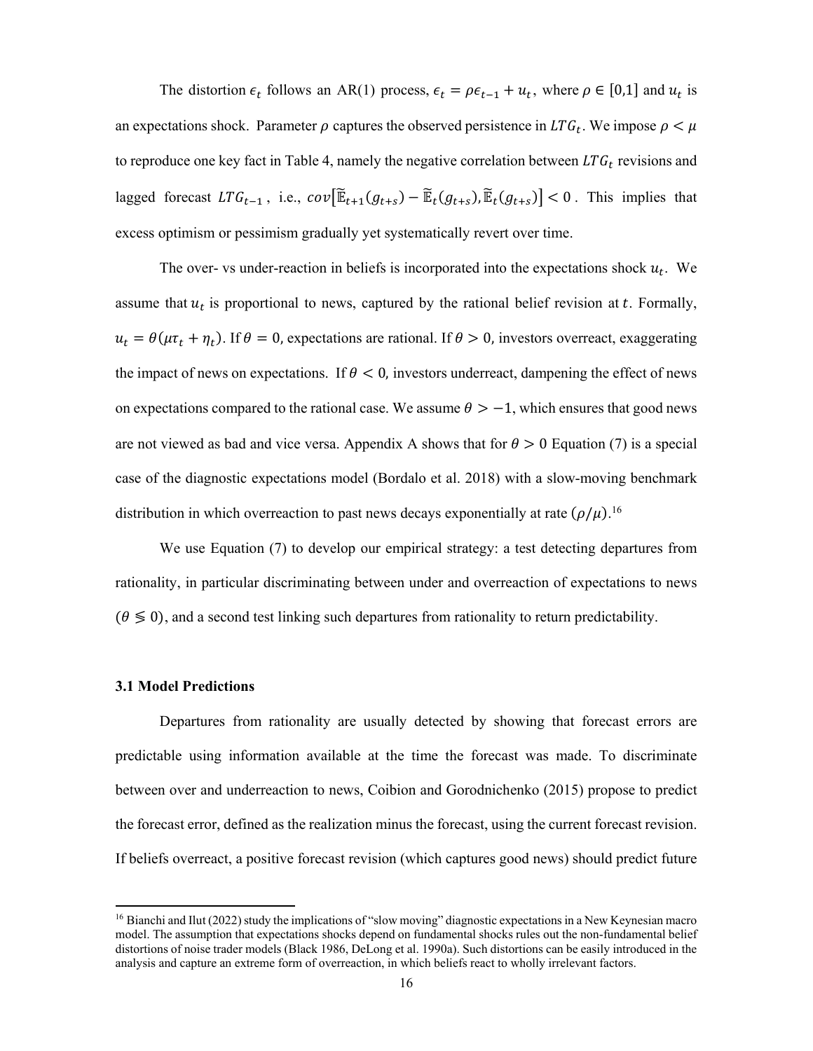The distortion $\epsilon_t$ follows an AR(1) process, $\epsilon_t = \rho\epsilon_{t-1} + u_t$, where $\rho \in [0,1]$ and $u_t$ is an expectations shock. Parameter $\rho$ captures the observed persistence in $LTG_t$. We impose $\rho < \mu$ to reproduce one key fact in Table 4, namely the negative correlation between $LTG_t$ revisions and lagged forecast $LTG_{t-1}$, i.e., $cov[\widetilde{\mathbb{E}}_{t+1}(g_{t+s}) - \widetilde{\mathbb{E}}_t(g_{t+s}), \widetilde{\mathbb{E}}_t(g_{t+s})] < 0$. This implies that excess optimism or pessimism gradually yet systematically revert over time.

The over- vs under-reaction in beliefs is incorporated into the expectations shock $u_t$. We assume that $u_t$ is proportional to news, captured by the rational belief revision at $t$. Formally, $u_t = \theta(\mu\tau_t + \eta_t)$. If $\theta = 0$, expectations are rational. If $\theta > 0$, investors overreact, exaggerating the impact of news on expectations. If $\theta < 0$, investors underreact, dampening the effect of news on expectations compared to the rational case. We assume $\theta > -1$, which ensures that good news are not viewed as bad and vice versa. Appendix A shows that for $\theta > 0$ Equation (7) is a special case of the diagnostic expectations model (Bordalo et al. 2018) with a slow-moving benchmark distribution in which overreaction to past news decays exponentially at rate $(\rho/\mu)$.[16]

We use Equation (7) to develop our empirical strategy: a test detecting departures from rationality, in particular discriminating between under and overreaction of expectations to news ($\theta \lessgtr 0$), and a second test linking such departures from rationality to return predictability.

### 3.1 Model Predictions

Departures from rationality are usually detected by showing that forecast errors are predictable using information available at the time the forecast was made. To discriminate between over and underreaction to news, Coibion and Gorodnichenko (2015) propose to predict the forecast error, defined as the realization minus the forecast, using the current forecast revision. If beliefs overreact, a positive forecast revision (which captures good news) should predict future

[16] Bianchi and Ilut (2022) study the implications of "slow moving" diagnostic expectations in a New Keynesian macro model. The assumption that expectations shocks depend on fundamental shocks rules out the non-fundamental belief distortions of noise trader models (Black 1986, DeLong et al. 1990a). Such distortions can be easily introduced in the analysis and capture an extreme form of overreaction, in which beliefs react to wholly irrelevant factors.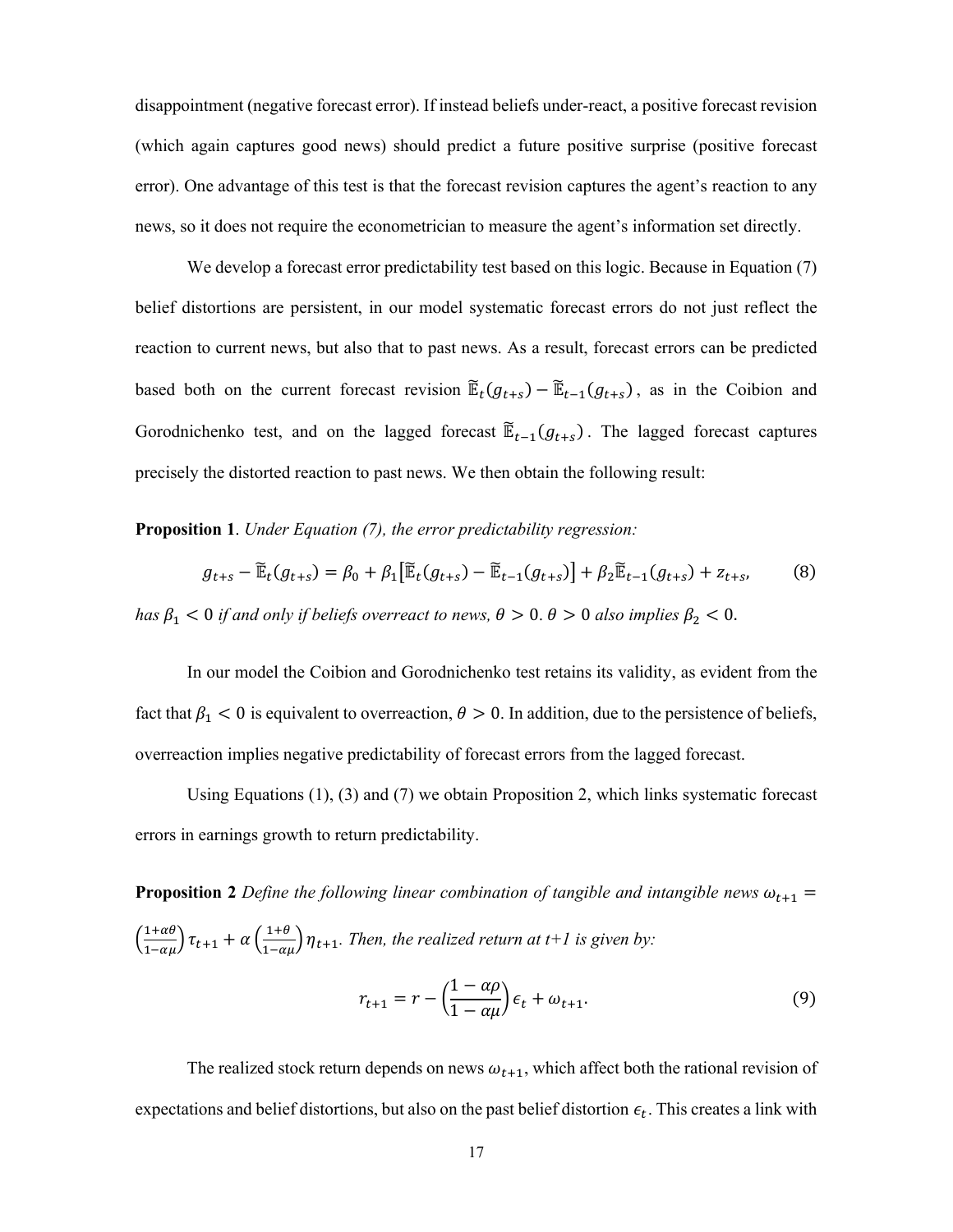disappointment (negative forecast error). If instead beliefs under-react, a positive forecast revision (which again captures good news) should predict a future positive surprise (positive forecast error). One advantage of this test is that the forecast revision captures the agent's reaction to any news, so it does not require the econometrician to measure the agent's information set directly.

We develop a forecast error predictability test based on this logic. Because in Equation (7) belief distortions are persistent, in our model systematic forecast errors do not just reflect the reaction to current news, but also that to past news. As a result, forecast errors can be predicted based both on the current forecast revision $\widetilde{\mathbb{E}}_t(g_{t+s}) - \widetilde{\mathbb{E}}_{t-1}(g_{t+s})$, as in the Coibion and Gorodnichenko test, and on the lagged forecast $\widetilde{\mathbb{E}}_{t-1}(g_{t+s})$. The lagged forecast captures precisely the distorted reaction to past news. We then obtain the following result:

**Proposition 1**. *Under Equation (7), the error predictability regression:*

$$g_{t+s} - \widetilde{\mathbb{E}}_t(g_{t+s}) = \beta_0 + \beta_1\left[\widetilde{\mathbb{E}}_t(g_{t+s}) - \widetilde{\mathbb{E}}_{t-1}(g_{t+s})\right] + \beta_2\widetilde{\mathbb{E}}_{t-1}(g_{t+s}) + z_{t+s}, \tag{8}$$

*has $\beta_1 < 0$ if and only if beliefs overreact to news, $\theta > 0$. $\theta > 0$ also implies $\beta_2 < 0$.*

In our model the Coibion and Gorodnichenko test retains its validity, as evident from the fact that $\beta_1 < 0$ is equivalent to overreaction, $\theta > 0$. In addition, due to the persistence of beliefs, overreaction implies negative predictability of forecast errors from the lagged forecast.

Using Equations (1), (3) and (7) we obtain Proposition 2, which links systematic forecast errors in earnings growth to return predictability.

**Proposition 2** *Define the following linear combination of tangible and intangible news $\omega_{t+1} = \left(\frac{1+\alpha\theta}{1-\alpha\mu}\right)\tau_{t+1} + \alpha\left(\frac{1+\theta}{1-\alpha\mu}\right)\eta_{t+1}$. Then, the realized return at t+1 is given by:*

$$r_{t+1} = r - \left(\frac{1-\alpha\rho}{1-\alpha\mu}\right)\epsilon_t + \omega_{t+1}. \tag{9}$$

The realized stock return depends on news $\omega_{t+1}$, which affect both the rational revision of expectations and belief distortions, but also on the past belief distortion $\epsilon_t$. This creates a link with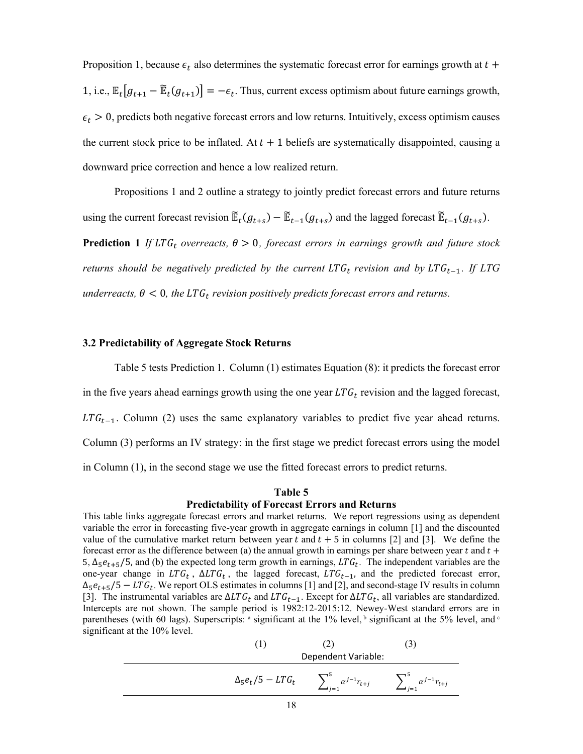Proposition 1, because $\epsilon_t$ also determines the systematic forecast error for earnings growth at $t + 1$, i.e., $\mathbb{E}_t[g_{t+1} - \tilde{\mathbb{E}}_t(g_{t+1})] = -\epsilon_t$. Thus, current excess optimism about future earnings growth, $\epsilon_t > 0$, predicts both negative forecast errors and low returns. Intuitively, excess optimism causes the current stock price to be inflated. At $t + 1$ beliefs are systematically disappointed, causing a downward price correction and hence a low realized return.

Propositions 1 and 2 outline a strategy to jointly predict forecast errors and future returns using the current forecast revision $\tilde{\mathbb{E}}_t(g_{t+s}) - \tilde{\mathbb{E}}_{t-1}(g_{t+s})$ and the lagged forecast $\tilde{\mathbb{E}}_{t-1}(g_{t+s})$.

**Prediction 1** *If $LTG_t$ overreacts, $\theta > 0$, forecast errors in earnings growth and future stock returns should be negatively predicted by the current $LTG_t$ revision and by $LTG_{t-1}$. If LTG underreacts, $\theta < 0$, the $LTG_t$ revision positively predicts forecast errors and returns.*

### 3.2 Predictability of Aggregate Stock Returns

Table 5 tests Prediction 1. Column (1) estimates Equation (8): it predicts the forecast error in the five years ahead earnings growth using the one year $LTG_t$ revision and the lagged forecast, $LTG_{t-1}$. Column (2) uses the same explanatory variables to predict five year ahead returns. Column (3) performs an IV strategy: in the first stage we predict forecast errors using the model in Column (1), in the second stage we use the fitted forecast errors to predict returns.

**Table 5**
**Predictability of Forecast Errors and Returns**

This table links aggregate forecast errors and market returns. We report regressions using as dependent variable the error in forecasting five-year growth in aggregate earnings in column [1] and the discounted value of the cumulative market return between year $t$ and $t + 5$ in columns [2] and [3]. We define the forecast error as the difference between (a) the annual growth in earnings per share between year $t$ and $t + 5$, $\Delta_5 e_{t+5}/5$, and (b) the expected long term growth in earnings, $LTG_t$. The independent variables are the one-year change in $LTG_t$, $\Delta LTG_t$, the lagged forecast, $LTG_{t-1}$, and the predicted forecast error, $\Delta_5 e_{t+5}/5 - LTG_t$. We report OLS estimates in columns [1] and [2], and second-stage IV results in column [3]. The instrumental variables are $\Delta LTG_t$ and $LTG_{t-1}$. Except for $\Delta LTG_t$, all variables are standardized. Intercepts are not shown. The sample period is 1982:12-2015:12. Newey-West standard errors are in parentheses (with 60 lags). Superscripts: [a] significant at the 1% level, [b] significant at the 5% level, and [c] significant at the 10% level.

| | (1) | (2) | (3) |
|---|---|---|---|
| | Dependent Variable: | | |
| | $\Delta_5 e_t/5 - LTG_t$ | $\sum_{j=1}^{5} \alpha^{j-1} r_{t+j}$ | $\sum_{j=1}^{5} \alpha^{j-1} r_{t+j}$ |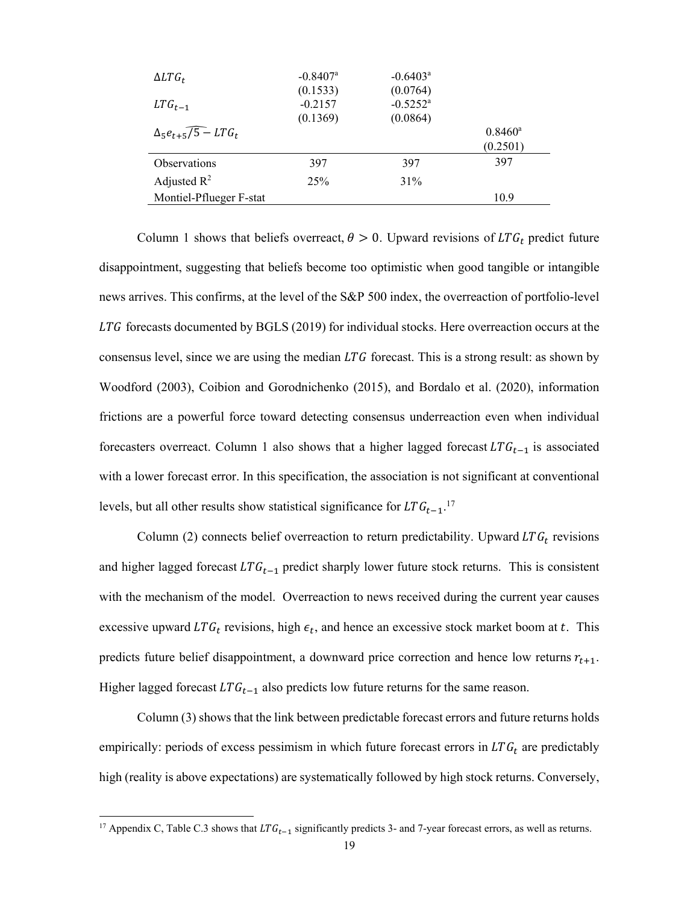| | | | |
|---|---|---|---|
| $\Delta LTG_t$ | -0.8407[a] | -0.6403[a] | |
| | (0.1533) | (0.0764) | |
| $LTG_{t-1}$ | -0.2157 | -0.5252[a] | |
| | (0.1369) | (0.0864) | |
| $\widehat{\Delta_5 e_{t+5}/5} - LTG_t$ | | | 0.8460[a] |
| | | | (0.2501) |
| Observations | 397 | 397 | 397 |
| Adjusted $R^2$ | 25% | 31% | |
| Montiel-Pflueger F-stat | | | 10.9 |

Column 1 shows that beliefs overreact, $\theta > 0$. Upward revisions of $LTG_t$ predict future disappointment, suggesting that beliefs become too optimistic when good tangible or intangible news arrives. This confirms, at the level of the S&P 500 index, the overreaction of portfolio-level $LTG$ forecasts documented by BGLS (2019) for individual stocks. Here overreaction occurs at the consensus level, since we are using the median $LTG$ forecast. This is a strong result: as shown by Woodford (2003), Coibion and Gorodnichenko (2015), and Bordalo et al. (2020), information frictions are a powerful force toward detecting consensus underreaction even when individual forecasters overreact. Column 1 also shows that a higher lagged forecast $LTG_{t-1}$ is associated with a lower forecast error. In this specification, the association is not significant at conventional levels, but all other results show statistical significance for $LTG_{t-1}$.[17]

Column (2) connects belief overreaction to return predictability. Upward $LTG_t$ revisions and higher lagged forecast $LTG_{t-1}$ predict sharply lower future stock returns. This is consistent with the mechanism of the model. Overreaction to news received during the current year causes excessive upward $LTG_t$ revisions, high $\epsilon_t$, and hence an excessive stock market boom at $t$. This predicts future belief disappointment, a downward price correction and hence low returns $r_{t+1}$. Higher lagged forecast $LTG_{t-1}$ also predicts low future returns for the same reason.

Column (3) shows that the link between predictable forecast errors and future returns holds empirically: periods of excess pessimism in which future forecast errors in $LTG_t$ are predictably high (reality is above expectations) are systematically followed by high stock returns. Conversely,

[17] Appendix C, Table C.3 shows that $LTG_{t-1}$ significantly predicts 3- and 7-year forecast errors, as well as returns.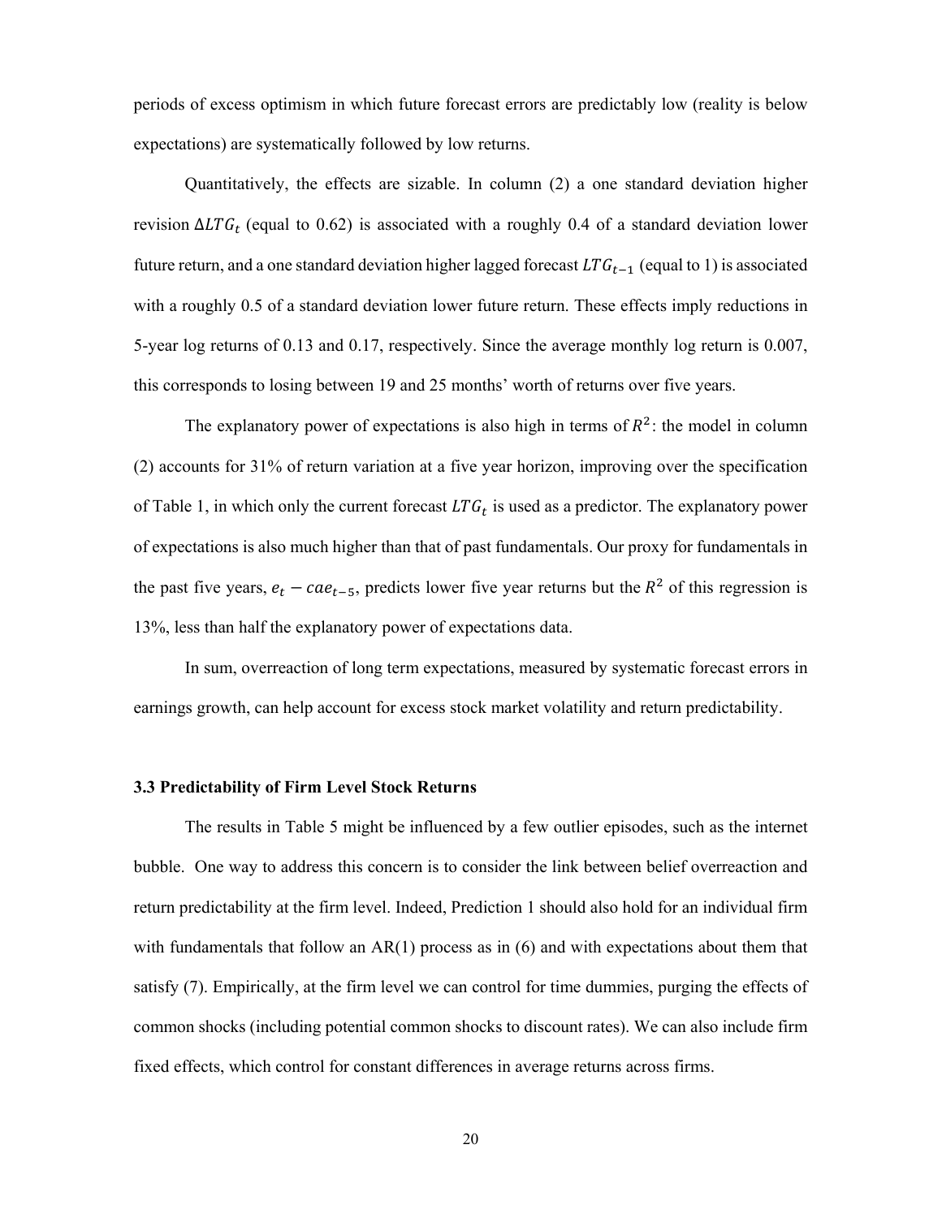periods of excess optimism in which future forecast errors are predictably low (reality is below expectations) are systematically followed by low returns.

Quantitatively, the effects are sizable. In column (2) a one standard deviation higher revision $\Delta LTG_t$ (equal to 0.62) is associated with a roughly 0.4 of a standard deviation lower future return, and a one standard deviation higher lagged forecast $LTG_{t-1}$ (equal to 1) is associated with a roughly 0.5 of a standard deviation lower future return. These effects imply reductions in 5-year log returns of 0.13 and 0.17, respectively. Since the average monthly log return is 0.007, this corresponds to losing between 19 and 25 months' worth of returns over five years.

The explanatory power of expectations is also high in terms of $R^2$: the model in column (2) accounts for 31% of return variation at a five year horizon, improving over the specification of Table 1, in which only the current forecast $LTG_t$ is used as a predictor. The explanatory power of expectations is also much higher than that of past fundamentals. Our proxy for fundamentals in the past five years, $e_t - cae_{t-5}$, predicts lower five year returns but the $R^2$ of this regression is 13%, less than half the explanatory power of expectations data.

In sum, overreaction of long term expectations, measured by systematic forecast errors in earnings growth, can help account for excess stock market volatility and return predictability.

### 3.3 Predictability of Firm Level Stock Returns

The results in Table 5 might be influenced by a few outlier episodes, such as the internet bubble. One way to address this concern is to consider the link between belief overreaction and return predictability at the firm level. Indeed, Prediction 1 should also hold for an individual firm with fundamentals that follow an AR(1) process as in (6) and with expectations about them that satisfy (7). Empirically, at the firm level we can control for time dummies, purging the effects of common shocks (including potential common shocks to discount rates). We can also include firm fixed effects, which control for constant differences in average returns across firms.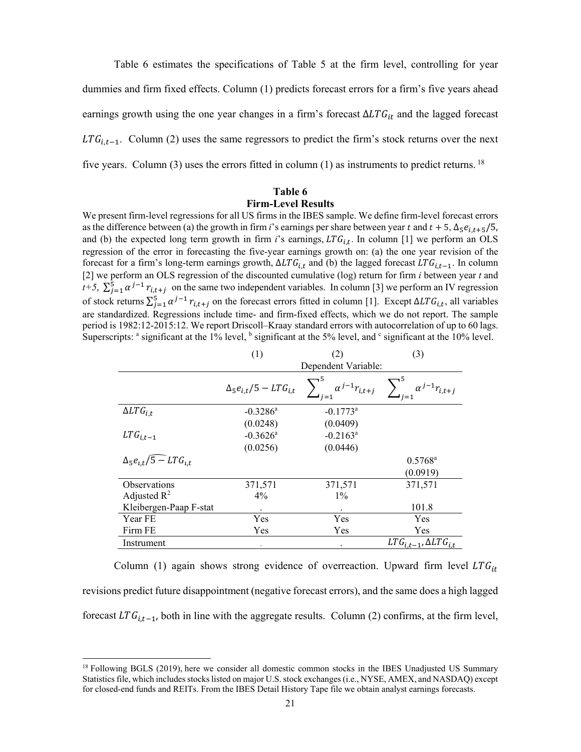Table 6 estimates the specifications of Table 5 at the firm level, controlling for year dummies and firm fixed effects. Column (1) predicts forecast errors for a firm's five years ahead earnings growth using the one year changes in a firm's forecast $\Delta LTG_{it}$ and the lagged forecast $LTG_{i,t-1}$. Column (2) uses the same regressors to predict the firm's stock returns over the next five years. Column (3) uses the errors fitted in column (1) as instruments to predict returns. [18]

**Table 6**
**Firm-Level Results**

We present firm-level regressions for all US firms in the IBES sample. We define firm-level forecast errors as the difference between (a) the growth in firm *i*'s earnings per share between year $t$ and $t+5$, $\Delta_5 e_{i,t+5}/5$, and (b) the expected long term growth in firm *i*'s earnings, $LTG_{i,t}$. In column [1] we perform an OLS regression of the error in forecasting the five-year earnings growth on: (a) the one year revision of the forecast for a firm's long-term earnings growth, $\Delta LTG_{i,t}$ and (b) the lagged forecast $LTG_{i,t-1}$. In column [2] we perform an OLS regression of the discounted cumulative (log) return for firm *i* between year *t* and *t+5*, $\sum_{j=1}^{5} \alpha^{j-1} r_{i,t+j}$ on the same two independent variables. In column [3] we perform an IV regression of stock returns $\sum_{j=1}^{5} \alpha^{j-1} r_{i,t+j}$ on the forecast errors fitted in column [1]. Except $\Delta LTG_{i,t}$, all variables are standardized. Regressions include time- and firm-fixed effects, which we do not report. The sample period is 1982:12-2015:12. We report Driscoll–Kraay standard errors with autocorrelation of up to 60 lags. Superscripts: [a] significant at the 1% level, [b] significant at the 5% level, and [c] significant at the 10% level.

| | (1) | (2) | (3) |
|---|---|---|---|
| | Dependent Variable: | | |
| | $\Delta_5 e_{i,t}/5 - LTG_{i,t}$ | $\sum_{j=1}^{5} \alpha^{j-1} r_{i,t+j}$ | $\sum_{j=1}^{5} \alpha^{j-1} r_{i,t+j}$ |
| $\Delta LTG_{i,t}$ | -0.3286[a] | -0.1773[a] | |
| | (0.0248) | (0.0409) | |
| $LTG_{i,t-1}$ | -0.3626[a] | -0.2163[a] | |
| | (0.0256) | (0.0446) | |
| $\widehat{\Delta_5 e_{i,t}/5 - LTG_{i,t}}$ | | | 0.5768[a] |
| | | | (0.0919) |
| Observations | 371,571 | 371,571 | 371,571 |
| Adjusted $R^2$ | 4% | 1% | |
| Kleibergen-Paap F-stat | . | . | 101.8 |
| Year FE | Yes | Yes | Yes |
| Firm FE | Yes | Yes | Yes |
| Instrument | . | . | $LTG_{i,t-1}, \Delta LTG_{i,t}$ |

Column (1) again shows strong evidence of overreaction. Upward firm level $LTG_{it}$ revisions predict future disappointment (negative forecast errors), and the same does a high lagged forecast $LTG_{i,t-1}$, both in line with the aggregate results. Column (2) confirms, at the firm level,

[18] Following BGLS (2019), here we consider all domestic common stocks in the IBES Unadjusted US Summary Statistics file, which includes stocks listed on major U.S. stock exchanges (i.e., NYSE, AMEX, and NASDAQ) except for closed-end funds and REITs. From the IBES Detail History Tape file we obtain analyst earnings forecasts.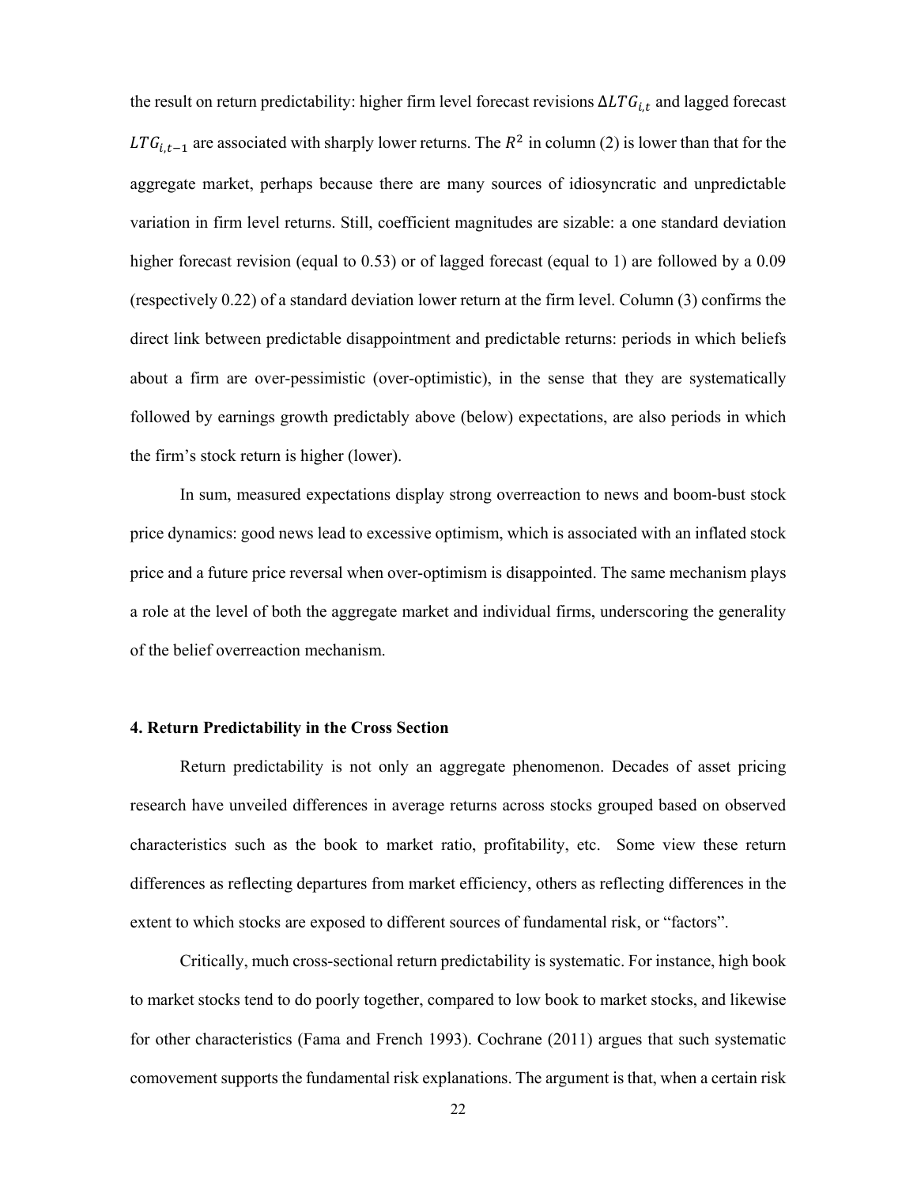the result on return predictability: higher firm level forecast revisions $\Delta LTG_{i,t}$ and lagged forecast $LTG_{i,t-1}$ are associated with sharply lower returns. The $R^2$ in column (2) is lower than that for the aggregate market, perhaps because there are many sources of idiosyncratic and unpredictable variation in firm level returns. Still, coefficient magnitudes are sizable: a one standard deviation higher forecast revision (equal to 0.53) or of lagged forecast (equal to 1) are followed by a 0.09 (respectively 0.22) of a standard deviation lower return at the firm level. Column (3) confirms the direct link between predictable disappointment and predictable returns: periods in which beliefs about a firm are over-pessimistic (over-optimistic), in the sense that they are systematically followed by earnings growth predictably above (below) expectations, are also periods in which the firm's stock return is higher (lower).

In sum, measured expectations display strong overreaction to news and boom-bust stock price dynamics: good news lead to excessive optimism, which is associated with an inflated stock price and a future price reversal when over-optimism is disappointed. The same mechanism plays a role at the level of both the aggregate market and individual firms, underscoring the generality of the belief overreaction mechanism.

**4. Return Predictability in the Cross Section**

Return predictability is not only an aggregate phenomenon. Decades of asset pricing research have unveiled differences in average returns across stocks grouped based on observed characteristics such as the book to market ratio, profitability, etc. Some view these return differences as reflecting departures from market efficiency, others as reflecting differences in the extent to which stocks are exposed to different sources of fundamental risk, or "factors".

Critically, much cross-sectional return predictability is systematic. For instance, high book to market stocks tend to do poorly together, compared to low book to market stocks, and likewise for other characteristics (Fama and French 1993). Cochrane (2011) argues that such systematic comovement supports the fundamental risk explanations. The argument is that, when a certain risk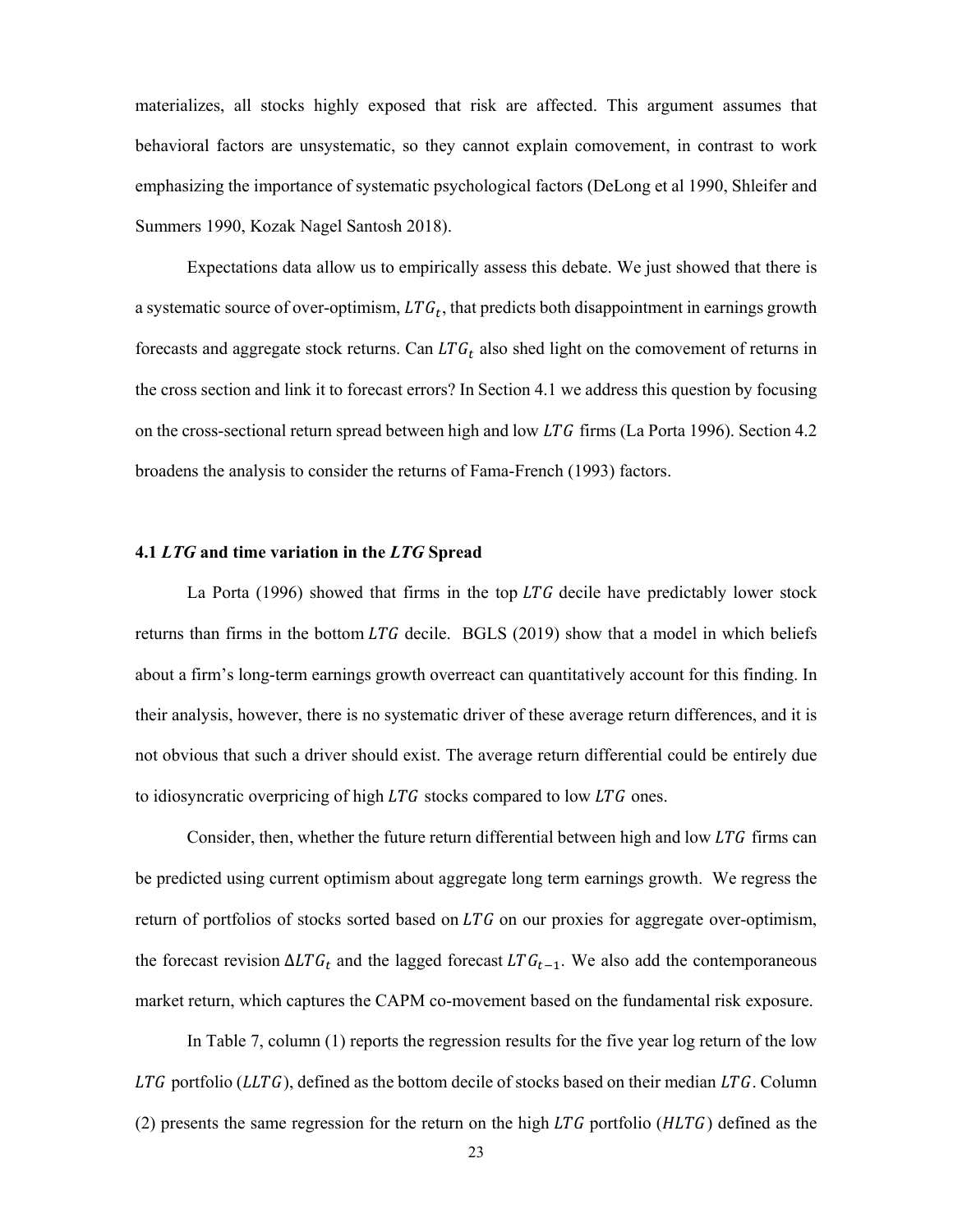materializes, all stocks highly exposed that risk are affected. This argument assumes that behavioral factors are unsystematic, so they cannot explain comovement, in contrast to work emphasizing the importance of systematic psychological factors (DeLong et al 1990, Shleifer and Summers 1990, Kozak Nagel Santosh 2018).

Expectations data allow us to empirically assess this debate. We just showed that there is a systematic source of over-optimism, $LTG_t$, that predicts both disappointment in earnings growth forecasts and aggregate stock returns. Can $LTG_t$ also shed light on the comovement of returns in the cross section and link it to forecast errors? In Section 4.1 we address this question by focusing on the cross-sectional return spread between high and low $LTG$ firms (La Porta 1996). Section 4.2 broadens the analysis to consider the returns of Fama-French (1993) factors.

### 4.1 *LTG* and time variation in the *LTG* Spread

La Porta (1996) showed that firms in the top $LTG$ decile have predictably lower stock returns than firms in the bottom $LTG$ decile. BGLS (2019) show that a model in which beliefs about a firm's long-term earnings growth overreact can quantitatively account for this finding. In their analysis, however, there is no systematic driver of these average return differences, and it is not obvious that such a driver should exist. The average return differential could be entirely due to idiosyncratic overpricing of high $LTG$ stocks compared to low $LTG$ ones.

Consider, then, whether the future return differential between high and low $LTG$ firms can be predicted using current optimism about aggregate long term earnings growth. We regress the return of portfolios of stocks sorted based on $LTG$ on our proxies for aggregate over-optimism, the forecast revision $\Delta LTG_t$ and the lagged forecast $LTG_{t-1}$. We also add the contemporaneous market return, which captures the CAPM co-movement based on the fundamental risk exposure.

In Table 7, column (1) reports the regression results for the five year log return of the low $LTG$ portfolio ($LLTG$), defined as the bottom decile of stocks based on their median $LTG$. Column (2) presents the same regression for the return on the high $LTG$ portfolio ($HLTG$) defined as the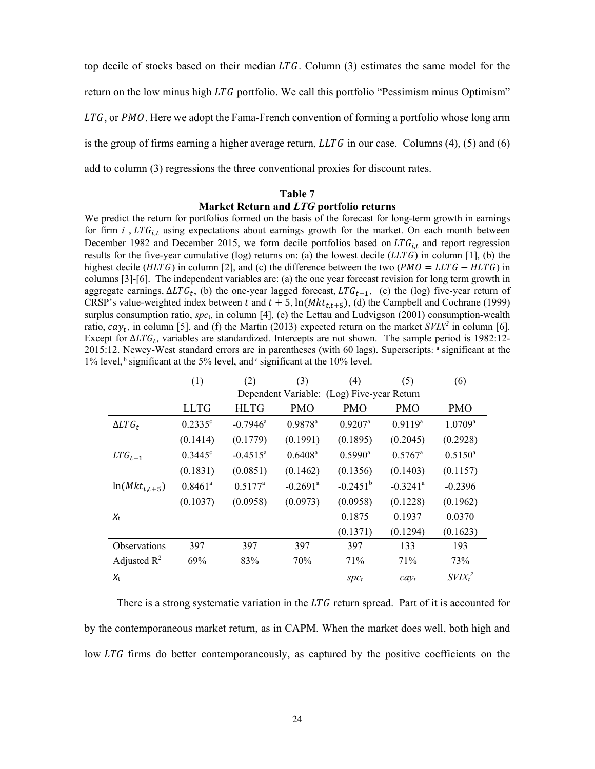top decile of stocks based on their median $LTG$. Column (3) estimates the same model for the return on the low minus high $LTG$ portfolio. We call this portfolio "Pessimism minus Optimism" $LTG$, or $PMO$. Here we adopt the Fama-French convention of forming a portfolio whose long arm is the group of firms earning a higher average return, $LLTG$ in our case. Columns (4), (5) and (6) add to column (3) regressions the three conventional proxies for discount rates.

**Table 7**
**Market Return and $LTG$ portfolio returns**

We predict the return for portfolios formed on the basis of the forecast for long-term growth in earnings for firm $i$ , $LTG_{i,t}$ using expectations about earnings growth for the market. On each month between December 1982 and December 2015, we form decile portfolios based on $LTG_{i,t}$ and report regression results for the five-year cumulative (log) returns on: (a) the lowest decile ($LLTG$) in column [1], (b) the highest decile ($HLTG$) in column [2], and (c) the difference between the two ($PMO = LLTG - HLTG$) in columns [3]-[6]. The independent variables are: (a) the one year forecast revision for long term growth in aggregate earnings, $\Delta LTG_t$, (b) the one-year lagged forecast, $LTG_{t-1}$, (c) the (log) five-year return of CRSP's value-weighted index between $t$ and $t+5$, $\ln(Mkt_{t,t+5})$, (d) the Campbell and Cochrane (1999) surplus consumption ratio, $spc_t$, in column [4], (e) the Lettau and Ludvigson (2001) consumption-wealth ratio, $cay_t$, in column [5], and (f) the Martin (2013) expected return on the market $SVIX^2$ in column [6]. Except for $\Delta LTG_t$, variables are standardized. Intercepts are not shown. The sample period is 1982:12-2015:12. Newey-West standard errors are in parentheses (with 60 lags). Superscripts: [a] significant at the 1% level, [b] significant at the 5% level, and [c] significant at the 10% level.

| | (1) | (2) | (3) | (4) | (5) | (6) |
|---|---|---|---|---|---|---|
| | Dependent Variable: (Log) Five-year Return | | | | | |
| | LLTG | HLTG | PMO | PMO | PMO | PMO |
| $\Delta LTG_t$ | 0.2335[c] | -0.7946[a] | 0.9878[a] | 0.9207[a] | 0.9119[a] | 1.0709[a] |
| | (0.1414) | (0.1779) | (0.1991) | (0.1895) | (0.2045) | (0.2928) |
| $LTG_{t-1}$ | 0.3445[c] | -0.4515[a] | 0.6408[a] | 0.5990[a] | 0.5767[a] | 0.5150[a] |
| | (0.1831) | (0.0851) | (0.1462) | (0.1356) | (0.1403) | (0.1157) |
| $\ln(Mkt_{t,t+5})$ | 0.8461[a] | 0.5177[a] | -0.2691[a] | -0.2451[b] | -0.3241[a] | -0.2396 |
| | (0.1037) | (0.0958) | (0.0973) | (0.0958) | (0.1228) | (0.1962) |
| $X_t$ | | | | 0.1875 | 0.1937 | 0.0370 |
| | | | | (0.1371) | (0.1294) | (0.1623) |
| Observations | 397 | 397 | 397 | 397 | 133 | 193 |
| Adjusted $R^2$ | 69% | 83% | 70% | 71% | 71% | 73% |
| $X_t$ | | | | $spc_t$ | $cay_t$ | $SVIX_t^2$ |

There is a strong systematic variation in the $LTG$ return spread. Part of it is accounted for by the contemporaneous market return, as in CAPM. When the market does well, both high and low $LTG$ firms do better contemporaneously, as captured by the positive coefficients on the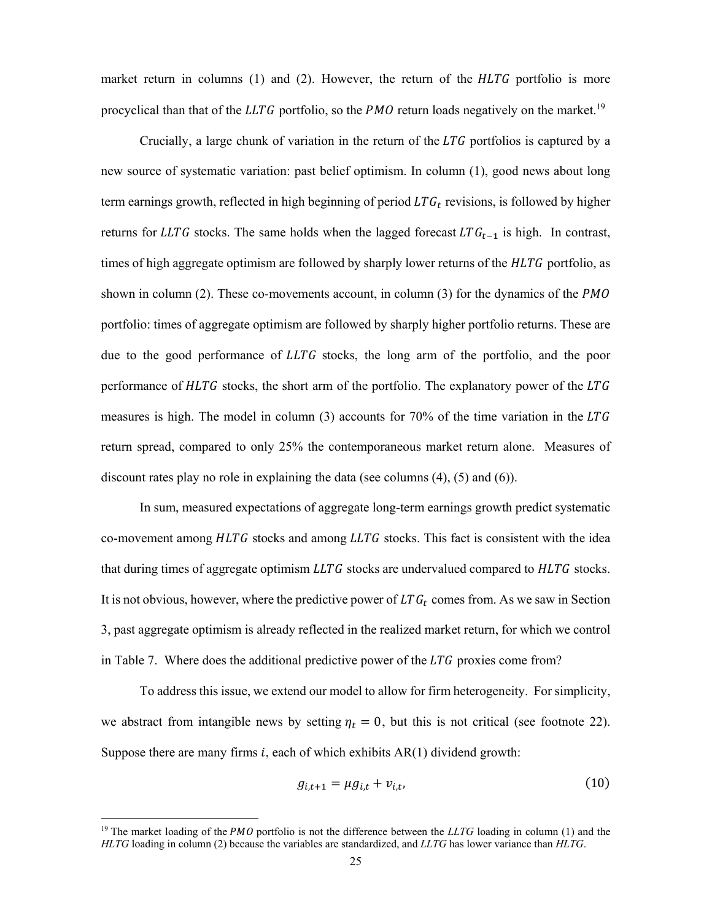market return in columns (1) and (2). However, the return of the $HLTG$ portfolio is more procyclical than that of the $LLTG$ portfolio, so the $PMO$ return loads negatively on the market.[19]

Crucially, a large chunk of variation in the return of the $LTG$ portfolios is captured by a new source of systematic variation: past belief optimism. In column (1), good news about long term earnings growth, reflected in high beginning of period $LTG_t$ revisions, is followed by higher returns for $LLTG$ stocks. The same holds when the lagged forecast $LTG_{t-1}$ is high. In contrast, times of high aggregate optimism are followed by sharply lower returns of the $HLTG$ portfolio, as shown in column (2). These co-movements account, in column (3) for the dynamics of the $PMO$ portfolio: times of aggregate optimism are followed by sharply higher portfolio returns. These are due to the good performance of $LLTG$ stocks, the long arm of the portfolio, and the poor performance of $HLTG$ stocks, the short arm of the portfolio. The explanatory power of the $LTG$ measures is high. The model in column (3) accounts for 70% of the time variation in the $LTG$ return spread, compared to only 25% the contemporaneous market return alone. Measures of discount rates play no role in explaining the data (see columns (4), (5) and (6)).

In sum, measured expectations of aggregate long-term earnings growth predict systematic co-movement among $HLTG$ stocks and among $LLTG$ stocks. This fact is consistent with the idea that during times of aggregate optimism $LLTG$ stocks are undervalued compared to $HLTG$ stocks. It is not obvious, however, where the predictive power of $LTG_t$ comes from. As we saw in Section 3, past aggregate optimism is already reflected in the realized market return, for which we control in Table 7. Where does the additional predictive power of the $LTG$ proxies come from?

To address this issue, we extend our model to allow for firm heterogeneity. For simplicity, we abstract from intangible news by setting $\eta_t = 0$, but this is not critical (see footnote 22). Suppose there are many firms $i$, each of which exhibits AR(1) dividend growth:

$$g_{i,t+1} = \mu g_{i,t} + v_{i,t}, \tag{10}$$

---

[19] The market loading of the $PMO$ portfolio is not the difference between the *LLTG* loading in column (1) and the *HLTG* loading in column (2) because the variables are standardized, and *LLTG* has lower variance than *HLTG*.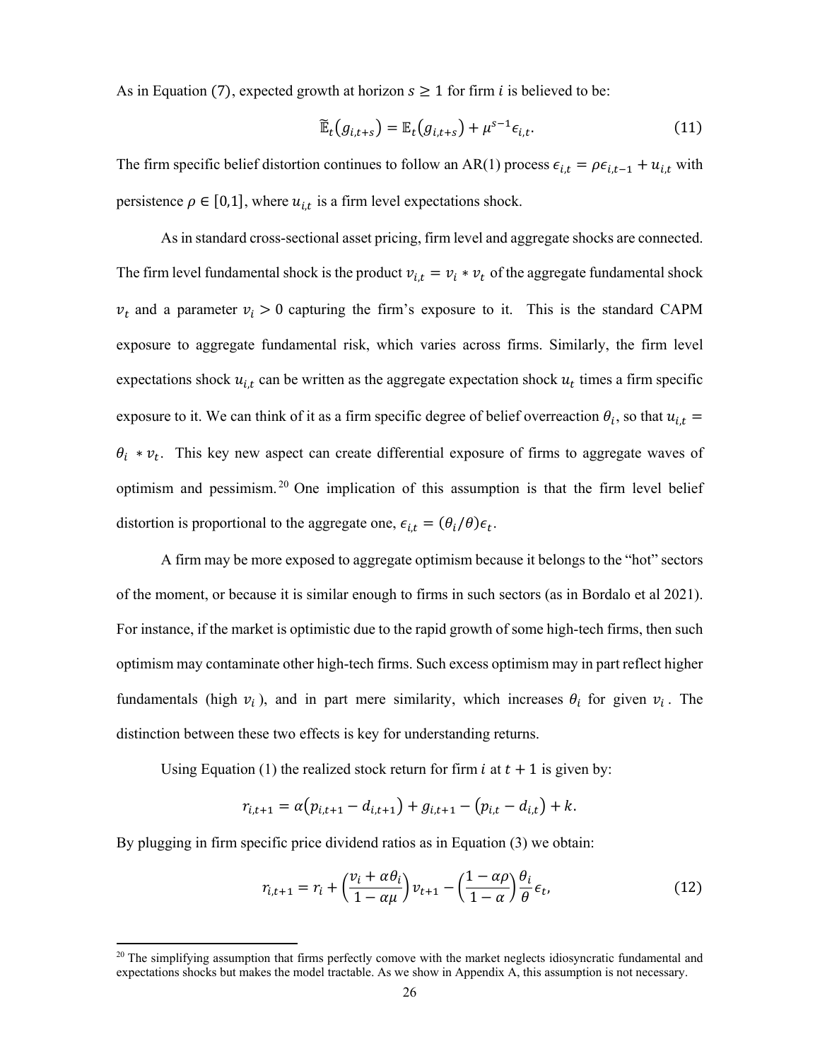As in Equation (7), expected growth at horizon $s \geq 1$ for firm $i$ is believed to be:

$$\tilde{\mathbb{E}}_t(g_{i,t+s}) = \mathbb{E}_t(g_{i,t+s}) + \mu^{s-1}\epsilon_{i,t}. \tag{11}$$

The firm specific belief distortion continues to follow an AR(1) process $\epsilon_{i,t} = \rho\epsilon_{i,t-1} + u_{i,t}$ with persistence $\rho \in [0,1]$, where $u_{i,t}$ is a firm level expectations shock.

As in standard cross-sectional asset pricing, firm level and aggregate shocks are connected. The firm level fundamental shock is the product $v_{i,t} = v_i * v_t$ of the aggregate fundamental shock $v_t$ and a parameter $v_i > 0$ capturing the firm's exposure to it. This is the standard CAPM exposure to aggregate fundamental risk, which varies across firms. Similarly, the firm level expectations shock $u_{i,t}$ can be written as the aggregate expectation shock $u_t$ times a firm specific exposure to it. We can think of it as a firm specific degree of belief overreaction $\theta_i$, so that $u_{i,t} = \theta_i * v_t$. This key new aspect can create differential exposure of firms to aggregate waves of optimism and pessimism.[20] One implication of this assumption is that the firm level belief distortion is proportional to the aggregate one, $\epsilon_{i,t} = (\theta_i/\theta)\epsilon_t$.

A firm may be more exposed to aggregate optimism because it belongs to the "hot" sectors of the moment, or because it is similar enough to firms in such sectors (as in Bordalo et al 2021). For instance, if the market is optimistic due to the rapid growth of some high-tech firms, then such optimism may contaminate other high-tech firms. Such excess optimism may in part reflect higher fundamentals (high $v_i$), and in part mere similarity, which increases $\theta_i$ for given $v_i$. The distinction between these two effects is key for understanding returns.

Using Equation (1) the realized stock return for firm $i$ at $t+1$ is given by:

$$r_{i,t+1} = \alpha(p_{i,t+1} - d_{i,t+1}) + g_{i,t+1} - (p_{i,t} - d_{i,t}) + k.$$

By plugging in firm specific price dividend ratios as in Equation (3) we obtain:

$$r_{i,t+1} = r_i + \left(\frac{v_i + \alpha\theta_i}{1 - \alpha\mu}\right)v_{t+1} - \left(\frac{1 - \alpha\rho}{1 - \alpha}\right)\frac{\theta_i}{\theta}\epsilon_t, \tag{12}$$

[20] The simplifying assumption that firms perfectly comove with the market neglects idiosyncratic fundamental and expectations shocks but makes the model tractable. As we show in Appendix A, this assumption is not necessary.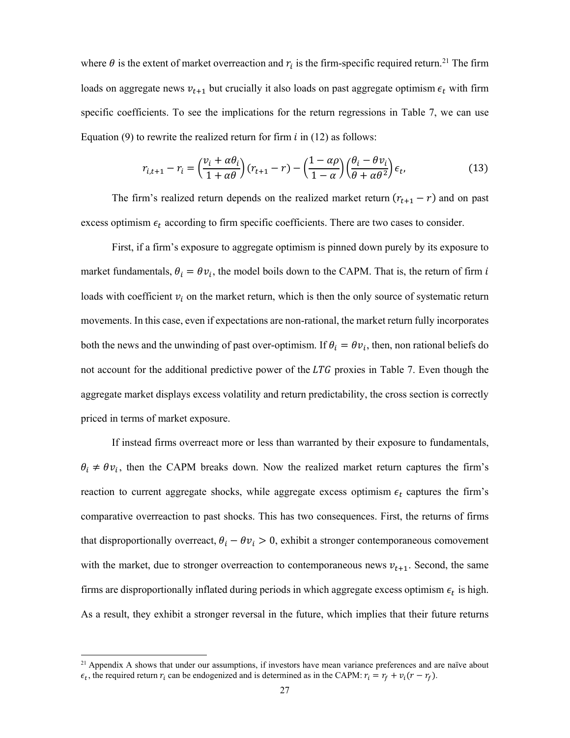where $\theta$ is the extent of market overreaction and $r_i$ is the firm-specific required return.[21] The firm loads on aggregate news $v_{t+1}$ but crucially it also loads on past aggregate optimism $\epsilon_t$ with firm specific coefficients. To see the implications for the return regressions in Table 7, we can use Equation (9) to rewrite the realized return for firm $i$ in (12) as follows:

$$r_{i,t+1} - r_i = \left(\frac{v_i + \alpha\theta_i}{1 + \alpha\theta}\right)(r_{t+1} - r) - \left(\frac{1 - \alpha\rho}{1 - \alpha}\right)\left(\frac{\theta_i - \theta v_i}{\theta + \alpha\theta^2}\right)\epsilon_t, \tag{13}$$

The firm's realized return depends on the realized market return $(r_{t+1} - r)$ and on past excess optimism $\epsilon_t$ according to firm specific coefficients. There are two cases to consider.

First, if a firm's exposure to aggregate optimism is pinned down purely by its exposure to market fundamentals, $\theta_i = \theta v_i$, the model boils down to the CAPM. That is, the return of firm $i$ loads with coefficient $v_i$ on the market return, which is then the only source of systematic return movements. In this case, even if expectations are non-rational, the market return fully incorporates both the news and the unwinding of past over-optimism. If $\theta_i = \theta v_i$, then, non rational beliefs do not account for the additional predictive power of the $LTG$ proxies in Table 7. Even though the aggregate market displays excess volatility and return predictability, the cross section is correctly priced in terms of market exposure.

If instead firms overreact more or less than warranted by their exposure to fundamentals, $\theta_i \neq \theta v_i$, then the CAPM breaks down. Now the realized market return captures the firm's reaction to current aggregate shocks, while aggregate excess optimism $\epsilon_t$ captures the firm's comparative overreaction to past shocks. This has two consequences. First, the returns of firms that disproportionally overreact, $\theta_i - \theta v_i > 0$, exhibit a stronger contemporaneous comovement with the market, due to stronger overreaction to contemporaneous news $v_{t+1}$. Second, the same firms are disproportionally inflated during periods in which aggregate excess optimism $\epsilon_t$ is high. As a result, they exhibit a stronger reversal in the future, which implies that their future returns

[21] Appendix A shows that under our assumptions, if investors have mean variance preferences and are naïve about $\epsilon_t$, the required return $r_i$ can be endogenized and is determined as in the CAPM: $r_i = r_f + v_i(r - r_f)$.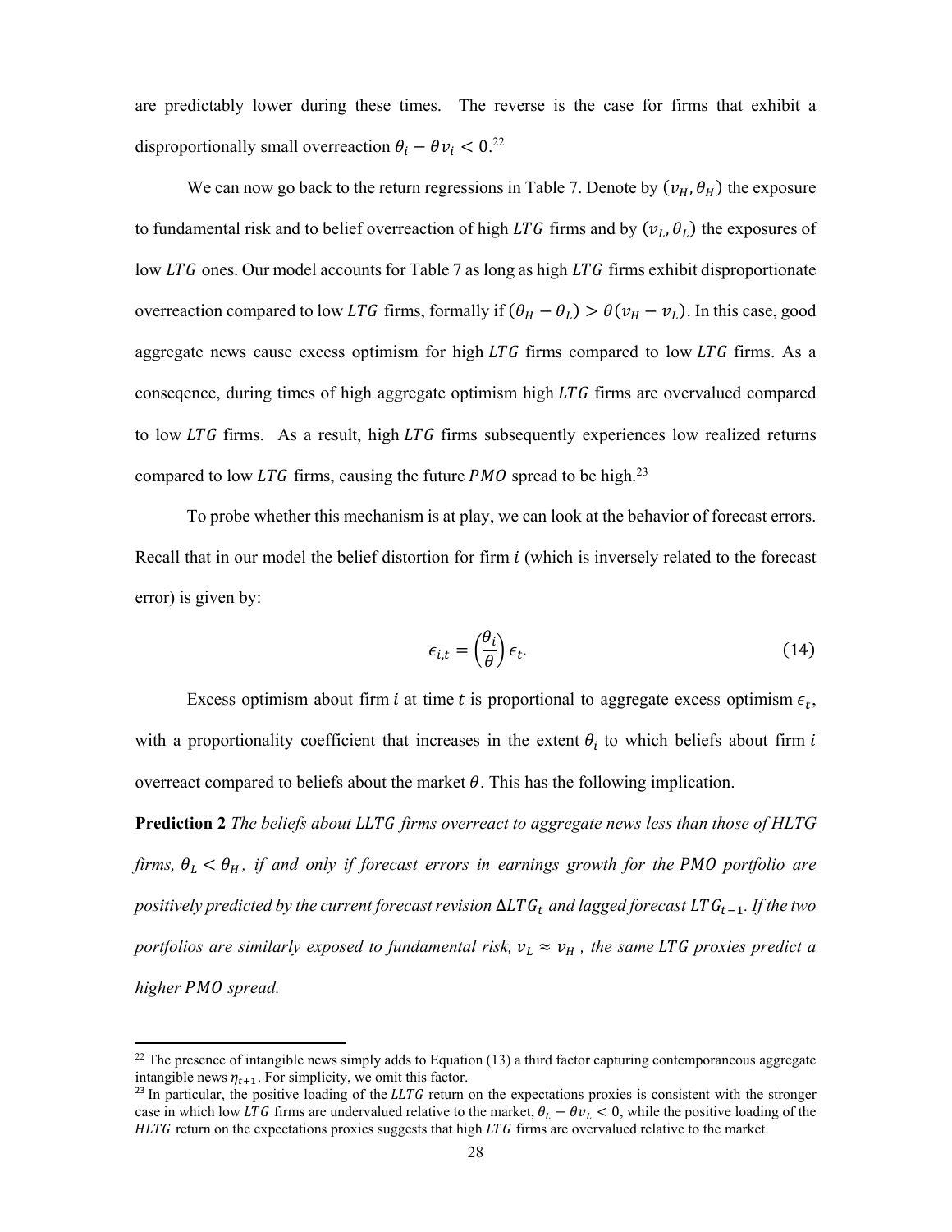are predictably lower during these times. The reverse is the case for firms that exhibit a disproportionally small overreaction $\theta_i - \theta v_i < 0$.[22]

We can now go back to the return regressions in Table 7. Denote by $(v_H, \theta_H)$ the exposure to fundamental risk and to belief overreaction of high $LTG$ firms and by $(v_L, \theta_L)$ the exposures of low $LTG$ ones. Our model accounts for Table 7 as long as high $LTG$ firms exhibit disproportionate overreaction compared to low $LTG$ firms, formally if $(\theta_H - \theta_L) > \theta(v_H - v_L)$. In this case, good aggregate news cause excess optimism for high $LTG$ firms compared to low $LTG$ firms. As a conseqence, during times of high aggregate optimism high $LTG$ firms are overvalued compared to low $LTG$ firms. As a result, high $LTG$ firms subsequently experiences low realized returns compared to low $LTG$ firms, causing the future $PMO$ spread to be high.[23]

To probe whether this mechanism is at play, we can look at the behavior of forecast errors. Recall that in our model the belief distortion for firm $i$ (which is inversely related to the forecast error) is given by:

$$\epsilon_{i,t} = \left(\frac{\theta_i}{\theta}\right) \epsilon_t. \tag{14}$$

Excess optimism about firm $i$ at time $t$ is proportional to aggregate excess optimism $\epsilon_t$, with a proportionality coefficient that increases in the extent $\theta_i$ to which beliefs about firm $i$ overreact compared to beliefs about the market $\theta$. This has the following implication.

**Prediction 2** *The beliefs about $LLTG$ firms overreact to aggregate news less than those of $HLTG$ firms, $\theta_L < \theta_H$, if and only if forecast errors in earnings growth for the $PMO$ portfolio are positively predicted by the current forecast revision $\Delta LTG_t$ and lagged forecast $LTG_{t-1}$. If the two portfolios are similarly exposed to fundamental risk, $v_L \approx v_H$, the same $LTG$ proxies predict a higher $PMO$ spread.*

---

[22] The presence of intangible news simply adds to Equation (13) a third factor capturing contemporaneous aggregate intangible news $\eta_{t+1}$. For simplicity, we omit this factor.

[23] In particular, the positive loading of the $LLTG$ return on the expectations proxies is consistent with the stronger case in which low $LTG$ firms are undervalued relative to the market, $\theta_L - \theta v_L < 0$, while the positive loading of the $HLTG$ return on the expectations proxies suggests that high $LTG$ firms are overvalued relative to the market.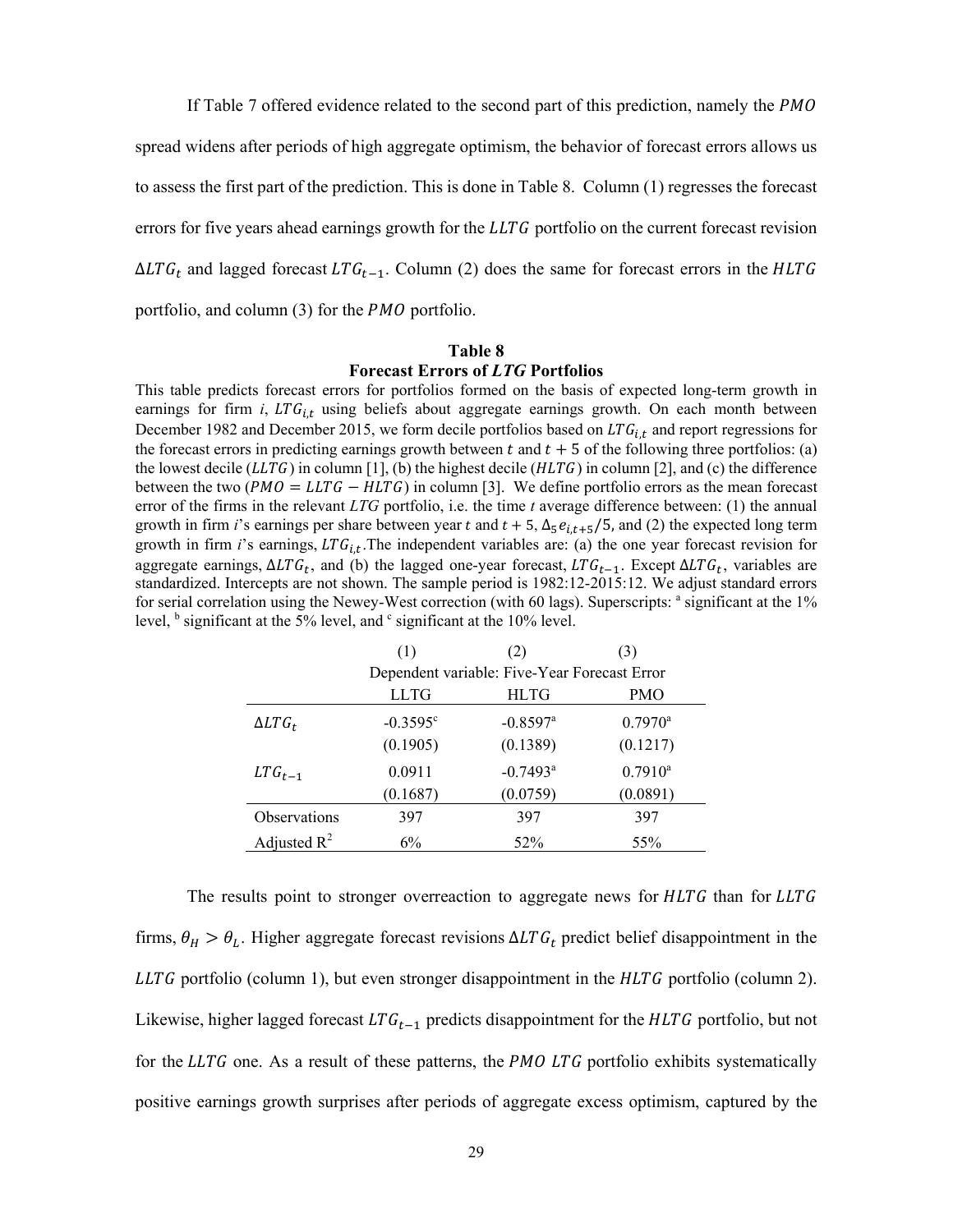If Table 7 offered evidence related to the second part of this prediction, namely the $PMO$ spread widens after periods of high aggregate optimism, the behavior of forecast errors allows us to assess the first part of the prediction. This is done in Table 8. Column (1) regresses the forecast errors for five years ahead earnings growth for the $LLTG$ portfolio on the current forecast revision $\Delta LTG_t$ and lagged forecast $LTG_{t-1}$. Column (2) does the same for forecast errors in the $HLTG$ portfolio, and column (3) for the $PMO$ portfolio.

**Table 8**

**Forecast Errors of *LTG* Portfolios**

This table predicts forecast errors for portfolios formed on the basis of expected long-term growth in earnings for firm *i*, $LTG_{i,t}$ using beliefs about aggregate earnings growth. On each month between December 1982 and December 2015, we form decile portfolios based on $LTG_{i,t}$ and report regressions for the forecast errors in predicting earnings growth between $t$ and $t+5$ of the following three portfolios: (a) the lowest decile ($LLTG$) in column [1], (b) the highest decile ($HLTG$) in column [2], and (c) the difference between the two ($PMO = LLTG - HLTG$) in column [3]. We define portfolio errors as the mean forecast error of the firms in the relevant *LTG* portfolio, i.e. the time *t* average difference between: (1) the annual growth in firm *i*'s earnings per share between year $t$ and $t+5$, $\Delta_5 e_{i,t+5}/5$, and (2) the expected long term growth in firm *i*'s earnings, $LTG_{i,t}$. The independent variables are: (a) the one year forecast revision for aggregate earnings, $\Delta LTG_t$, and (b) the lagged one-year forecast, $LTG_{t-1}$. Except $\Delta LTG_t$, variables are standardized. Intercepts are not shown. The sample period is 1982:12-2015:12. We adjust standard errors for serial correlation using the Newey-West correction (with 60 lags). Superscripts: [a] significant at the 1% level, [b] significant at the 5% level, and [c] significant at the 10% level.

| | (1) | (2) | (3) |
|---|---|---|---|
| | Dependent variable: Five-Year Forecast Error | | |
| | LLTG | HLTG | PMO |
| $\Delta LTG_t$ | -0.3595[c] | -0.8597[a] | 0.7970[a] |
| | (0.1905) | (0.1389) | (0.1217) |
| $LTG_{t-1}$ | 0.0911 | -0.7493[a] | 0.7910[a] |
| | (0.1687) | (0.0759) | (0.0891) |
| Observations | 397 | 397 | 397 |
| Adjusted $R^2$ | 6% | 52% | 55% |

The results point to stronger overreaction to aggregate news for $HLTG$ than for $LLTG$ firms, $\theta_H > \theta_L$. Higher aggregate forecast revisions $\Delta LTG_t$ predict belief disappointment in the $LLTG$ portfolio (column 1), but even stronger disappointment in the $HLTG$ portfolio (column 2). Likewise, higher lagged forecast $LTG_{t-1}$ predicts disappointment for the $HLTG$ portfolio, but not for the $LLTG$ one. As a result of these patterns, the $PMO$ $LTG$ portfolio exhibits systematically positive earnings growth surprises after periods of aggregate excess optimism, captured by the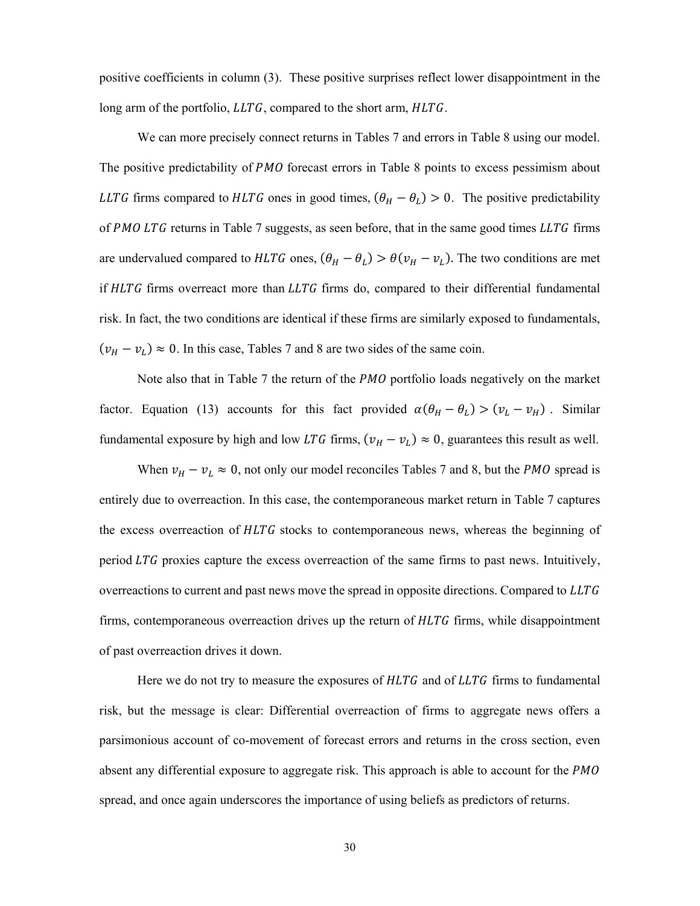positive coefficients in column (3). These positive surprises reflect lower disappointment in the long arm of the portfolio, $LLTG$, compared to the short arm, $HLTG$.

We can more precisely connect returns in Tables 7 and errors in Table 8 using our model. The positive predictability of $PMO$ forecast errors in Table 8 points to excess pessimism about $LLTG$ firms compared to $HLTG$ ones in good times, $(\theta_H - \theta_L) > 0$. The positive predictability of $PMO$ $LTG$ returns in Table 7 suggests, as seen before, that in the same good times $LLTG$ firms are undervalued compared to $HLTG$ ones, $(\theta_H - \theta_L) > \theta(v_H - v_L)$. The two conditions are met if $HLTG$ firms overreact more than $LLTG$ firms do, compared to their differential fundamental risk. In fact, the two conditions are identical if these firms are similarly exposed to fundamentals, $(v_H - v_L) \approx 0$. In this case, Tables 7 and 8 are two sides of the same coin.

Note also that in Table 7 the return of the $PMO$ portfolio loads negatively on the market factor. Equation (13) accounts for this fact provided $\alpha(\theta_H - \theta_L) > (v_L - v_H)$. Similar fundamental exposure by high and low $LTG$ firms, $(v_H - v_L) \approx 0$, guarantees this result as well.

When $v_H - v_L \approx 0$, not only our model reconciles Tables 7 and 8, but the $PMO$ spread is entirely due to overreaction. In this case, the contemporaneous market return in Table 7 captures the excess overreaction of $HLTG$ stocks to contemporaneous news, whereas the beginning of period $LTG$ proxies capture the excess overreaction of the same firms to past news. Intuitively, overreactions to current and past news move the spread in opposite directions. Compared to $LLTG$ firms, contemporaneous overreaction drives up the return of $HLTG$ firms, while disappointment of past overreaction drives it down.

Here we do not try to measure the exposures of $HLTG$ and of $LLTG$ firms to fundamental risk, but the message is clear: Differential overreaction of firms to aggregate news offers a parsimonious account of co-movement of forecast errors and returns in the cross section, even absent any differential exposure to aggregate risk. This approach is able to account for the $PMO$ spread, and once again underscores the importance of using beliefs as predictors of returns.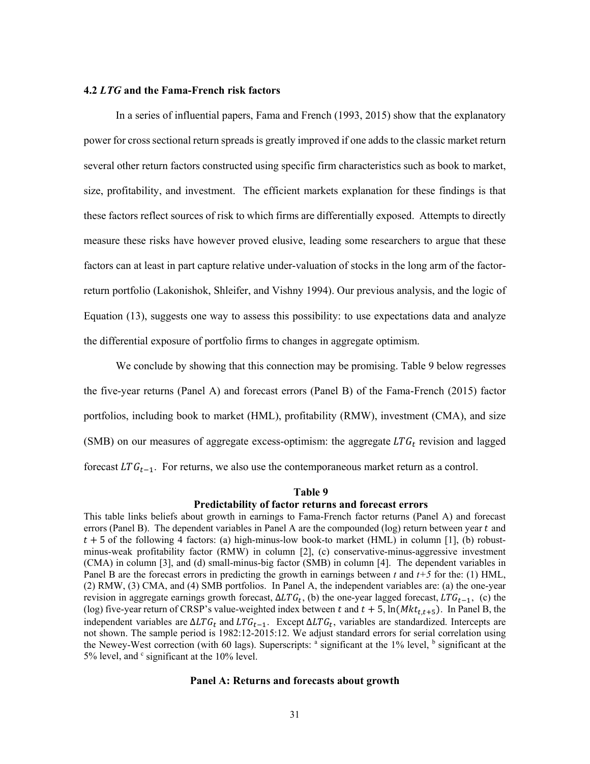### 4.2 *LTG* and the Fama-French risk factors

In a series of influential papers, Fama and French (1993, 2015) show that the explanatory power for cross sectional return spreads is greatly improved if one adds to the classic market return several other return factors constructed using specific firm characteristics such as book to market, size, profitability, and investment. The efficient markets explanation for these findings is that these factors reflect sources of risk to which firms are differentially exposed. Attempts to directly measure these risks have however proved elusive, leading some researchers to argue that these factors can at least in part capture relative under-valuation of stocks in the long arm of the factor-return portfolio (Lakonishok, Shleifer, and Vishny 1994). Our previous analysis, and the logic of Equation (13), suggests one way to assess this possibility: to use expectations data and analyze the differential exposure of portfolio firms to changes in aggregate optimism.

We conclude by showing that this connection may be promising. Table 9 below regresses the five-year returns (Panel A) and forecast errors (Panel B) of the Fama-French (2015) factor portfolios, including book to market (HML), profitability (RMW), investment (CMA), and size (SMB) on our measures of aggregate excess-optimism: the aggregate $LTG_t$ revision and lagged forecast $LTG_{t-1}$. For returns, we also use the contemporaneous market return as a control.

**Table 9**

**Predictability of factor returns and forecast errors**

This table links beliefs about growth in earnings to Fama-French factor returns (Panel A) and forecast errors (Panel B). The dependent variables in Panel A are the compounded (log) return between year $t$ and $t+5$ of the following 4 factors: (a) high-minus-low book-to market (HML) in column [1], (b) robust-minus-weak profitability factor (RMW) in column [2], (c) conservative-minus-aggressive investment (CMA) in column [3], and (d) small-minus-big factor (SMB) in column [4]. The dependent variables in Panel B are the forecast errors in predicting the growth in earnings between $t$ and $t+5$ for the: (1) HML, (2) RMW, (3) CMA, and (4) SMB portfolios. In Panel A, the independent variables are: (a) the one-year revision in aggregate earnings growth forecast, $\Delta LTG_t$, (b) the one-year lagged forecast, $LTG_{t-1}$, (c) the (log) five-year return of CRSP's value-weighted index between $t$ and $t+5$, $\ln(Mkt_{t,t+5})$. In Panel B, the independent variables are $\Delta LTG_t$ and $LTG_{t-1}$. Except $\Delta LTG_t$, variables are standardized. Intercepts are not shown. The sample period is 1982:12-2015:12. We adjust standard errors for serial correlation using the Newey-West correction (with 60 lags). Superscripts: [a] significant at the 1% level, [b] significant at the 5% level, and [c] significant at the 10% level.

**Panel A: Returns and forecasts about growth**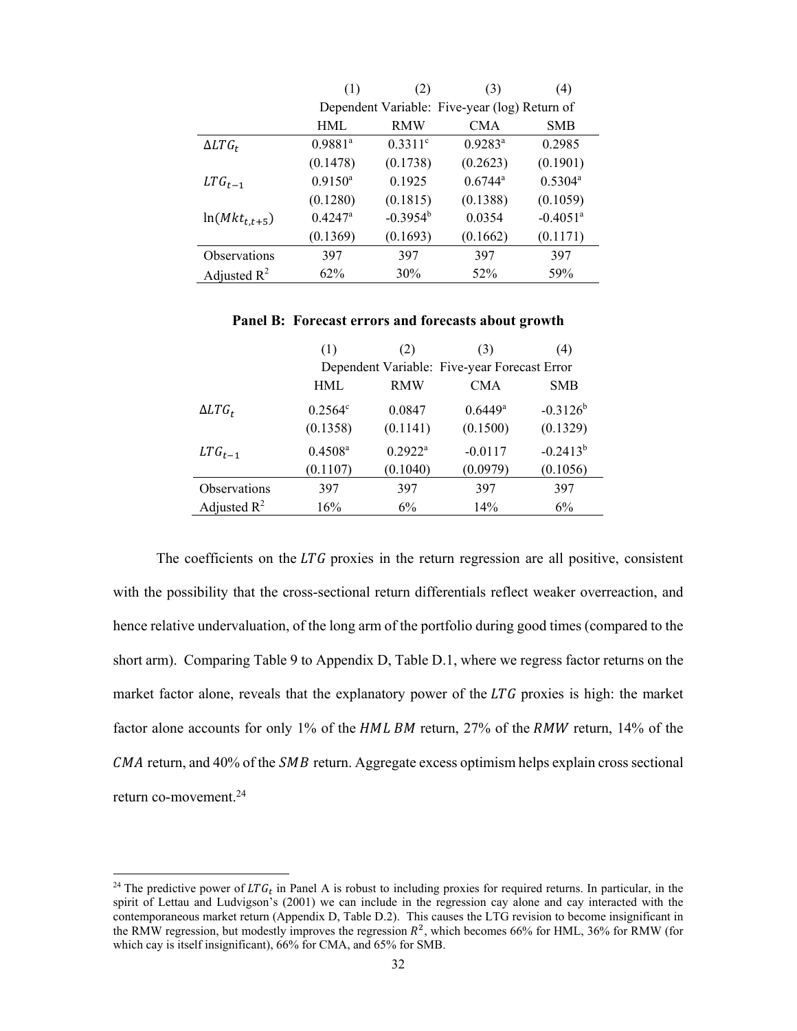| | (1) | (2) | (3) | (4) |
|---|---|---|---|---|
| | Dependent Variable: Five-year (log) Return of | | | |
| | HML | RMW | CMA | SMB |
| $\Delta LTG_t$ | 0.9881[a] | 0.3311[c] | 0.9283[a] | 0.2985 |
| | (0.1478) | (0.1738) | (0.2623) | (0.1901) |
| $LTG_{t-1}$ | 0.9150[a] | 0.1925 | 0.6744[a] | 0.5304[a] |
| | (0.1280) | (0.1815) | (0.1388) | (0.1059) |
| $\ln(Mkt_{t,t+5})$ | 0.4247[a] | -0.3954[b] | 0.0354 | -0.4051[a] |
| | (0.1369) | (0.1693) | (0.1662) | (0.1171) |
| Observations | 397 | 397 | 397 | 397 |
| Adjusted $R^2$ | 62% | 30% | 52% | 59% |

**Panel B: Forecast errors and forecasts about growth**

| | (1) | (2) | (3) | (4) |
|---|---|---|---|---|
| | Dependent Variable: Five-year Forecast Error | | | |
| | HML | RMW | CMA | SMB |
| $\Delta LTG_t$ | 0.2564[c] | 0.0847 | 0.6449[a] | -0.3126[b] |
| | (0.1358) | (0.1141) | (0.1500) | (0.1329) |
| $LTG_{t-1}$ | 0.4508[a] | 0.2922[a] | -0.0117 | -0.2413[b] |
| | (0.1107) | (0.1040) | (0.0979) | (0.1056) |
| Observations | 397 | 397 | 397 | 397 |
| Adjusted $R^2$ | 16% | 6% | 14% | 6% |

The coefficients on the $LTG$ proxies in the return regression are all positive, consistent with the possibility that the cross-sectional return differentials reflect weaker overreaction, and hence relative undervaluation, of the long arm of the portfolio during good times (compared to the short arm). Comparing Table 9 to Appendix D, Table D.1, where we regress factor returns on the market factor alone, reveals that the explanatory power of the $LTG$ proxies is high: the market factor alone accounts for only 1% of the $HML\ BM$ return, 27% of the $RMW$ return, 14% of the $CMA$ return, and 40% of the $SMB$ return. Aggregate excess optimism helps explain cross sectional return co-movement.[24]

[24] The predictive power of $LTG_t$ in Panel A is robust to including proxies for required returns. In particular, in the spirit of Lettau and Ludvigson's (2001) we can include in the regression cay alone and cay interacted with the contemporaneous market return (Appendix D, Table D.2). This causes the LTG revision to become insignificant in the RMW regression, but modestly improves the regression $R^2$, which becomes 66% for HML, 36% for RMW (for which cay is itself insignificant), 66% for CMA, and 65% for SMB.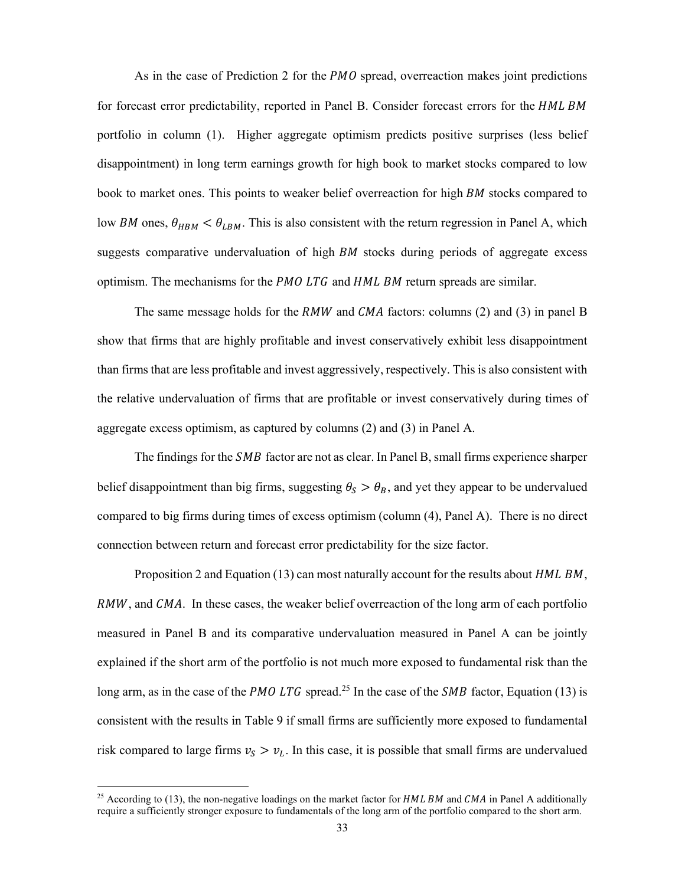As in the case of Prediction 2 for the $PMO$ spread, overreaction makes joint predictions for forecast error predictability, reported in Panel B. Consider forecast errors for the $HML\ BM$ portfolio in column (1). Higher aggregate optimism predicts positive surprises (less belief disappointment) in long term earnings growth for high book to market stocks compared to low book to market ones. This points to weaker belief overreaction for high $BM$ stocks compared to low $BM$ ones, $\theta_{HBM} < \theta_{LBM}$. This is also consistent with the return regression in Panel A, which suggests comparative undervaluation of high $BM$ stocks during periods of aggregate excess optimism. The mechanisms for the $PMO\ LTG$ and $HML\ BM$ return spreads are similar.

The same message holds for the $RMW$ and $CMA$ factors: columns (2) and (3) in panel B show that firms that are highly profitable and invest conservatively exhibit less disappointment than firms that are less profitable and invest aggressively, respectively. This is also consistent with the relative undervaluation of firms that are profitable or invest conservatively during times of aggregate excess optimism, as captured by columns (2) and (3) in Panel A.

The findings for the $SMB$ factor are not as clear. In Panel B, small firms experience sharper belief disappointment than big firms, suggesting $\theta_S > \theta_B$, and yet they appear to be undervalued compared to big firms during times of excess optimism (column (4), Panel A). There is no direct connection between return and forecast error predictability for the size factor.

Proposition 2 and Equation (13) can most naturally account for the results about $HML\ BM$, $RMW$, and $CMA$. In these cases, the weaker belief overreaction of the long arm of each portfolio measured in Panel B and its comparative undervaluation measured in Panel A can be jointly explained if the short arm of the portfolio is not much more exposed to fundamental risk than the long arm, as in the case of the $PMO\ LTG$ spread.[25] In the case of the $SMB$ factor, Equation (13) is consistent with the results in Table 9 if small firms are sufficiently more exposed to fundamental risk compared to large firms $v_S > v_L$. In this case, it is possible that small firms are undervalued

[25] According to (13), the non-negative loadings on the market factor for $HML\ BM$ and $CMA$ in Panel A additionally require a sufficiently stronger exposure to fundamentals of the long arm of the portfolio compared to the short arm.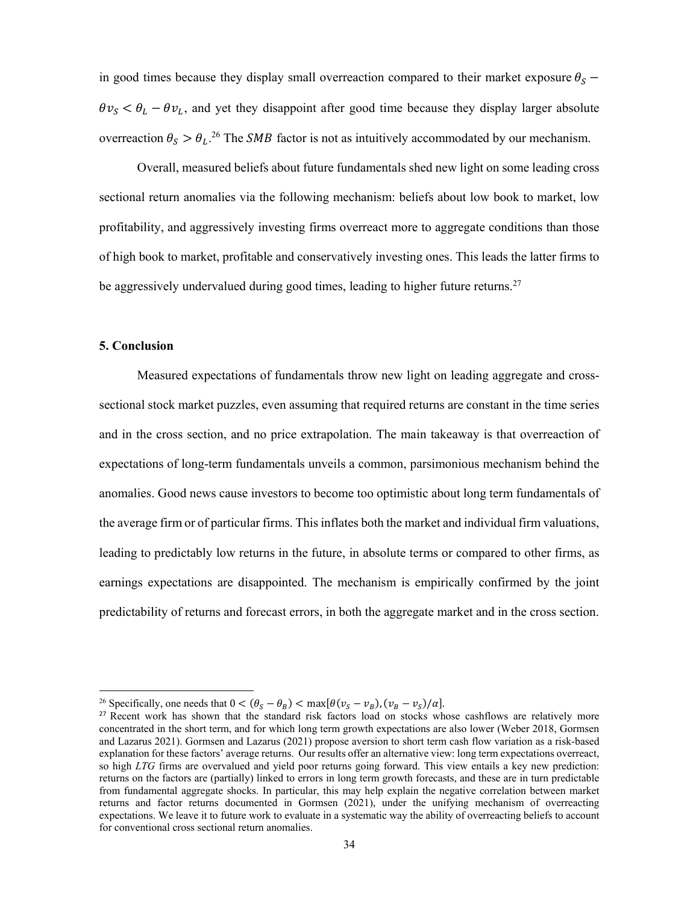in good times because they display small overreaction compared to their market exposure $\theta_S - \theta v_S < \theta_L - \theta v_L$, and yet they disappoint after good time because they display larger absolute overreaction $\theta_S > \theta_L$.[26] The $SMB$ factor is not as intuitively accommodated by our mechanism.

Overall, measured beliefs about future fundamentals shed new light on some leading cross sectional return anomalies via the following mechanism: beliefs about low book to market, low profitability, and aggressively investing firms overreact more to aggregate conditions than those of high book to market, profitable and conservatively investing ones. This leads the latter firms to be aggressively undervalued during good times, leading to higher future returns.[27]

## 5. Conclusion

Measured expectations of fundamentals throw new light on leading aggregate and cross-sectional stock market puzzles, even assuming that required returns are constant in the time series and in the cross section, and no price extrapolation. The main takeaway is that overreaction of expectations of long-term fundamentals unveils a common, parsimonious mechanism behind the anomalies. Good news cause investors to become too optimistic about long term fundamentals of the average firm or of particular firms. This inflates both the market and individual firm valuations, leading to predictably low returns in the future, in absolute terms or compared to other firms, as earnings expectations are disappointed. The mechanism is empirically confirmed by the joint predictability of returns and forecast errors, in both the aggregate market and in the cross section.

---

[26] Specifically, one needs that $0 < (\theta_S - \theta_B) < \max[\theta(v_S - v_B), (v_B - v_S)/\alpha]$.

[27] Recent work has shown that the standard risk factors load on stocks whose cashflows are relatively more concentrated in the short term, and for which long term growth expectations are also lower (Weber 2018, Gormsen and Lazarus 2021). Gormsen and Lazarus (2021) propose aversion to short term cash flow variation as a risk-based explanation for these factors' average returns. Our results offer an alternative view: long term expectations overreact, so high *LTG* firms are overvalued and yield poor returns going forward. This view entails a key new prediction: returns on the factors are (partially) linked to errors in long term growth forecasts, and these are in turn predictable from fundamental aggregate shocks. In particular, this may help explain the negative correlation between market returns and factor returns documented in Gormsen (2021), under the unifying mechanism of overreacting expectations. We leave it to future work to evaluate in a systematic way the ability of overreacting beliefs to account for conventional cross sectional return anomalies.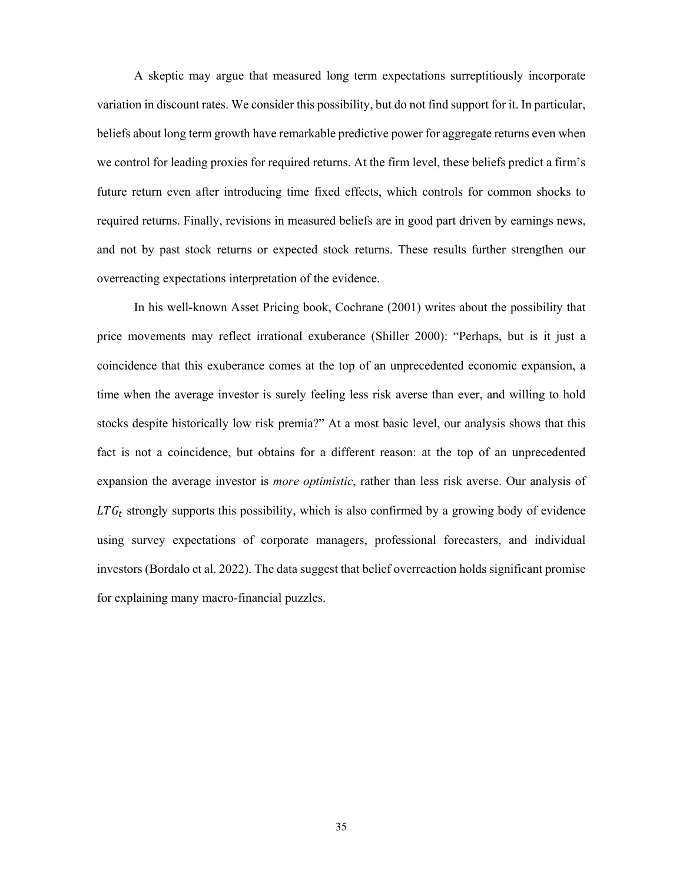A skeptic may argue that measured long term expectations surreptitiously incorporate variation in discount rates. We consider this possibility, but do not find support for it. In particular, beliefs about long term growth have remarkable predictive power for aggregate returns even when we control for leading proxies for required returns. At the firm level, these beliefs predict a firm's future return even after introducing time fixed effects, which controls for common shocks to required returns. Finally, revisions in measured beliefs are in good part driven by earnings news, and not by past stock returns or expected stock returns. These results further strengthen our overreacting expectations interpretation of the evidence.

In his well-known Asset Pricing book, Cochrane (2001) writes about the possibility that price movements may reflect irrational exuberance (Shiller 2000): "Perhaps, but is it just a coincidence that this exuberance comes at the top of an unprecedented economic expansion, a time when the average investor is surely feeling less risk averse than ever, and willing to hold stocks despite historically low risk premia?" At a most basic level, our analysis shows that this fact is not a coincidence, but obtains for a different reason: at the top of an unprecedented expansion the average investor is *more optimistic*, rather than less risk averse. Our analysis of $LTG_t$ strongly supports this possibility, which is also confirmed by a growing body of evidence using survey expectations of corporate managers, professional forecasters, and individual investors (Bordalo et al. 2022). The data suggest that belief overreaction holds significant promise for explaining many macro-financial puzzles.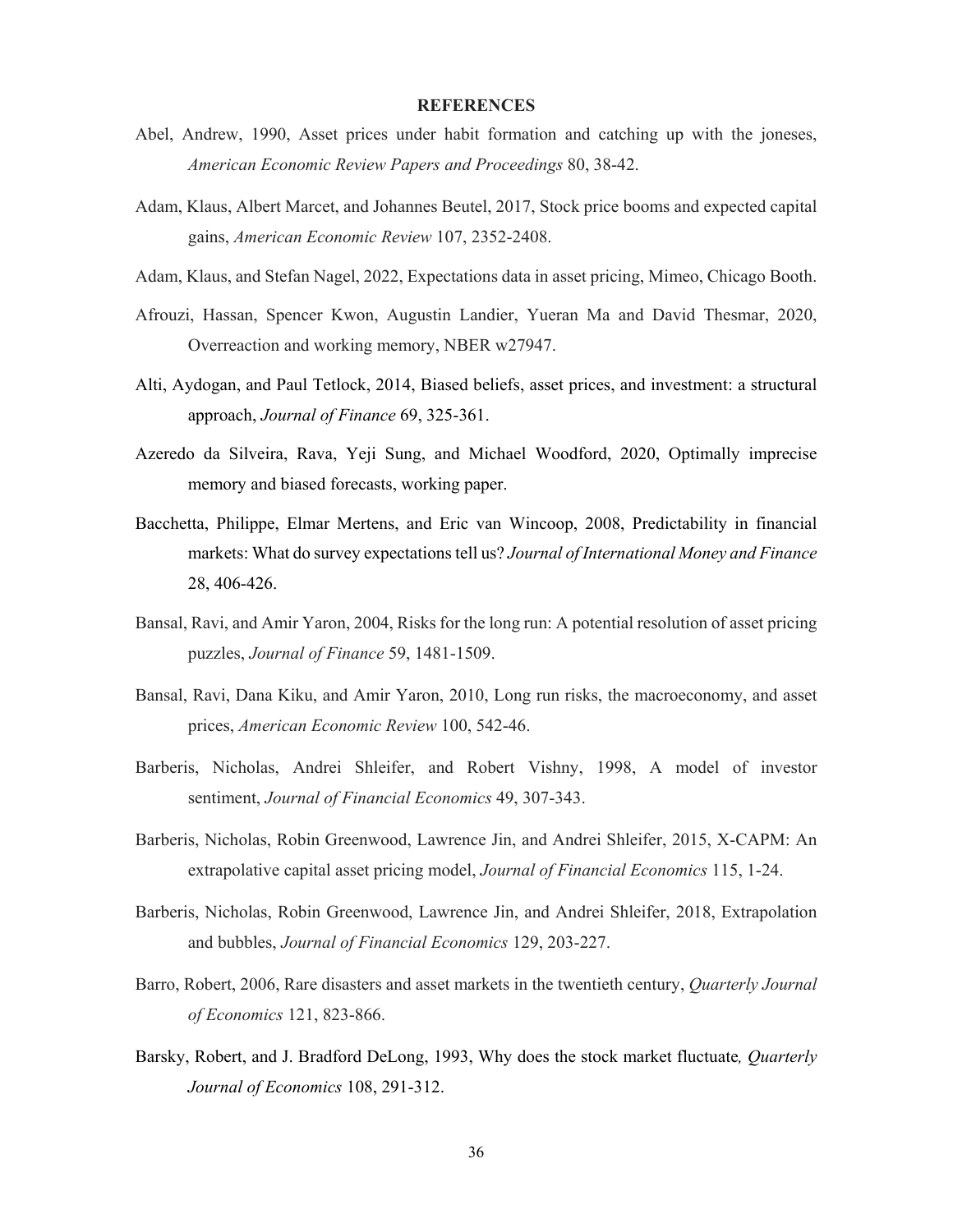## REFERENCES

Abel, Andrew, 1990, Asset prices under habit formation and catching up with the joneses, *American Economic Review Papers and Proceedings* 80, 38-42.

Adam, Klaus, Albert Marcet, and Johannes Beutel, 2017, Stock price booms and expected capital gains, *American Economic Review* 107, 2352-2408.

Adam, Klaus, and Stefan Nagel, 2022, Expectations data in asset pricing, Mimeo, Chicago Booth.

Afrouzi, Hassan, Spencer Kwon, Augustin Landier, Yueran Ma and David Thesmar, 2020, Overreaction and working memory, NBER w27947.

Alti, Aydogan, and Paul Tetlock, 2014, Biased beliefs, asset prices, and investment: a structural approach, *Journal of Finance* 69, 325-361.

Azeredo da Silveira, Rava, Yeji Sung, and Michael Woodford, 2020, Optimally imprecise memory and biased forecasts, working paper.

Bacchetta, Philippe, Elmar Mertens, and Eric van Wincoop, 2008, Predictability in financial markets: What do survey expectations tell us? *Journal of International Money and Finance* 28, 406-426.

Bansal, Ravi, and Amir Yaron, 2004, Risks for the long run: A potential resolution of asset pricing puzzles, *Journal of Finance* 59, 1481-1509.

Bansal, Ravi, Dana Kiku, and Amir Yaron, 2010, Long run risks, the macroeconomy, and asset prices, *American Economic Review* 100, 542-46.

Barberis, Nicholas, Andrei Shleifer, and Robert Vishny, 1998, A model of investor sentiment, *Journal of Financial Economics* 49, 307-343.

Barberis, Nicholas, Robin Greenwood, Lawrence Jin, and Andrei Shleifer, 2015, X-CAPM: An extrapolative capital asset pricing model, *Journal of Financial Economics* 115, 1-24.

Barberis, Nicholas, Robin Greenwood, Lawrence Jin, and Andrei Shleifer, 2018, Extrapolation and bubbles, *Journal of Financial Economics* 129, 203-227.

Barro, Robert, 2006, Rare disasters and asset markets in the twentieth century, *Quarterly Journal of Economics* 121, 823-866.

Barsky, Robert, and J. Bradford DeLong, 1993, Why does the stock market fluctuate*, Quarterly Journal of Economics* 108, 291-312.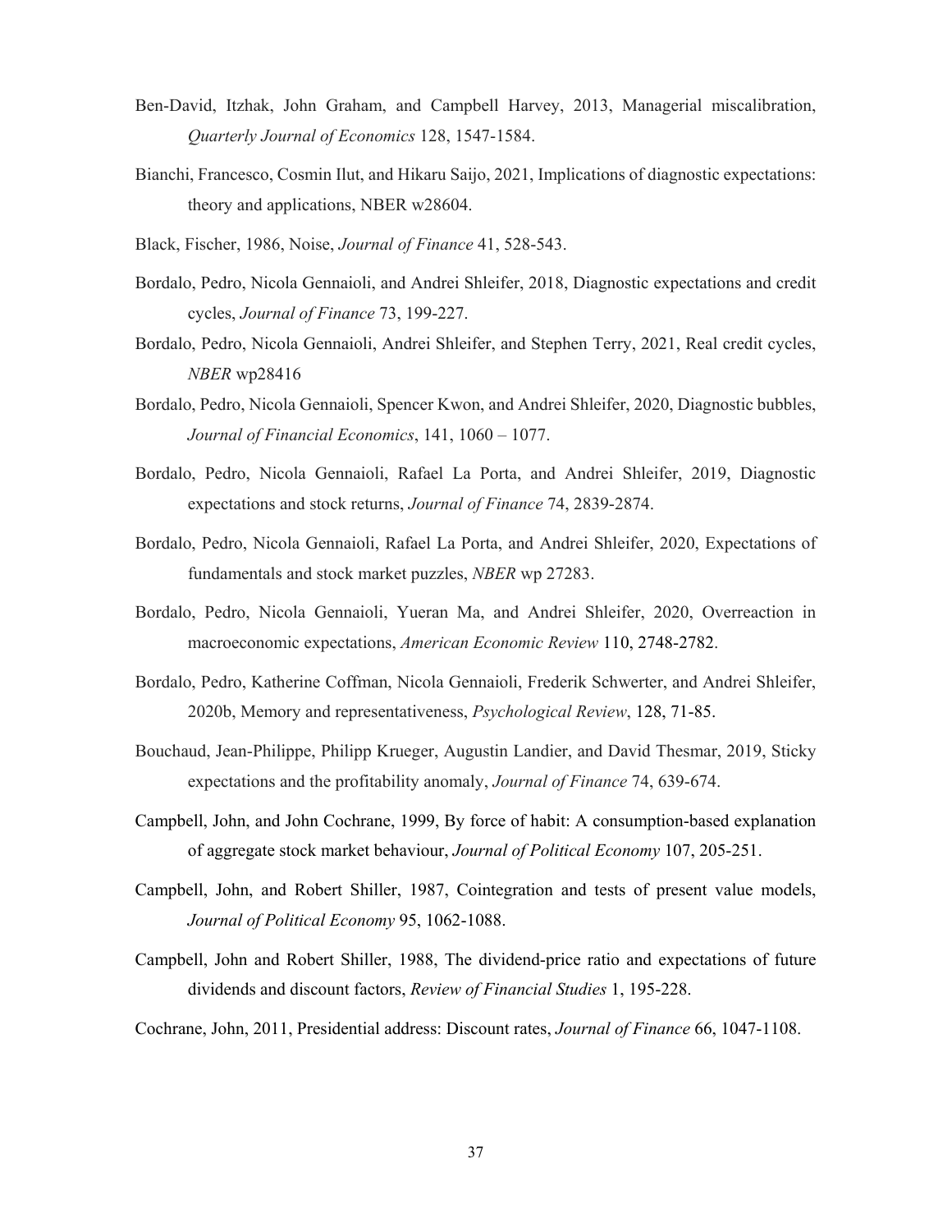Ben-David, Itzhak, John Graham, and Campbell Harvey, 2013, Managerial miscalibration, *Quarterly Journal of Economics* 128, 1547-1584.

Bianchi, Francesco, Cosmin Ilut, and Hikaru Saijo, 2021, Implications of diagnostic expectations: theory and applications, NBER w28604.

Black, Fischer, 1986, Noise, *Journal of Finance* 41, 528-543.

Bordalo, Pedro, Nicola Gennaioli, and Andrei Shleifer, 2018, Diagnostic expectations and credit cycles, *Journal of Finance* 73, 199-227.

Bordalo, Pedro, Nicola Gennaioli, Andrei Shleifer, and Stephen Terry, 2021, Real credit cycles, *NBER* wp28416

Bordalo, Pedro, Nicola Gennaioli, Spencer Kwon, and Andrei Shleifer, 2020, Diagnostic bubbles, *Journal of Financial Economics*, 141, 1060 – 1077.

Bordalo, Pedro, Nicola Gennaioli, Rafael La Porta, and Andrei Shleifer, 2019, Diagnostic expectations and stock returns, *Journal of Finance* 74, 2839-2874.

Bordalo, Pedro, Nicola Gennaioli, Rafael La Porta, and Andrei Shleifer, 2020, Expectations of fundamentals and stock market puzzles, *NBER* wp 27283.

Bordalo, Pedro, Nicola Gennaioli, Yueran Ma, and Andrei Shleifer, 2020, Overreaction in macroeconomic expectations, *American Economic Review* 110, 2748-2782.

Bordalo, Pedro, Katherine Coffman, Nicola Gennaioli, Frederik Schwerter, and Andrei Shleifer, 2020b, Memory and representativeness, *Psychological Review*, 128, 71-85.

Bouchaud, Jean-Philippe, Philipp Krueger, Augustin Landier, and David Thesmar, 2019, Sticky expectations and the profitability anomaly, *Journal of Finance* 74, 639-674.

Campbell, John, and John Cochrane, 1999, By force of habit: A consumption-based explanation of aggregate stock market behaviour, *Journal of Political Economy* 107, 205-251.

Campbell, John, and Robert Shiller, 1987, Cointegration and tests of present value models, *Journal of Political Economy* 95, 1062-1088.

Campbell, John and Robert Shiller, 1988, The dividend-price ratio and expectations of future dividends and discount factors, *Review of Financial Studies* 1, 195-228.

Cochrane, John, 2011, Presidential address: Discount rates, *Journal of Finance* 66, 1047-1108.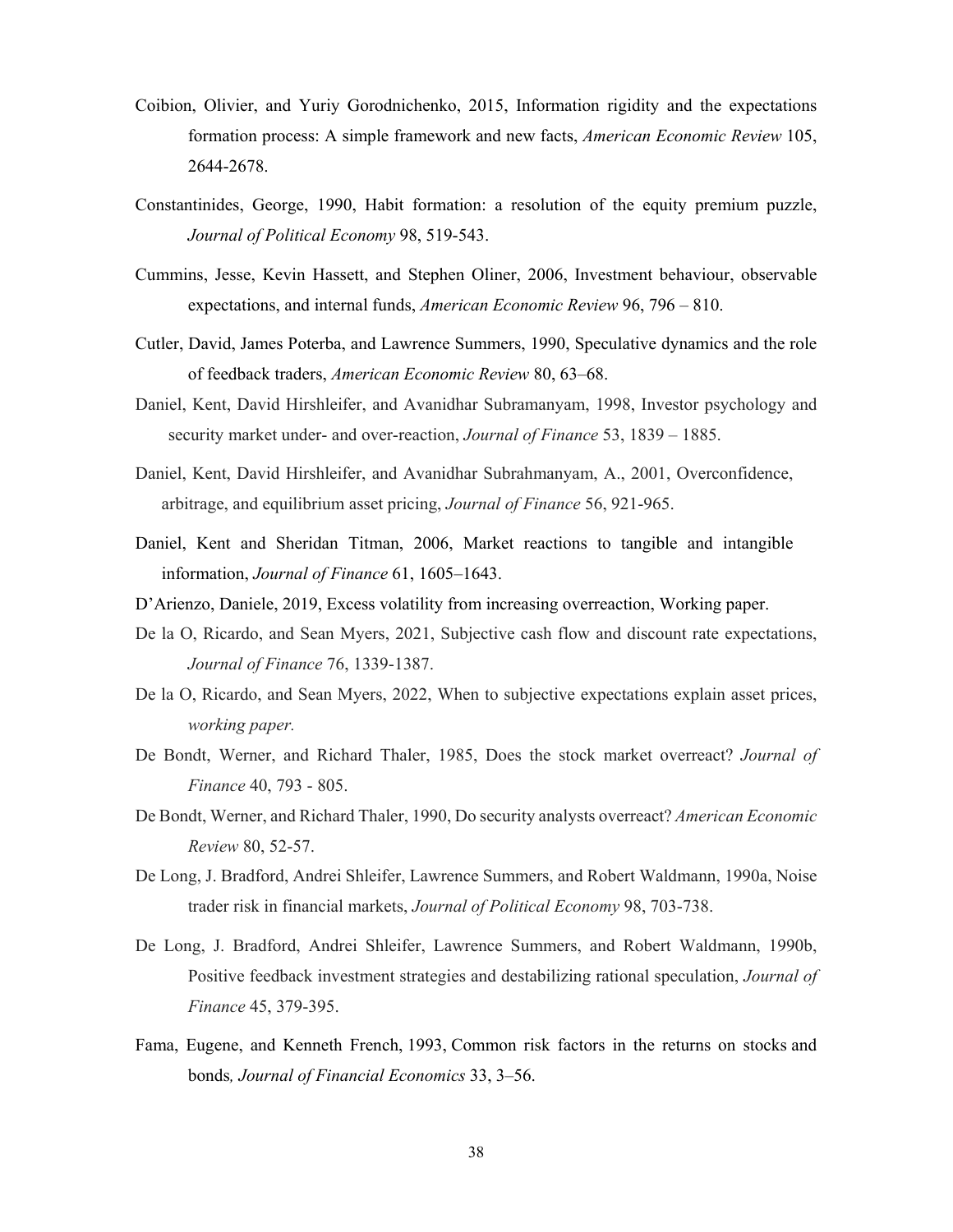Coibion, Olivier, and Yuriy Gorodnichenko, 2015, Information rigidity and the expectations formation process: A simple framework and new facts, *American Economic Review* 105, 2644-2678.

Constantinides, George, 1990, Habit formation: a resolution of the equity premium puzzle, *Journal of Political Economy* 98, 519-543.

Cummins, Jesse, Kevin Hassett, and Stephen Oliner, 2006, Investment behaviour, observable expectations, and internal funds, *American Economic Review* 96, 796 – 810.

Cutler, David, James Poterba, and Lawrence Summers, 1990, Speculative dynamics and the role of feedback traders, *American Economic Review* 80, 63–68.

Daniel, Kent, David Hirshleifer, and Avanidhar Subramanyam, 1998, Investor psychology and security market under- and over-reaction, *Journal of Finance* 53, 1839 – 1885.

Daniel, Kent, David Hirshleifer, and Avanidhar Subrahmanyam, A., 2001, Overconfidence, arbitrage, and equilibrium asset pricing, *Journal of Finance* 56, 921-965.

Daniel, Kent and Sheridan Titman, 2006, Market reactions to tangible and intangible information, *Journal of Finance* 61, 1605–1643.

D'Arienzo, Daniele, 2019, Excess volatility from increasing overreaction, Working paper.

De la O, Ricardo, and Sean Myers, 2021, Subjective cash flow and discount rate expectations, *Journal of Finance* 76, 1339-1387.

De la O, Ricardo, and Sean Myers, 2022, When to subjective expectations explain asset prices, *working paper.*

De Bondt, Werner, and Richard Thaler, 1985, Does the stock market overreact? *Journal of Finance* 40, 793 - 805.

De Bondt, Werner, and Richard Thaler, 1990, Do security analysts overreact? *American Economic Review* 80, 52-57.

De Long, J. Bradford, Andrei Shleifer, Lawrence Summers, and Robert Waldmann, 1990a, Noise trader risk in financial markets, *Journal of Political Economy* 98, 703-738.

De Long, J. Bradford, Andrei Shleifer, Lawrence Summers, and Robert Waldmann, 1990b, Positive feedback investment strategies and destabilizing rational speculation, *Journal of Finance* 45, 379-395.

Fama, Eugene, and Kenneth French, 1993, Common risk factors in the returns on stocks and bonds*, Journal of Financial Economics* 33, 3–56.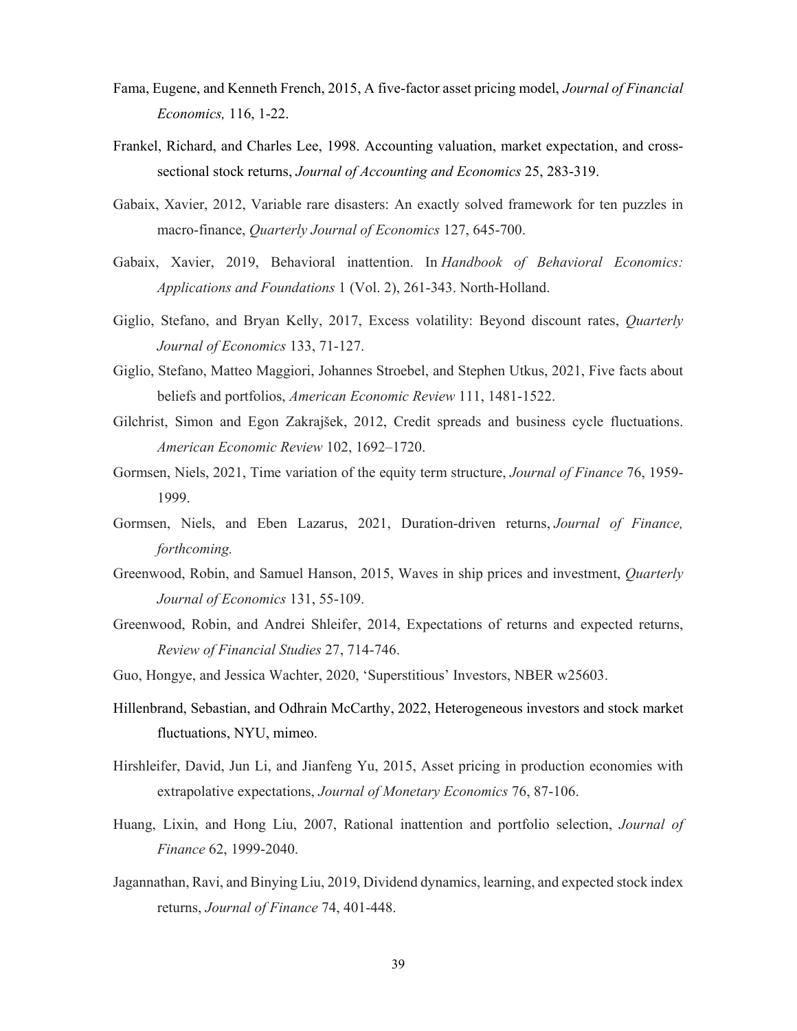Fama, Eugene, and Kenneth French, 2015, A five-factor asset pricing model, *Journal of Financial Economics,* 116, 1-22.

Frankel, Richard, and Charles Lee, 1998. Accounting valuation, market expectation, and cross-sectional stock returns, *Journal of Accounting and Economics* 25, 283-319.

Gabaix, Xavier, 2012, Variable rare disasters: An exactly solved framework for ten puzzles in macro-finance, *Quarterly Journal of Economics* 127, 645-700.

Gabaix, Xavier, 2019, Behavioral inattention. In *Handbook of Behavioral Economics: Applications and Foundations* 1 (Vol. 2), 261-343. North-Holland.

Giglio, Stefano, and Bryan Kelly, 2017, Excess volatility: Beyond discount rates, *Quarterly Journal of Economics* 133, 71-127.

Giglio, Stefano, Matteo Maggiori, Johannes Stroebel, and Stephen Utkus, 2021, Five facts about beliefs and portfolios, *American Economic Review* 111, 1481-1522.

Gilchrist, Simon and Egon Zakrajšek, 2012, Credit spreads and business cycle fluctuations. *American Economic Review* 102, 1692–1720.

Gormsen, Niels, 2021, Time variation of the equity term structure, *Journal of Finance* 76, 1959-1999.

Gormsen, Niels, and Eben Lazarus, 2021, Duration-driven returns, *Journal of Finance, forthcoming.*

Greenwood, Robin, and Samuel Hanson, 2015, Waves in ship prices and investment, *Quarterly Journal of Economics* 131, 55-109.

Greenwood, Robin, and Andrei Shleifer, 2014, Expectations of returns and expected returns, *Review of Financial Studies* 27, 714-746.

Guo, Hongye, and Jessica Wachter, 2020, 'Superstitious' Investors, NBER w25603.

Hillenbrand, Sebastian, and Odhrain McCarthy, 2022, Heterogeneous investors and stock market fluctuations, NYU, mimeo.

Hirshleifer, David, Jun Li, and Jianfeng Yu, 2015, Asset pricing in production economies with extrapolative expectations, *Journal of Monetary Economics* 76, 87-106.

Huang, Lixin, and Hong Liu, 2007, Rational inattention and portfolio selection, *Journal of Finance* 62, 1999-2040.

Jagannathan, Ravi, and Binying Liu, 2019, Dividend dynamics, learning, and expected stock index returns, *Journal of Finance* 74, 401-448.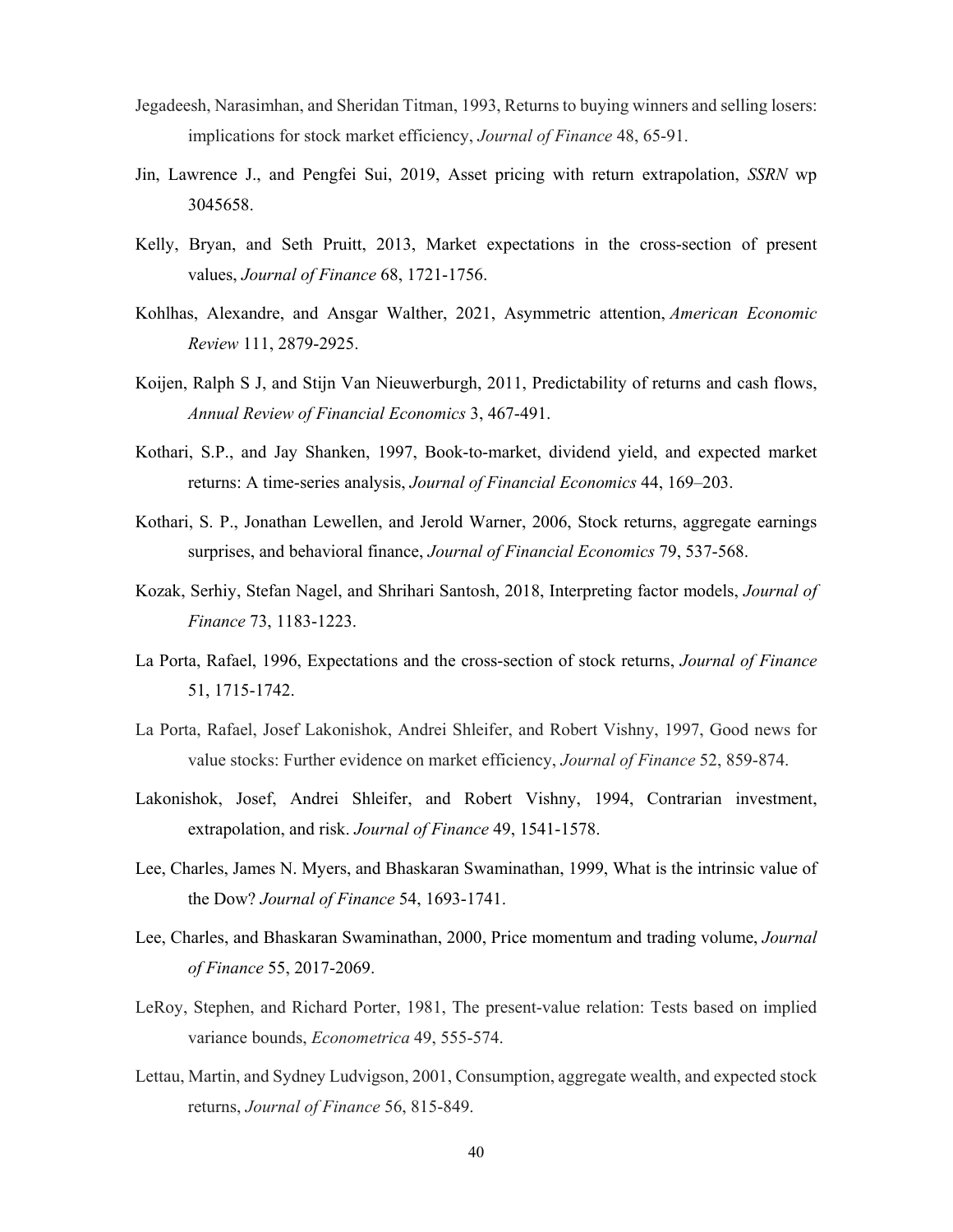Jegadeesh, Narasimhan, and Sheridan Titman, 1993, Returns to buying winners and selling losers: implications for stock market efficiency, *Journal of Finance* 48, 65-91.

Jin, Lawrence J., and Pengfei Sui, 2019, Asset pricing with return extrapolation, *SSRN* wp 3045658.

Kelly, Bryan, and Seth Pruitt, 2013, Market expectations in the cross-section of present values, *Journal of Finance* 68, 1721-1756.

Kohlhas, Alexandre, and Ansgar Walther, 2021, Asymmetric attention, *American Economic Review* 111, 2879-2925.

Koijen, Ralph S J, and Stijn Van Nieuwerburgh, 2011, Predictability of returns and cash flows, *Annual Review of Financial Economics* 3, 467-491.

Kothari, S.P., and Jay Shanken, 1997, Book-to-market, dividend yield, and expected market returns: A time-series analysis, *Journal of Financial Economics* 44, 169–203.

Kothari, S. P., Jonathan Lewellen, and Jerold Warner, 2006, Stock returns, aggregate earnings surprises, and behavioral finance, *Journal of Financial Economics* 79, 537-568.

Kozak, Serhiy, Stefan Nagel, and Shrihari Santosh, 2018, Interpreting factor models, *Journal of Finance* 73, 1183-1223.

La Porta, Rafael, 1996, Expectations and the cross-section of stock returns, *Journal of Finance* 51, 1715-1742.

La Porta, Rafael, Josef Lakonishok, Andrei Shleifer, and Robert Vishny, 1997, Good news for value stocks: Further evidence on market efficiency, *Journal of Finance* 52, 859-874.

Lakonishok, Josef, Andrei Shleifer, and Robert Vishny, 1994, Contrarian investment, extrapolation, and risk. *Journal of Finance* 49, 1541-1578.

Lee, Charles, James N. Myers, and Bhaskaran Swaminathan, 1999, What is the intrinsic value of the Dow? *Journal of Finance* 54, 1693-1741.

Lee, Charles, and Bhaskaran Swaminathan, 2000, Price momentum and trading volume, *Journal of Finance* 55, 2017-2069.

LeRoy, Stephen, and Richard Porter, 1981, The present-value relation: Tests based on implied variance bounds, *Econometrica* 49, 555-574.

Lettau, Martin, and Sydney Ludvigson, 2001, Consumption, aggregate wealth, and expected stock returns, *Journal of Finance* 56, 815-849.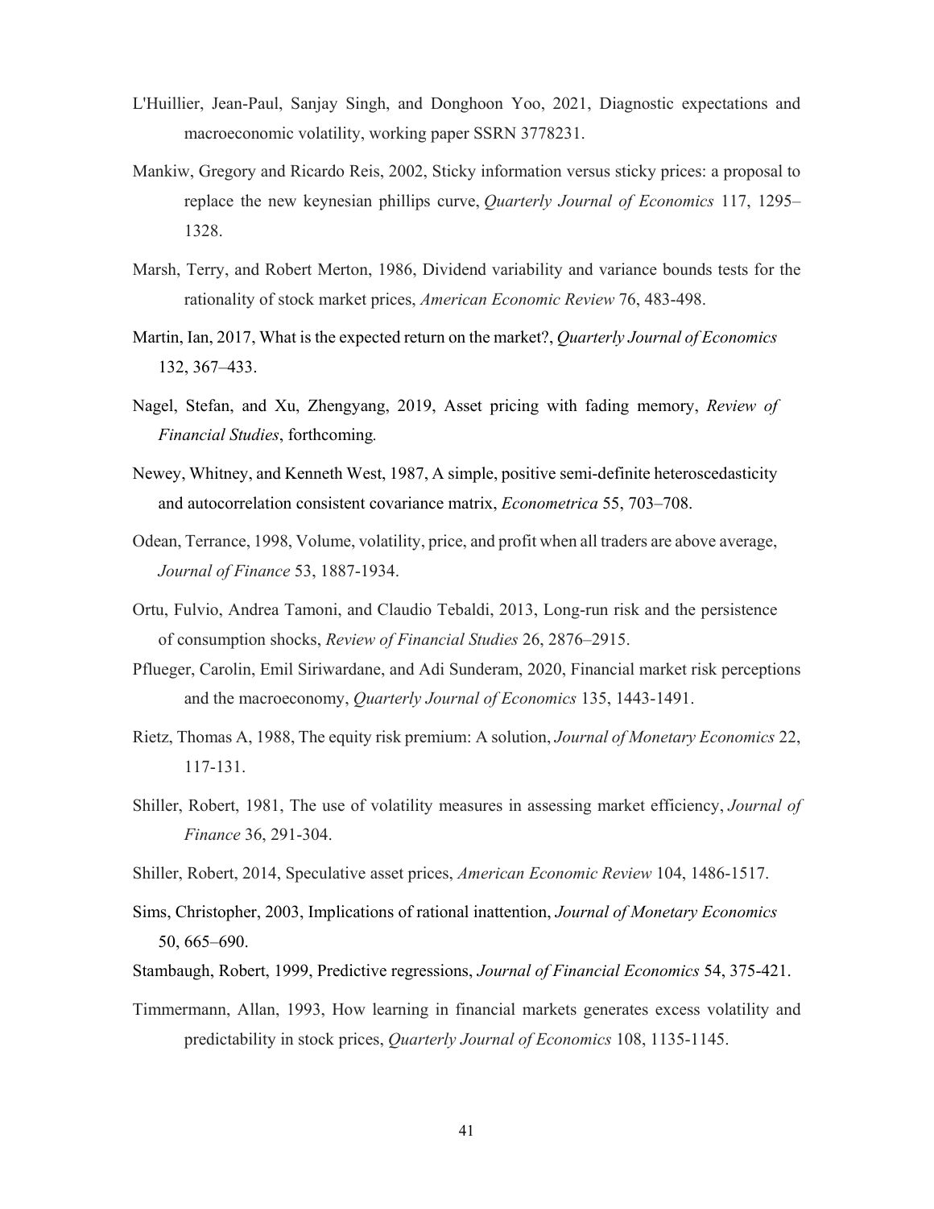L'Huillier, Jean-Paul, Sanjay Singh, and Donghoon Yoo, 2021, Diagnostic expectations and macroeconomic volatility, working paper SSRN 3778231.

Mankiw, Gregory and Ricardo Reis, 2002, Sticky information versus sticky prices: a proposal to replace the new keynesian phillips curve, *Quarterly Journal of Economics* 117, 1295–1328.

Marsh, Terry, and Robert Merton, 1986, Dividend variability and variance bounds tests for the rationality of stock market prices, *American Economic Review* 76, 483-498.

Martin, Ian, 2017, What is the expected return on the market?, *Quarterly Journal of Economics* 132, 367–433.

Nagel, Stefan, and Xu, Zhengyang, 2019, Asset pricing with fading memory, *Review of Financial Studies*, forthcoming.

Newey, Whitney, and Kenneth West, 1987, A simple, positive semi-definite heteroscedasticity and autocorrelation consistent covariance matrix, *Econometrica* 55, 703–708.

Odean, Terrance, 1998, Volume, volatility, price, and profit when all traders are above average, *Journal of Finance* 53, 1887-1934.

Ortu, Fulvio, Andrea Tamoni, and Claudio Tebaldi, 2013, Long-run risk and the persistence of consumption shocks, *Review of Financial Studies* 26, 2876–2915.

Pflueger, Carolin, Emil Siriwardane, and Adi Sunderam, 2020, Financial market risk perceptions and the macroeconomy, *Quarterly Journal of Economics* 135, 1443-1491.

Rietz, Thomas A, 1988, The equity risk premium: A solution, *Journal of Monetary Economics* 22, 117-131.

Shiller, Robert, 1981, The use of volatility measures in assessing market efficiency, *Journal of Finance* 36, 291-304.

Shiller, Robert, 2014, Speculative asset prices, *American Economic Review* 104, 1486-1517.

Sims, Christopher, 2003, Implications of rational inattention, *Journal of Monetary Economics* 50, 665–690.

Stambaugh, Robert, 1999, Predictive regressions, *Journal of Financial Economics* 54, 375-421.

Timmermann, Allan, 1993, How learning in financial markets generates excess volatility and predictability in stock prices, *Quarterly Journal of Economics* 108, 1135-1145.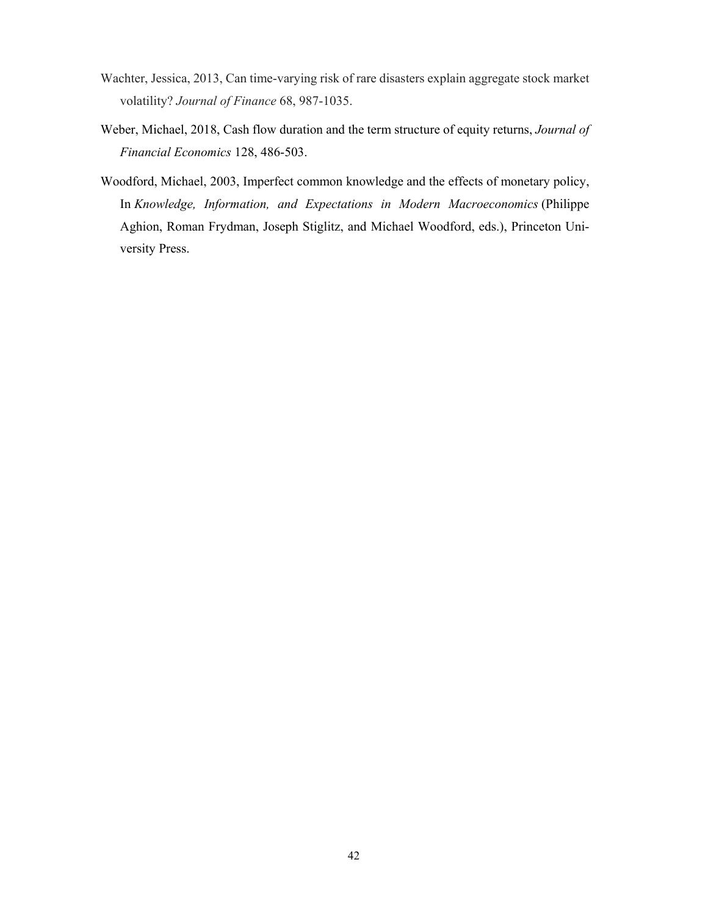Wachter, Jessica, 2013, Can time-varying risk of rare disasters explain aggregate stock market volatility? *Journal of Finance* 68, 987-1035.

Weber, Michael, 2018, Cash flow duration and the term structure of equity returns, *Journal of Financial Economics* 128, 486-503.

Woodford, Michael, 2003, Imperfect common knowledge and the effects of monetary policy, In *Knowledge, Information, and Expectations in Modern Macroeconomics* (Philippe Aghion, Roman Frydman, Joseph Stiglitz, and Michael Woodford, eds.), Princeton University Press.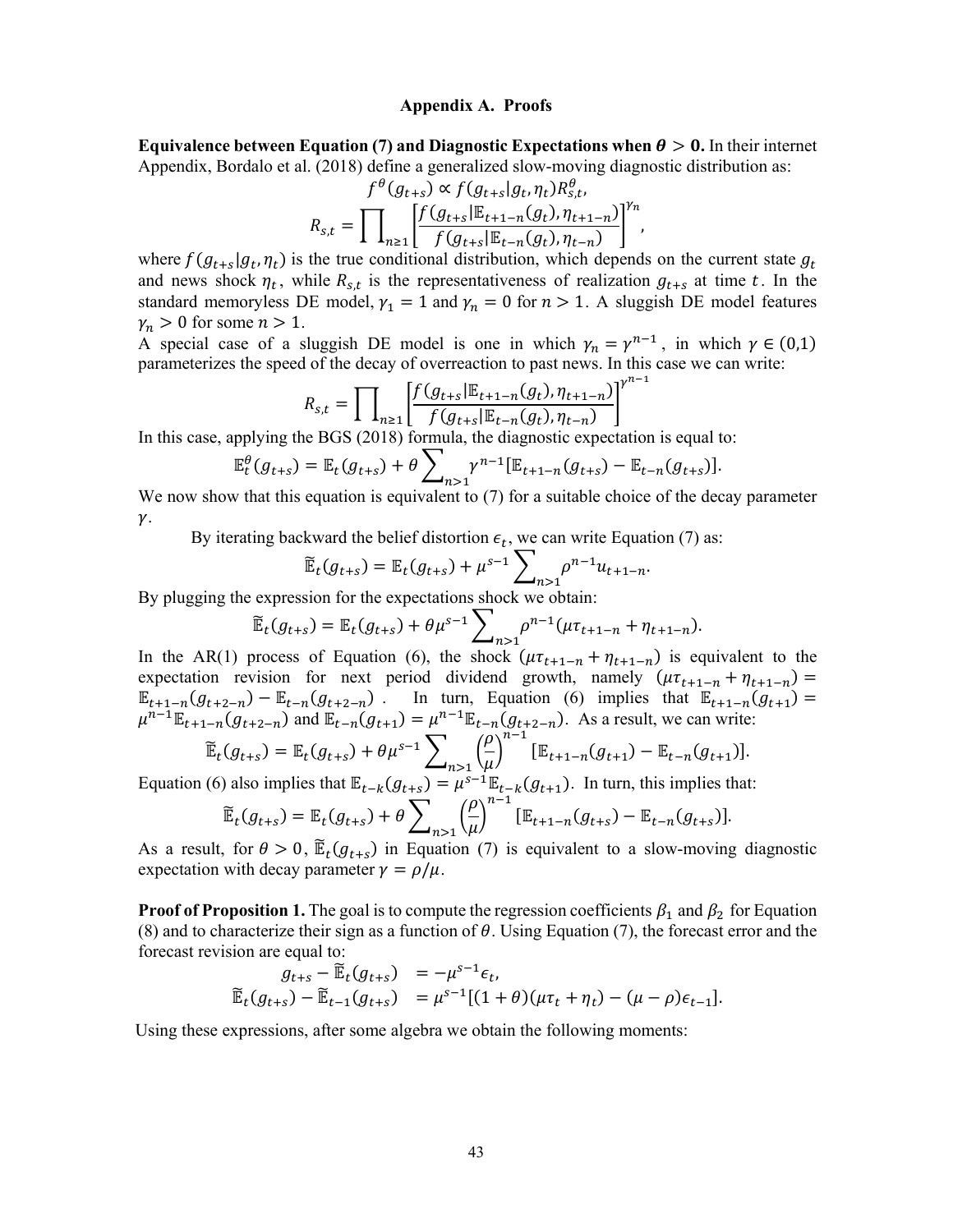# Appendix A. Proofs

**Equivalence between Equation (7) and Diagnostic Expectations when $\theta > 0$.** In their internet Appendix, Bordalo et al. (2018) define a generalized slow-moving diagnostic distribution as:

$$f^{\theta}(g_{t+s}) \propto f(g_{t+s}|g_t, \eta_t) R_{s,t}^{\theta},$$

$$R_{s,t} = \prod_{n \geq 1} \left[ \frac{f(g_{t+s}|\mathbb{E}_{t+1-n}(g_t), \eta_{t+1-n})}{f(g_{t+s}|\mathbb{E}_{t-n}(g_t), \eta_{t-n})} \right]^{\gamma_n},$$

where $f(g_{t+s}|g_t, \eta_t)$ is the true conditional distribution, which depends on the current state $g_t$ and news shock $\eta_t$, while $R_{s,t}$ is the representativeness of realization $g_{t+s}$ at time $t$. In the standard memoryless DE model, $\gamma_1 = 1$ and $\gamma_n = 0$ for $n > 1$. A sluggish DE model features $\gamma_n > 0$ for some $n > 1$.

A special case of a sluggish DE model is one in which $\gamma_n = \gamma^{n-1}$, in which $\gamma \in (0,1)$ parameterizes the speed of the decay of overreaction to past news. In this case we can write:

$$R_{s,t} = \prod_{n \geq 1} \left[ \frac{f(g_{t+s}|\mathbb{E}_{t+1-n}(g_t), \eta_{t+1-n})}{f(g_{t+s}|\mathbb{E}_{t-n}(g_t), \eta_{t-n})} \right]^{\gamma^{n-1}}$$

In this case, applying the BGS (2018) formula, the diagnostic expectation is equal to:

$$\mathbb{E}_t^{\theta}(g_{t+s}) = \mathbb{E}_t(g_{t+s}) + \theta \sum_{n>1} \gamma^{n-1} [\mathbb{E}_{t+1-n}(g_{t+s}) - \mathbb{E}_{t-n}(g_{t+s})].$$

We now show that this equation is equivalent to (7) for a suitable choice of the decay parameter $\gamma$.

By iterating backward the belief distortion $\epsilon_t$, we can write Equation (7) as:

$$\widetilde{\mathbb{E}}_t(g_{t+s}) = \mathbb{E}_t(g_{t+s}) + \mu^{s-1} \sum_{n>1} \rho^{n-1} u_{t+1-n}.$$

By plugging the expression for the expectations shock we obtain:

$$\widetilde{\mathbb{E}}_t(g_{t+s}) = \mathbb{E}_t(g_{t+s}) + \theta \mu^{s-1} \sum_{n>1} \rho^{n-1} (\mu \tau_{t+1-n} + \eta_{t+1-n}).$$

In the AR(1) process of Equation (6), the shock $(\mu \tau_{t+1-n} + \eta_{t+1-n})$ is equivalent to the expectation revision for next period dividend growth, namely $(\mu \tau_{t+1-n} + \eta_{t+1-n}) = \mathbb{E}_{t+1-n}(g_{t+2-n}) - \mathbb{E}_{t-n}(g_{t+2-n})$. In turn, Equation (6) implies that $\mathbb{E}_{t+1-n}(g_{t+1}) = \mu^{n-1} \mathbb{E}_{t+1-n}(g_{t+2-n})$ and $\mathbb{E}_{t-n}(g_{t+1}) = \mu^{n-1} \mathbb{E}_{t-n}(g_{t+2-n})$. As a result, we can write:

$$\widetilde{\mathbb{E}}_t(g_{t+s}) = \mathbb{E}_t(g_{t+s}) + \theta \mu^{s-1} \sum_{n>1} \left( \frac{\rho}{\mu} \right)^{n-1} [\mathbb{E}_{t+1-n}(g_{t+1}) - \mathbb{E}_{t-n}(g_{t+1})].$$

Equation (6) also implies that $\mathbb{E}_{t-k}(g_{t+s}) = \mu^{s-1} \mathbb{E}_{t-k}(g_{t+1})$. In turn, this implies that:

$$\widetilde{\mathbb{E}}_t(g_{t+s}) = \mathbb{E}_t(g_{t+s}) + \theta \sum_{n>1} \left( \frac{\rho}{\mu} \right)^{n-1} [\mathbb{E}_{t+1-n}(g_{t+s}) - \mathbb{E}_{t-n}(g_{t+s})].$$

As a result, for $\theta > 0$, $\widetilde{\mathbb{E}}_t(g_{t+s})$ in Equation (7) is equivalent to a slow-moving diagnostic expectation with decay parameter $\gamma = \rho/\mu$.

**Proof of Proposition 1.** The goal is to compute the regression coefficients $\beta_1$ and $\beta_2$ for Equation (8) and to characterize their sign as a function of $\theta$. Using Equation (7), the forecast error and the forecast revision are equal to:

$$g_{t+s} - \widetilde{\mathbb{E}}_t(g_{t+s}) = -\mu^{s-1} \epsilon_t,$$

$$\widetilde{\mathbb{E}}_t(g_{t+s}) - \widetilde{\mathbb{E}}_{t-1}(g_{t+s}) = \mu^{s-1} [(1 + \theta)(\mu \tau_t + \eta_t) - (\mu - \rho) \epsilon_{t-1}].$$

Using these expressions, after some algebra we obtain the following moments: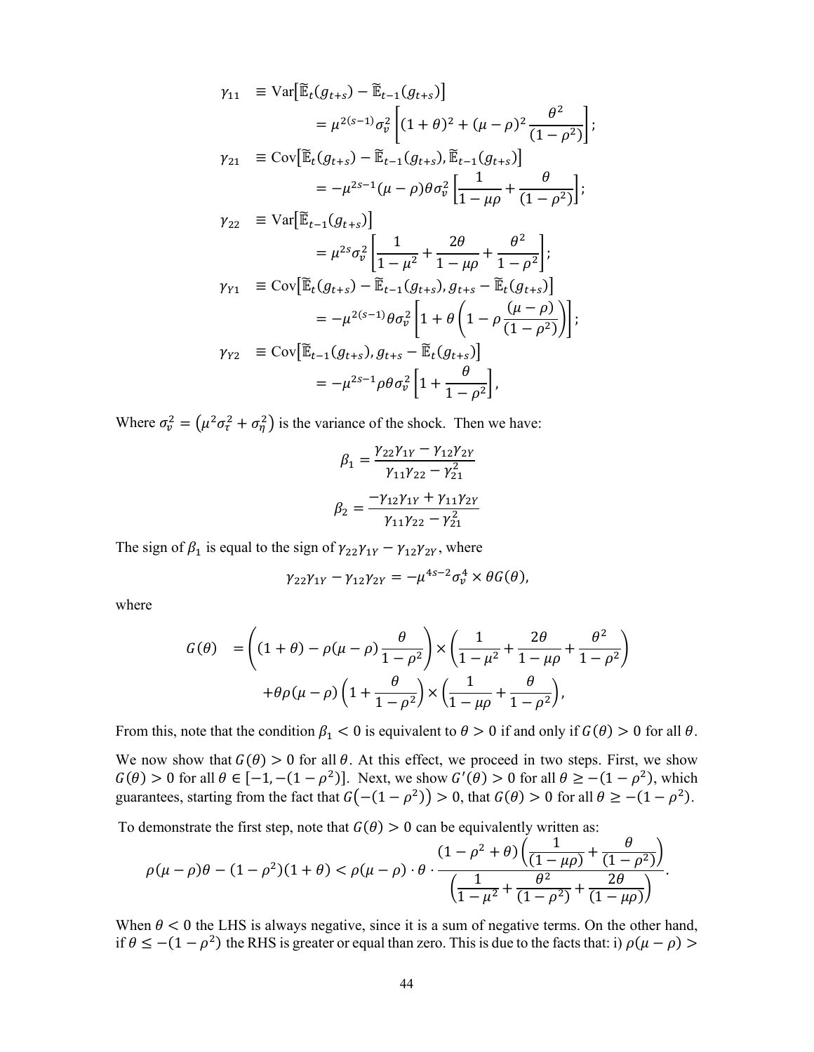$$
\begin{aligned}
\gamma_{11} &\equiv \mathrm{Var}\big[\widetilde{\mathbb{E}}_t(g_{t+s}) - \widetilde{\mathbb{E}}_{t-1}(g_{t+s})\big] \\
&\qquad = \mu^{2(s-1)}\sigma_v^2\left[(1+\theta)^2 + (\mu-\rho)^2\frac{\theta^2}{(1-\rho^2)}\right]; \\
\gamma_{21} &\equiv \mathrm{Cov}\big[\widetilde{\mathbb{E}}_t(g_{t+s}) - \widetilde{\mathbb{E}}_{t-1}(g_{t+s}), \widetilde{\mathbb{E}}_{t-1}(g_{t+s})\big] \\
&\qquad = -\mu^{2s-1}(\mu-\rho)\theta\sigma_v^2\left[\frac{1}{1-\mu\rho} + \frac{\theta}{(1-\rho^2)}\right]; \\
\gamma_{22} &\equiv \mathrm{Var}\big[\widetilde{\mathbb{E}}_{t-1}(g_{t+s})\big] \\
&\qquad = \mu^{2s}\sigma_v^2\left[\frac{1}{1-\mu^2} + \frac{2\theta}{1-\mu\rho} + \frac{\theta^2}{1-\rho^2}\right]; \\
\gamma_{Y1} &\equiv \mathrm{Cov}\big[\widetilde{\mathbb{E}}_t(g_{t+s}) - \widetilde{\mathbb{E}}_{t-1}(g_{t+s}), g_{t+s} - \widetilde{\mathbb{E}}_t(g_{t+s})\big] \\
&\qquad = -\mu^{2(s-1)}\theta\sigma_v^2\left[1 + \theta\left(1 - \rho\frac{(\mu-\rho)}{(1-\rho^2)}\right)\right]; \\
\gamma_{Y2} &\equiv \mathrm{Cov}\big[\widetilde{\mathbb{E}}_{t-1}(g_{t+s}), g_{t+s} - \widetilde{\mathbb{E}}_t(g_{t+s})\big] \\
&\qquad = -\mu^{2s-1}\rho\theta\sigma_v^2\left[1 + \frac{\theta}{1-\rho^2}\right],
\end{aligned}
$$

Where $\sigma_v^2 = \left(\mu^2\sigma_\tau^2 + \sigma_\eta^2\right)$ is the variance of the shock. Then we have:

$$
\beta_1 = \frac{\gamma_{22}\gamma_{1Y} - \gamma_{12}\gamma_{2Y}}{\gamma_{11}\gamma_{22} - \gamma_{21}^2}
$$

$$
\beta_2 = \frac{-\gamma_{12}\gamma_{1Y} + \gamma_{11}\gamma_{2Y}}{\gamma_{11}\gamma_{22} - \gamma_{21}^2}
$$

The sign of $\beta_1$ is equal to the sign of $\gamma_{22}\gamma_{1Y} - \gamma_{12}\gamma_{2Y}$, where

$$
\gamma_{22}\gamma_{1Y} - \gamma_{12}\gamma_{2Y} = -\mu^{4s-2}\sigma_v^4 \times \theta G(\theta),
$$

where

$$
\begin{aligned}
G(\theta) &= \left((1+\theta) - \rho(\mu-\rho)\frac{\theta}{1-\rho^2}\right) \times \left(\frac{1}{1-\mu^2} + \frac{2\theta}{1-\mu\rho} + \frac{\theta^2}{1-\rho^2}\right) \\
&\qquad + \theta\rho(\mu-\rho)\left(1 + \frac{\theta}{1-\rho^2}\right) \times \left(\frac{1}{1-\mu\rho} + \frac{\theta}{1-\rho^2}\right),
\end{aligned}
$$

From this, note that the condition $\beta_1 < 0$ is equivalent to $\theta > 0$ if and only if $G(\theta) > 0$ for all $\theta$.

We now show that $G(\theta) > 0$ for all $\theta$. At this effect, we proceed in two steps. First, we show $G(\theta) > 0$ for all $\theta \in [-1, -(1-\rho^2)]$. Next, we show $G'(\theta) > 0$ for all $\theta \geq -(1-\rho^2)$, which guarantees, starting from the fact that $G\big(-(1-\rho^2)\big) > 0$, that $G(\theta) > 0$ for all $\theta \geq -(1-\rho^2)$.

To demonstrate the first step, note that $G(\theta) > 0$ can be equivalently written as:

$$
\rho(\mu-\rho)\theta - (1-\rho^2)(1+\theta) < \rho(\mu-\rho)\cdot\theta\cdot\frac{(1-\rho^2+\theta)\left(\frac{1}{(1-\mu\rho)} + \frac{\theta}{(1-\rho^2)}\right)}{\left(\frac{1}{1-\mu^2} + \frac{\theta^2}{(1-\rho^2)} + \frac{2\theta}{(1-\mu\rho)}\right)}.
$$

When $\theta < 0$ the LHS is always negative, since it is a sum of negative terms. On the other hand, if $\theta \leq -(1-\rho^2)$ the RHS is greater or equal than zero. This is due to the facts that: i) $\rho(\mu-\rho) >$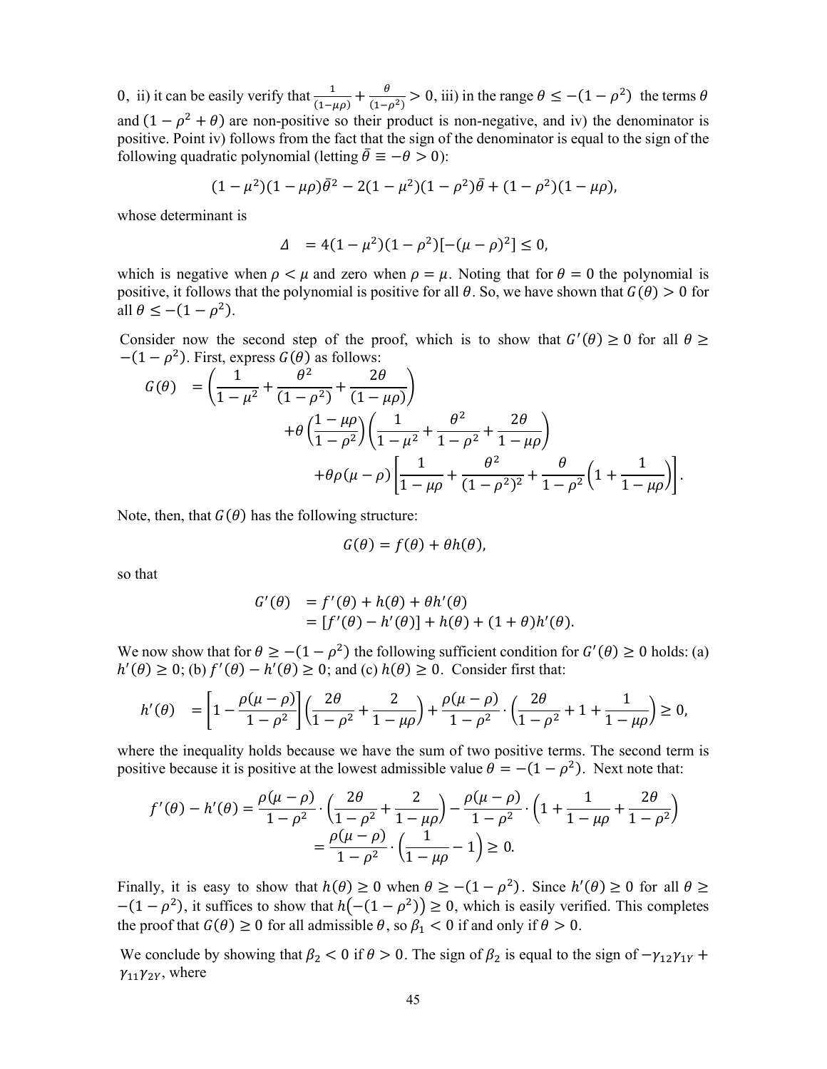0, ii) it can be easily verify that $\frac{1}{(1-\mu\rho)} + \frac{\theta}{(1-\rho^2)} > 0$, iii) in the range $\theta \leq -(1-\rho^2)$ the terms $\theta$ and $(1-\rho^2+\theta)$ are non-positive so their product is non-negative, and iv) the denominator is positive. Point iv) follows from the fact that the sign of the denominator is equal to the sign of the following quadratic polynomial (letting $\bar{\theta} \equiv -\theta > 0$):

$$(1-\mu^2)(1-\mu\rho)\bar{\theta}^2 - 2(1-\mu^2)(1-\rho^2)\bar{\theta} + (1-\rho^2)(1-\mu\rho),$$

whose determinant is

$$\Delta \ = 4(1-\mu^2)(1-\rho^2)[-(\mu-\rho)^2] \leq 0,$$

which is negative when $\rho < \mu$ and zero when $\rho = \mu$. Noting that for $\theta = 0$ the polynomial is positive, it follows that the polynomial is positive for all $\theta$. So, we have shown that $G(\theta) > 0$ for all $\theta \leq -(1-\rho^2)$.

Consider now the second step of the proof, which is to show that $G'(\theta) \geq 0$ for all $\theta \geq -(1-\rho^2)$. First, express $G(\theta)$ as follows:

$$\begin{aligned} G(\theta) \ &= \left(\frac{1}{1-\mu^2} + \frac{\theta^2}{(1-\rho^2)} + \frac{2\theta}{(1-\mu\rho)}\right) \\ &\quad + \theta\left(\frac{1-\mu\rho}{1-\rho^2}\right)\left(\frac{1}{1-\mu^2} + \frac{\theta^2}{1-\rho^2} + \frac{2\theta}{1-\mu\rho}\right) \\ &\quad + \theta\rho(\mu-\rho)\left[\frac{1}{1-\mu\rho} + \frac{\theta^2}{(1-\rho^2)^2} + \frac{\theta}{1-\rho^2}\left(1 + \frac{1}{1-\mu\rho}\right)\right]. \end{aligned}$$

Note, then, that $G(\theta)$ has the following structure:

$$G(\theta) = f(\theta) + \theta h(\theta),$$

so that

$$\begin{aligned} G'(\theta) \ &= f'(\theta) + h(\theta) + \theta h'(\theta) \\ &= [f'(\theta) - h'(\theta)] + h(\theta) + (1+\theta)h'(\theta). \end{aligned}$$

We now show that for $\theta \geq -(1-\rho^2)$ the following sufficient condition for $G'(\theta) \geq 0$ holds: (a) $h'(\theta) \geq 0$; (b) $f'(\theta) - h'(\theta) \geq 0$; and (c) $h(\theta) \geq 0$. Consider first that:

$$h'(\theta) \ = \left[1 - \frac{\rho(\mu-\rho)}{1-\rho^2}\right]\left(\frac{2\theta}{1-\rho^2} + \frac{2}{1-\mu\rho}\right) + \frac{\rho(\mu-\rho)}{1-\rho^2} \cdot \left(\frac{2\theta}{1-\rho^2} + 1 + \frac{1}{1-\mu\rho}\right) \geq 0,$$

where the inequality holds because we have the sum of two positive terms. The second term is positive because it is positive at the lowest admissible value $\theta = -(1-\rho^2)$. Next note that:

$$\begin{aligned} f'(\theta) - h'(\theta) &= \frac{\rho(\mu-\rho)}{1-\rho^2} \cdot \left(\frac{2\theta}{1-\rho^2} + \frac{2}{1-\mu\rho}\right) - \frac{\rho(\mu-\rho)}{1-\rho^2} \cdot \left(1 + \frac{1}{1-\mu\rho} + \frac{2\theta}{1-\rho^2}\right) \\ &= \frac{\rho(\mu-\rho)}{1-\rho^2} \cdot \left(\frac{1}{1-\mu\rho} - 1\right) \geq 0. \end{aligned}$$

Finally, it is easy to show that $h(\theta) \geq 0$ when $\theta \geq -(1-\rho^2)$. Since $h'(\theta) \geq 0$ for all $\theta \geq -(1-\rho^2)$, it suffices to show that $h(-(1-\rho^2)) \geq 0$, which is easily verified. This completes the proof that $G(\theta) \geq 0$ for all admissible $\theta$, so $\beta_1 < 0$ if and only if $\theta > 0$.

We conclude by showing that $\beta_2 < 0$ if $\theta > 0$. The sign of $\beta_2$ is equal to the sign of $-\gamma_{12}\gamma_{1Y} + \gamma_{11}\gamma_{2Y}$, where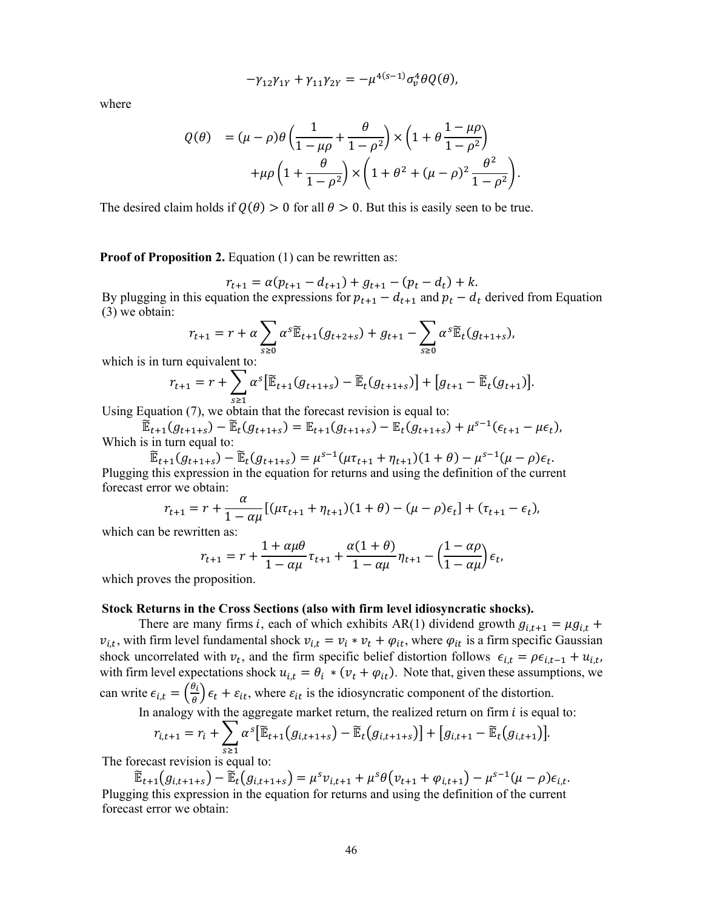$$-\gamma_{12}\gamma_{1Y} + \gamma_{11}\gamma_{2Y} = -\mu^{4(s-1)}\sigma_v^4\theta Q(\theta),$$

where

$$\begin{aligned} Q(\theta) &= (\mu-\rho)\theta\left(\frac{1}{1-\mu\rho}+\frac{\theta}{1-\rho^2}\right)\times\left(1+\theta\frac{1-\mu\rho}{1-\rho^2}\right) \\ &\quad +\mu\rho\left(1+\frac{\theta}{1-\rho^2}\right)\times\left(1+\theta^2+(\mu-\rho)^2\frac{\theta^2}{1-\rho^2}\right). \end{aligned}$$

The desired claim holds if $Q(\theta) > 0$ for all $\theta > 0$. But this is easily seen to be true.

**Proof of Proposition 2.** Equation (1) can be rewritten as:

$$r_{t+1} = \alpha(p_{t+1} - d_{t+1}) + g_{t+1} - (p_t - d_t) + k.$$

By plugging in this equation the expressions for $p_{t+1} - d_{t+1}$ and $p_t - d_t$ derived from Equation (3) we obtain:

$$r_{t+1} = r + \alpha\sum_{s\geq 0}\alpha^s\widetilde{\mathbb{E}}_{t+1}(g_{t+2+s}) + g_{t+1} - \sum_{s\geq 0}\alpha^s\widetilde{\mathbb{E}}_t(g_{t+1+s}),$$

which is in turn equivalent to:

$$r_{t+1} = r + \sum_{s\geq 1}\alpha^s\left[\widetilde{\mathbb{E}}_{t+1}(g_{t+1+s}) - \widetilde{\mathbb{E}}_t(g_{t+1+s})\right] + \left[g_{t+1} - \widetilde{\mathbb{E}}_t(g_{t+1})\right].$$

Using Equation (7), we obtain that the forecast revision is equal to:

$$\widetilde{\mathbb{E}}_{t+1}(g_{t+1+s}) - \widetilde{\mathbb{E}}_t(g_{t+1+s}) = \mathbb{E}_{t+1}(g_{t+1+s}) - \mathbb{E}_t(g_{t+1+s}) + \mu^{s-1}(\epsilon_{t+1} - \mu\epsilon_t),$$

Which is in turn equal to:

$$\widetilde{\mathbb{E}}_{t+1}(g_{t+1+s}) - \widetilde{\mathbb{E}}_t(g_{t+1+s}) = \mu^{s-1}(\mu\tau_{t+1} + \eta_{t+1})(1+\theta) - \mu^{s-1}(\mu-\rho)\epsilon_t.$$

Plugging this expression in the equation for returns and using the definition of the current forecast error we obtain:

$$r_{t+1} = r + \frac{\alpha}{1-\alpha\mu}\left[(\mu\tau_{t+1} + \eta_{t+1})(1+\theta) - (\mu-\rho)\epsilon_t\right] + (\tau_{t+1} - \epsilon_t),$$

which can be rewritten as:

$$r_{t+1} = r + \frac{1+\alpha\mu\theta}{1-\alpha\mu}\tau_{t+1} + \frac{\alpha(1+\theta)}{1-\alpha\mu}\eta_{t+1} - \left(\frac{1-\alpha\rho}{1-\alpha\mu}\right)\epsilon_t,$$

which proves the proposition.

**Stock Returns in the Cross Sections (also with firm level idiosyncratic shocks).**

There are many firms $i$, each of which exhibits AR(1) dividend growth $g_{i,t+1} = \mu g_{i,t} + v_{i,t}$, with firm level fundamental shock $v_{i,t} = v_i * v_t + \varphi_{it}$, where $\varphi_{it}$ is a firm specific Gaussian shock uncorrelated with $v_t$, and the firm specific belief distortion follows $\epsilon_{i,t} = \rho\epsilon_{i,t-1} + u_{i,t}$, with firm level expectations shock $u_{i,t} = \theta_i * (v_t + \varphi_{it})$. Note that, given these assumptions, we can write $\epsilon_{i,t} = \left(\frac{\theta_i}{\theta}\right)\epsilon_t + \varepsilon_{it}$, where $\varepsilon_{it}$ is the idiosyncratic component of the distortion.

In analogy with the aggregate market return, the realized return on firm $i$ is equal to:

$$r_{i,t+1} = r_i + \sum_{s\geq 1}\alpha^s\left[\widetilde{\mathbb{E}}_{t+1}(g_{i,t+1+s}) - \widetilde{\mathbb{E}}_t(g_{i,t+1+s})\right] + \left[g_{i,t+1} - \widetilde{\mathbb{E}}_t(g_{i,t+1})\right].$$

The forecast revision is equal to:

$$\widetilde{\mathbb{E}}_{t+1}(g_{i,t+1+s}) - \widetilde{\mathbb{E}}_t(g_{i,t+1+s}) = \mu^s v_{i,t+1} + \mu^s\theta(v_{t+1} + \varphi_{i,t+1}) - \mu^{s-1}(\mu-\rho)\epsilon_{i,t}.$$

Plugging this expression in the equation for returns and using the definition of the current forecast error we obtain: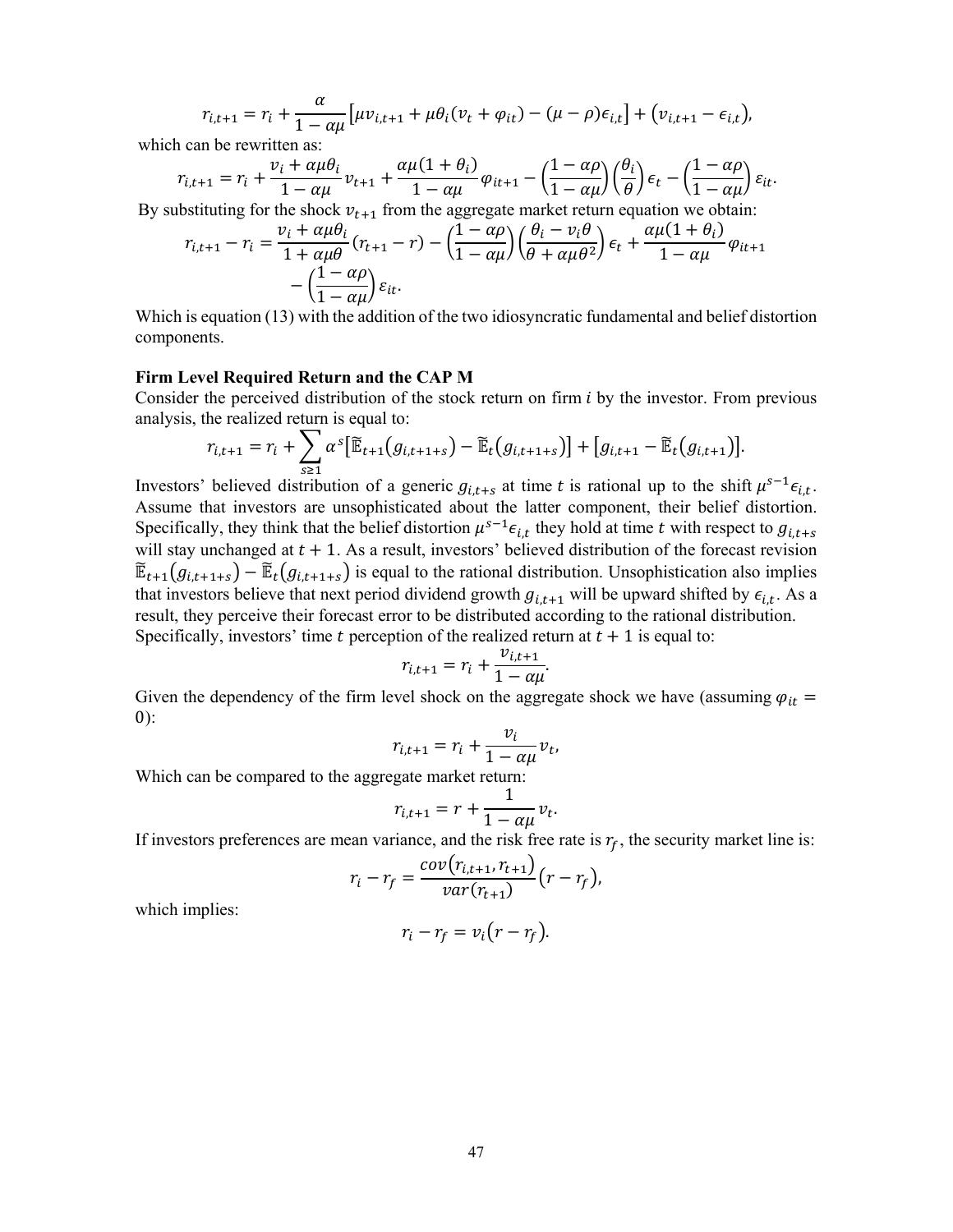$$r_{i,t+1} = r_i + \frac{\alpha}{1-\alpha\mu}\left[\mu v_{i,t+1} + \mu\theta_i(v_t + \varphi_{it}) - (\mu - \rho)\epsilon_{i,t}\right] + (v_{i,t+1} - \epsilon_{i,t}),$$

which can be rewritten as:

$$r_{i,t+1} = r_i + \frac{v_i + \alpha\mu\theta_i}{1-\alpha\mu} v_{t+1} + \frac{\alpha\mu(1+\theta_i)}{1-\alpha\mu}\varphi_{it+1} - \left(\frac{1-\alpha\rho}{1-\alpha\mu}\right)\left(\frac{\theta_i}{\theta}\right)\epsilon_t - \left(\frac{1-\alpha\rho}{1-\alpha\mu}\right)\varepsilon_{it}.$$

By substituting for the shock $v_{t+1}$ from the aggregate market return equation we obtain:

$$r_{i,t+1} - r_i = \frac{v_i + \alpha\mu\theta_i}{1+\alpha\mu\theta}(r_{t+1} - r) - \left(\frac{1-\alpha\rho}{1-\alpha\mu}\right)\left(\frac{\theta_i - v_i\theta}{\theta + \alpha\mu\theta^2}\right)\epsilon_t + \frac{\alpha\mu(1+\theta_i)}{1-\alpha\mu}\varphi_{it+1} - \left(\frac{1-\alpha\rho}{1-\alpha\mu}\right)\varepsilon_{it}.$$

Which is equation (13) with the addition of the two idiosyncratic fundamental and belief distortion components.

**Firm Level Required Return and the CAP M**

Consider the perceived distribution of the stock return on firm $i$ by the investor. From previous analysis, the realized return is equal to:

$$r_{i,t+1} = r_i + \sum_{s\geq 1}\alpha^s\left[\widetilde{\mathbb{E}}_{t+1}(g_{i,t+1+s}) - \widetilde{\mathbb{E}}_t(g_{i,t+1+s})\right] + \left[g_{i,t+1} - \widetilde{\mathbb{E}}_t(g_{i,t+1})\right].$$

Investors' believed distribution of a generic $g_{i,t+s}$ at time $t$ is rational up to the shift $\mu^{s-1}\epsilon_{i,t}$. Assume that investors are unsophisticated about the latter component, their belief distortion. Specifically, they think that the belief distortion $\mu^{s-1}\epsilon_{i,t}$ they hold at time $t$ with respect to $g_{i,t+s}$ will stay unchanged at $t+1$. As a result, investors' believed distribution of the forecast revision $\widetilde{\mathbb{E}}_{t+1}(g_{i,t+1+s}) - \widetilde{\mathbb{E}}_t(g_{i,t+1+s})$ is equal to the rational distribution. Unsophistication also implies that investors believe that next period dividend growth $g_{i,t+1}$ will be upward shifted by $\epsilon_{i,t}$. As a result, they perceive their forecast error to be distributed according to the rational distribution.

Specifically, investors' time $t$ perception of the realized return at $t+1$ is equal to:

$$r_{i,t+1} = r_i + \frac{v_{i,t+1}}{1-\alpha\mu}.$$

Given the dependency of the firm level shock on the aggregate shock we have (assuming $\varphi_{it} = 0$):

$$r_{i,t+1} = r_i + \frac{v_i}{1-\alpha\mu}v_t,$$

Which can be compared to the aggregate market return:

$$r_{i,t+1} = r + \frac{1}{1-\alpha\mu}v_t.$$

If investors preferences are mean variance, and the risk free rate is $r_f$, the security market line is:

$$r_i - r_f = \frac{cov(r_{i,t+1}, r_{t+1})}{var(r_{t+1})}(r - r_f),$$

which implies:

$$r_i - r_f = v_i(r - r_f).$$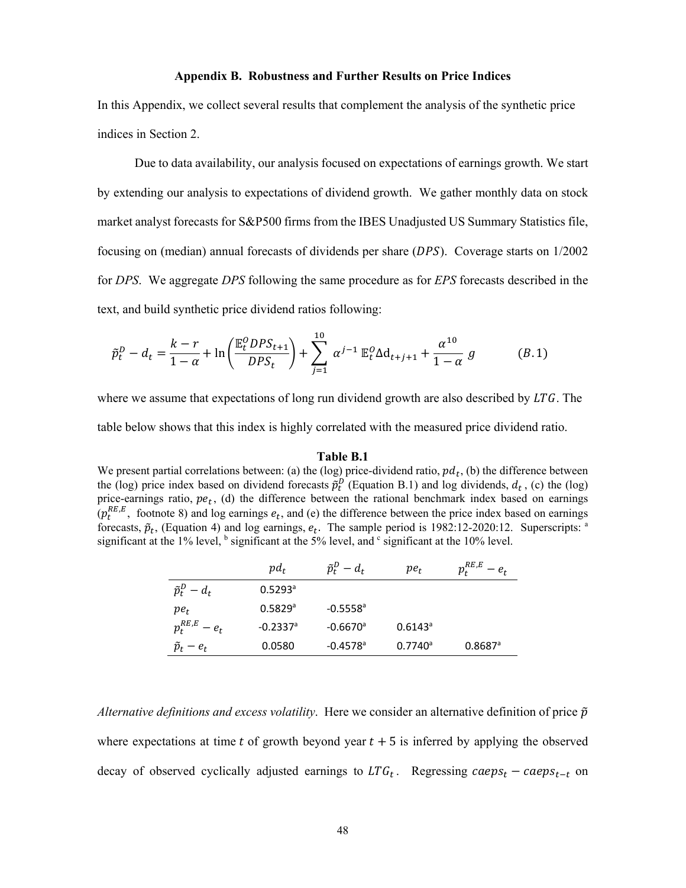### Appendix B. Robustness and Further Results on Price Indices

In this Appendix, we collect several results that complement the analysis of the synthetic price indices in Section 2.

Due to data availability, our analysis focused on expectations of earnings growth. We start by extending our analysis to expectations of dividend growth. We gather monthly data on stock market analyst forecasts for S&P500 firms from the IBES Unadjusted US Summary Statistics file, focusing on (median) annual forecasts of dividends per share ($DPS$). Coverage starts on 1/2002 for *DPS*. We aggregate *DPS* following the same procedure as for *EPS* forecasts described in the text, and build synthetic price dividend ratios following:

$$\tilde{p}_t^D - d_t = \frac{k-r}{1-\alpha} + \ln\left(\frac{\mathbb{E}_t^O DPS_{t+1}}{DPS_t}\right) + \sum_{j=1}^{10} \alpha^{j-1}\, \mathbb{E}_t^O \Delta \mathrm{d}_{t+j+1} + \frac{\alpha^{10}}{1-\alpha}\, g \qquad (B.1)$$

where we assume that expectations of long run dividend growth are also described by $LTG$. The table below shows that this index is highly correlated with the measured price dividend ratio.

**Table B.1**

We present partial correlations between: (a) the (log) price-dividend ratio, $pd_t$, (b) the difference between the (log) price index based on dividend forecasts $\tilde{p}_t^D$ (Equation B.1) and log dividends, $d_t$, (c) the (log) price-earnings ratio, $pe_t$, (d) the difference between the rational benchmark index based on earnings ($p_t^{RE,E}$, footnote 8) and log earnings $e_t$, and (e) the difference between the price index based on earnings forecasts, $\tilde{p}_t$, (Equation 4) and log earnings, $e_t$. The sample period is 1982:12-2020:12. Superscripts: [a] significant at the 1% level, [b] significant at the 5% level, and [c] significant at the 10% level.

| | $pd_t$ | $\tilde{p}_t^D - d_t$ | $pe_t$ | $p_t^{RE,E} - e_t$ |
|---|---|---|---|---|
| $\tilde{p}_t^D - d_t$ | 0.5293[a] | | | |
| $pe_t$ | 0.5829[a] | -0.5558[a] | | |
| $p_t^{RE,E} - e_t$ | -0.2337[a] | -0.6670[a] | 0.6143[a] | |
| $\tilde{p}_t - e_t$ | 0.0580 | -0.4578[a] | 0.7740[a] | 0.8687[a] |

*Alternative definitions and excess volatility*. Here we consider an alternative definition of price $\tilde{p}$ where expectations at time $t$ of growth beyond year $t+5$ is inferred by applying the observed decay of observed cyclically adjusted earnings to $LTG_t$. Regressing $caeps_t - caeps_{t-t}$ on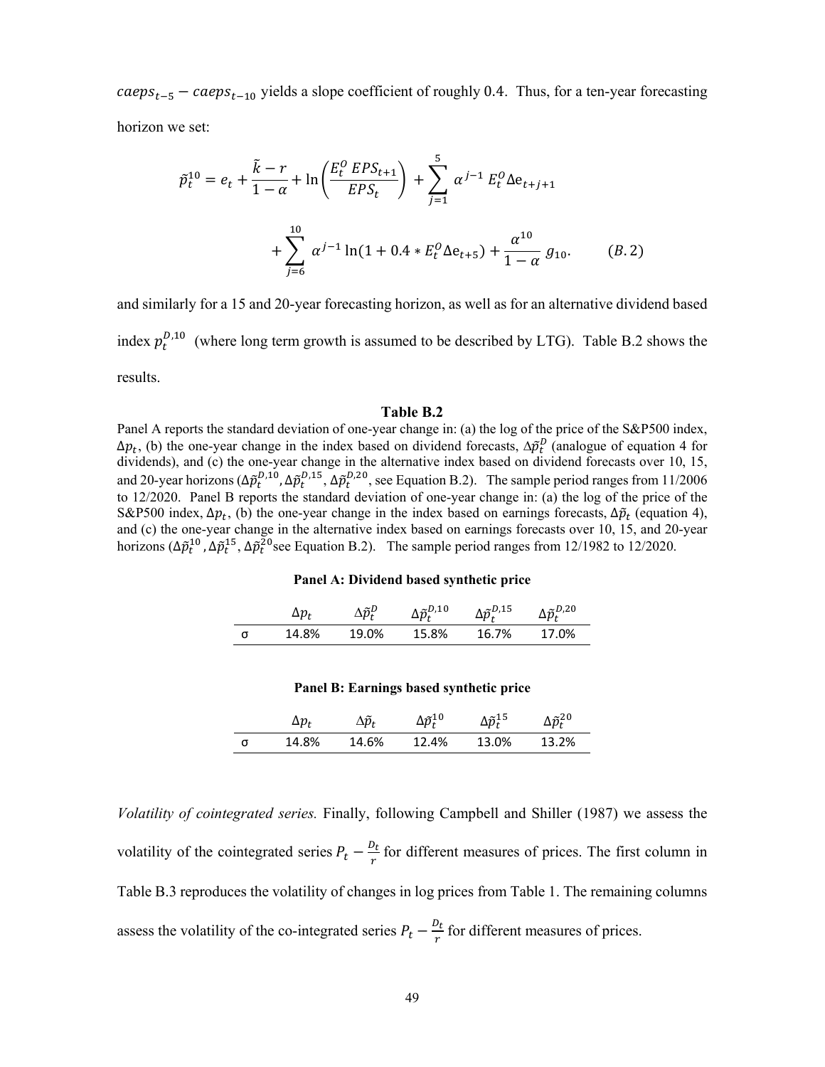$caeps_{t-5} - caeps_{t-10}$ yields a slope coefficient of roughly 0.4. Thus, for a ten-year forecasting horizon we set:

$$\tilde{p}_t^{10} = e_t + \frac{\tilde{k} - r}{1 - \alpha} + \ln\left(\frac{E_t^O \, EPS_{t+1}}{EPS_t}\right) + \sum_{j=1}^{5} \alpha^{j-1} \, E_t^O \Delta e_{t+j+1}$$

$$+ \sum_{j=6}^{10} \alpha^{j-1} \ln(1 + 0.4 * E_t^O \Delta e_{t+5}) + \frac{\alpha^{10}}{1 - \alpha} \, g_{10}. \qquad (B.2)$$

and similarly for a 15 and 20-year forecasting horizon, as well as for an alternative dividend based index $p_t^{D,10}$ (where long term growth is assumed to be described by LTG). Table B.2 shows the results.

**Table B.2**

Panel A reports the standard deviation of one-year change in: (a) the log of the price of the S&P500 index, $\Delta p_t$, (b) the one-year change in the index based on dividend forecasts, $\Delta \tilde{p}_t^D$ (analogue of equation 4 for dividends), and (c) the one-year change in the alternative index based on dividend forecasts over 10, 15, and 20-year horizons ($\Delta \tilde{p}_t^{D,10}, \Delta \tilde{p}_t^{D,15}, \Delta \tilde{p}_t^{D,20}$, see Equation B.2). The sample period ranges from 11/2006 to 12/2020. Panel B reports the standard deviation of one-year change in: (a) the log of the price of the S&P500 index, $\Delta p_t$, (b) the one-year change in the index based on earnings forecasts, $\Delta \tilde{p}_t$ (equation 4), and (c) the one-year change in the alternative index based on earnings forecasts over 10, 15, and 20-year horizons ($\Delta \tilde{p}_t^{10}, \Delta \tilde{p}_t^{15}, \Delta \tilde{p}_t^{20}$see Equation B.2). The sample period ranges from 12/1982 to 12/2020.

**Panel A: Dividend based synthetic price**

| | $\Delta p_t$ | $\Delta \tilde{p}_t^D$ | $\Delta \tilde{p}_t^{D,10}$ | $\Delta \tilde{p}_t^{D,15}$ | $\Delta \tilde{p}_t^{D,20}$ |
|---|---|---|---|---|---|
| σ | 14.8% | 19.0% | 15.8% | 16.7% | 17.0% |

**Panel B: Earnings based synthetic price**

| | $\Delta p_t$ | $\Delta \tilde{p}_t$ | $\Delta \tilde{p}_t^{10}$ | $\Delta \tilde{p}_t^{15}$ | $\Delta \tilde{p}_t^{20}$ |
|---|---|---|---|---|---|
| σ | 14.8% | 14.6% | 12.4% | 13.0% | 13.2% |

*Volatility of cointegrated series.* Finally, following Campbell and Shiller (1987) we assess the volatility of the cointegrated series $P_t - \frac{D_t}{r}$ for different measures of prices. The first column in Table B.3 reproduces the volatility of changes in log prices from Table 1. The remaining columns assess the volatility of the co-integrated series $P_t - \frac{D_t}{r}$ for different measures of prices.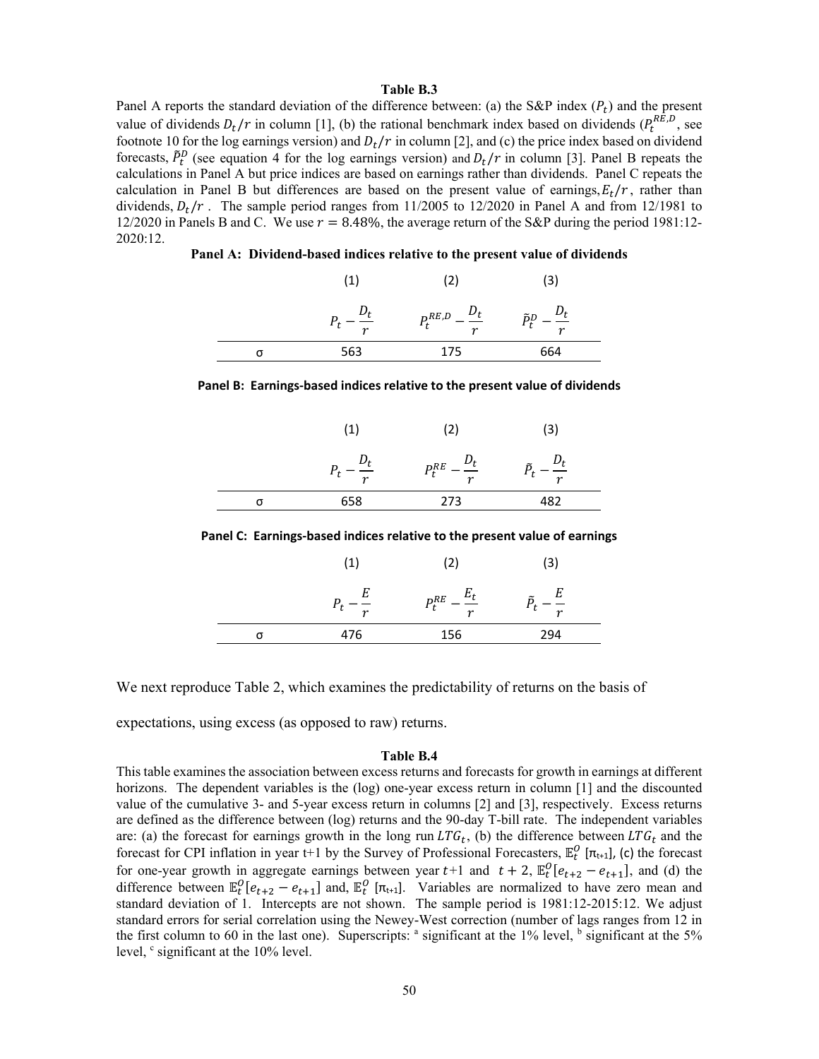**Table B.3**

Panel A reports the standard deviation of the difference between: (a) the S&P index ($P_t$) and the present value of dividends $D_t/r$ in column [1], (b) the rational benchmark index based on dividends ($P_t^{RE,D}$, see footnote 10 for the log earnings version) and $D_t/r$ in column [2], and (c) the price index based on dividend forecasts, $\tilde{P}_t^D$ (see equation 4 for the log earnings version) and $D_t/r$ in column [3]. Panel B repeats the calculations in Panel A but price indices are based on earnings rather than dividends. Panel C repeats the calculation in Panel B but differences are based on the present value of earnings, $E_t/r$, rather than dividends, $D_t/r$. The sample period ranges from 11/2005 to 12/2020 in Panel A and from 12/1981 to 12/2020 in Panels B and C. We use $r = 8.48\%$, the average return of the S&P during the period 1981:12-2020:12.

**Panel A: Dividend-based indices relative to the present value of dividends**

| | (1) | (2) | (3) |
|---|---|---|---|
| | $P_t - \frac{D_t}{r}$ | $P_t^{RE,D} - \frac{D_t}{r}$ | $\tilde{P}_t^D - \frac{D_t}{r}$ |
| σ | 563 | 175 | 664 |

**Panel B: Earnings-based indices relative to the present value of dividends**

| | (1) | (2) | (3) |
|---|---|---|---|
| | $P_t - \frac{D_t}{r}$ | $P_t^{RE} - \frac{D_t}{r}$ | $\tilde{P}_t - \frac{D_t}{r}$ |
| σ | 658 | 273 | 482 |

**Panel C: Earnings-based indices relative to the present value of earnings**

| | (1) | (2) | (3) |
|---|---|---|---|
| | $P_t - \frac{E}{r}$ | $P_t^{RE} - \frac{E_t}{r}$ | $\tilde{P}_t - \frac{E}{r}$ |
| σ | 476 | 156 | 294 |

We next reproduce Table 2, which examines the predictability of returns on the basis of expectations, using excess (as opposed to raw) returns.

**Table B.4**

This table examines the association between excess returns and forecasts for growth in earnings at different horizons. The dependent variables is the (log) one-year excess return in column [1] and the discounted value of the cumulative 3- and 5-year excess return in columns [2] and [3], respectively. Excess returns are defined as the difference between (log) returns and the 90-day T-bill rate. The independent variables are: (a) the forecast for earnings growth in the long run $LTG_t$, (b) the difference between $LTG_t$ and the forecast for CPI inflation in year t+1 by the Survey of Professional Forecasters, $\mathbb{E}_t^O[\pi_{t+1}]$, (c) the forecast for one-year growth in aggregate earnings between year $t$+1 and $t + 2$, $\mathbb{E}_t^O[e_{t+2} - e_{t+1}]$, and (d) the difference between $\mathbb{E}_t^O[e_{t+2} - e_{t+1}]$ and, $\mathbb{E}_t^O[\pi_{t+1}]$. Variables are normalized to have zero mean and standard deviation of 1. Intercepts are not shown. The sample period is 1981:12-2015:12. We adjust standard errors for serial correlation using the Newey-West correction (number of lags ranges from 12 in the first column to 60 in the last one). Superscripts: [a] significant at the 1% level, [b] significant at the 5% level, [c] significant at the 10% level.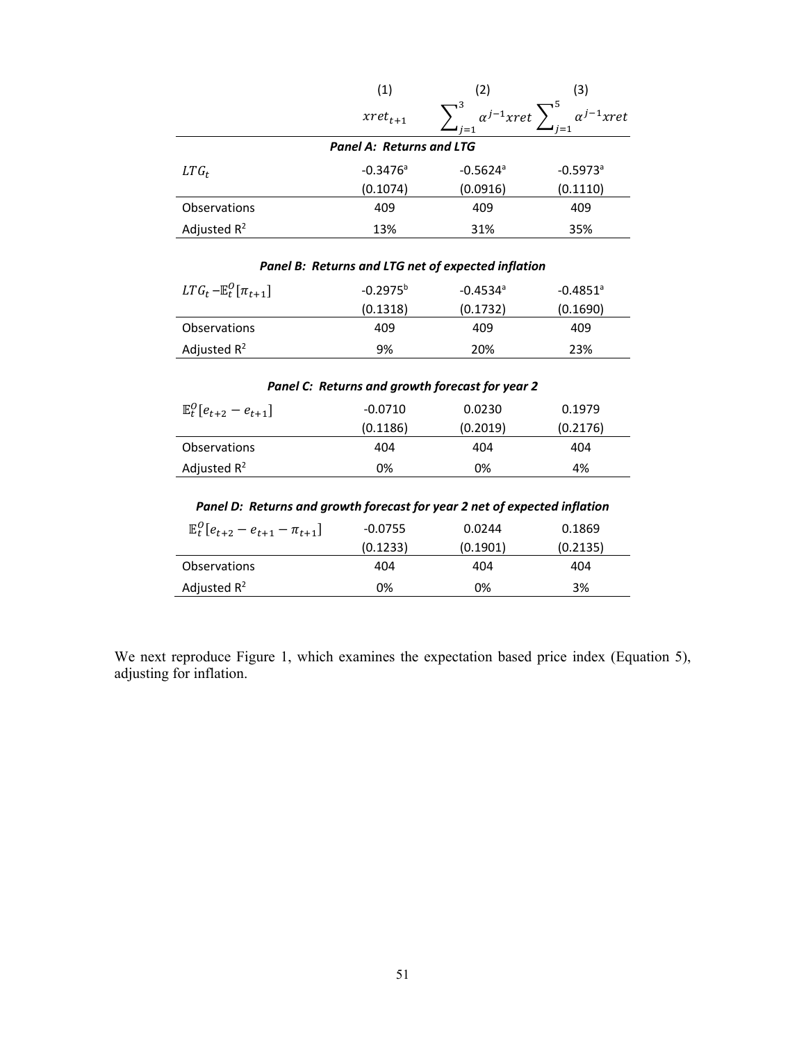| | (1) | (2) | (3) |
|---|---|---|---|
| | $xret_{t+1}$ | $\sum_{j=1}^{3} \alpha^{j-1} xret$ | $\sum_{j=1}^{5} \alpha^{j-1} xret$ |
| ***Panel A: Returns and LTG*** | | | |
| $LTG_t$ | -0.3476[a] | -0.5624[a] | -0.5973[a] |
| | (0.1074) | (0.0916) | (0.1110) |
| Observations | 409 | 409 | 409 |
| Adjusted $R^2$ | 13% | 31% | 35% |
| ***Panel B: Returns and LTG net of expected inflation*** | | | |
| $LTG_t - \mathbb{E}_t^O[\pi_{t+1}]$ | -0.2975[b] | -0.4534[a] | -0.4851[a] |
| | (0.1318) | (0.1732) | (0.1690) |
| Observations | 409 | 409 | 409 |
| Adjusted $R^2$ | 9% | 20% | 23% |
| ***Panel C: Returns and growth forecast for year 2*** | | | |
| $\mathbb{E}_t^O[e_{t+2} - e_{t+1}]$ | -0.0710 | 0.0230 | 0.1979 |
| | (0.1186) | (0.2019) | (0.2176) |
| Observations | 404 | 404 | 404 |
| Adjusted $R^2$ | 0% | 0% | 4% |
| ***Panel D: Returns and growth forecast for year 2 net of expected inflation*** | | | |
| $\mathbb{E}_t^O[e_{t+2} - e_{t+1} - \pi_{t+1}]$ | -0.0755 | 0.0244 | 0.1869 |
| | (0.1233) | (0.1901) | (0.2135) |
| Observations | 404 | 404 | 404 |
| Adjusted $R^2$ | 0% | 0% | 3% |

We next reproduce Figure 1, which examines the expectation based price index (Equation 5), adjusting for inflation.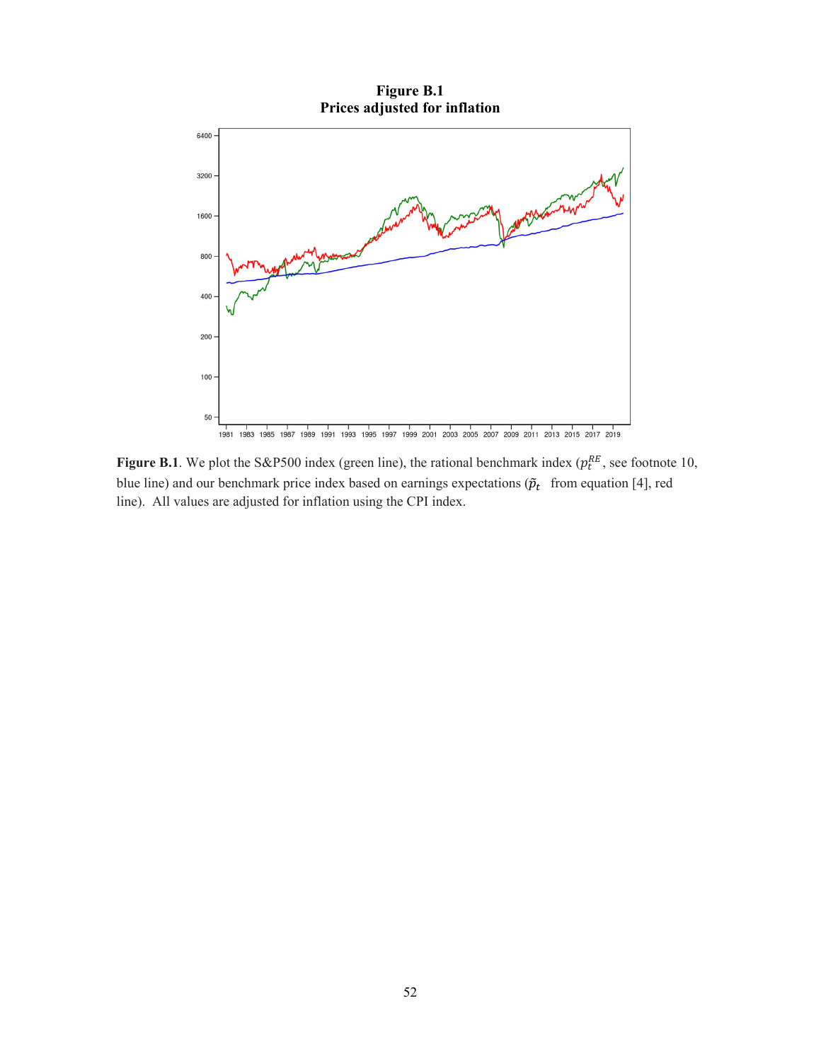**Figure B.1**
**Prices adjusted for inflation**

**Figure B.1**. We plot the S&P500 index (green line), the rational benchmark index ($p_t^{RE}$, see footnote 10, blue line) and our benchmark price index based on earnings expectations ($\tilde{p}_t$ from equation [4], red line). All values are adjusted for inflation using the CPI index.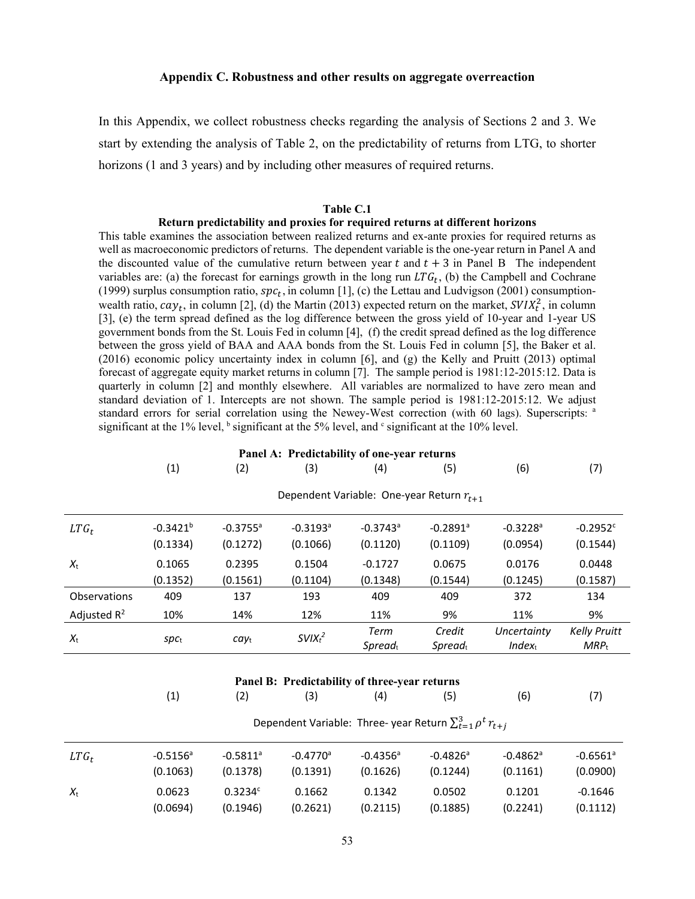### Appendix C. Robustness and other results on aggregate overreaction

In this Appendix, we collect robustness checks regarding the analysis of Sections 2 and 3. We start by extending the analysis of Table 2, on the predictability of returns from LTG, to shorter horizons (1 and 3 years) and by including other measures of required returns.

**Table C.1**

**Return predictability and proxies for required returns at different horizons**

This table examines the association between realized returns and ex-ante proxies for required returns as well as macroeconomic predictors of returns. The dependent variable is the one-year return in Panel A and the discounted value of the cumulative return between year $t$ and $t+3$ in Panel B The independent variables are: (a) the forecast for earnings growth in the long run $LTG_t$, (b) the Campbell and Cochrane (1999) surplus consumption ratio, $spc_t$, in column [1], (c) the Lettau and Ludvigson (2001) consumption-wealth ratio, $cay_t$, in column [2], (d) the Martin (2013) expected return on the market, $SVIX_t^2$, in column [3], (e) the term spread defined as the log difference between the gross yield of 10-year and 1-year US government bonds from the St. Louis Fed in column [4], (f) the credit spread defined as the log difference between the gross yield of BAA and AAA bonds from the St. Louis Fed in column [5], the Baker et al. (2016) economic policy uncertainty index in column [6], and (g) the Kelly and Pruitt (2013) optimal forecast of aggregate equity market returns in column [7]. The sample period is 1981:12-2015:12. Data is quarterly in column [2] and monthly elsewhere. All variables are normalized to have zero mean and standard deviation of 1. Intercepts are not shown. The sample period is 1981:12-2015:12. We adjust standard errors for serial correlation using the Newey-West correction (with 60 lags). Superscripts: [a] significant at the 1% level, [b] significant at the 5% level, and [c] significant at the 10% level.

**Panel A: Predictability of one-year returns**

| | (1) | (2) | (3) | (4) | (5) | (6) | (7) |
|---|---|---|---|---|---|---|---|
| | Dependent Variable: One-year Return $r_{t+1}$ | | | | | | |
| $LTG_t$ | -0.3421[b] | -0.3755[a] | -0.3193[a] | -0.3743[a] | -0.2891[a] | -0.3228[a] | -0.2952[c] |
| | (0.1334) | (0.1272) | (0.1066) | (0.1120) | (0.1109) | (0.0954) | (0.1544) |
| $X_t$ | 0.1065 | 0.2395 | 0.1504 | -0.1727 | 0.0675 | 0.0176 | 0.0448 |
| | (0.1352) | (0.1561) | (0.1104) | (0.1348) | (0.1544) | (0.1245) | (0.1587) |
| Observations | 409 | 137 | 193 | 409 | 409 | 372 | 134 |
| Adjusted $R^2$ | 10% | 14% | 12% | 11% | 9% | 11% | 9% |
| $X_t$ | $spc_t$ | $cay_t$ | $SVIX_t^2$ | *Term Spread*$_t$ | *Credit Spread*$_t$ | *Uncertainty Index*$_t$ | *Kelly Pruitt MRP*$_t$ |

**Panel B: Predictability of three-year returns**

| | (1) | (2) | (3) | (4) | (5) | (6) | (7) |
|---|---|---|---|---|---|---|---|
| | Dependent Variable: Three- year Return $\sum_{t=1}^{3} \rho^t r_{t+j}$ | | | | | | |
| $LTG_t$ | -0.5156[a] | -0.5811[a] | -0.4770[a] | -0.4356[a] | -0.4826[a] | -0.4862[a] | -0.6561[a] |
| | (0.1063) | (0.1378) | (0.1391) | (0.1626) | (0.1244) | (0.1161) | (0.0900) |
| $X_t$ | 0.0623 | 0.3234[c] | 0.1662 | 0.1342 | 0.0502 | 0.1201 | -0.1646 |
| | (0.0694) | (0.1946) | (0.2621) | (0.2115) | (0.1885) | (0.2241) | (0.1112) |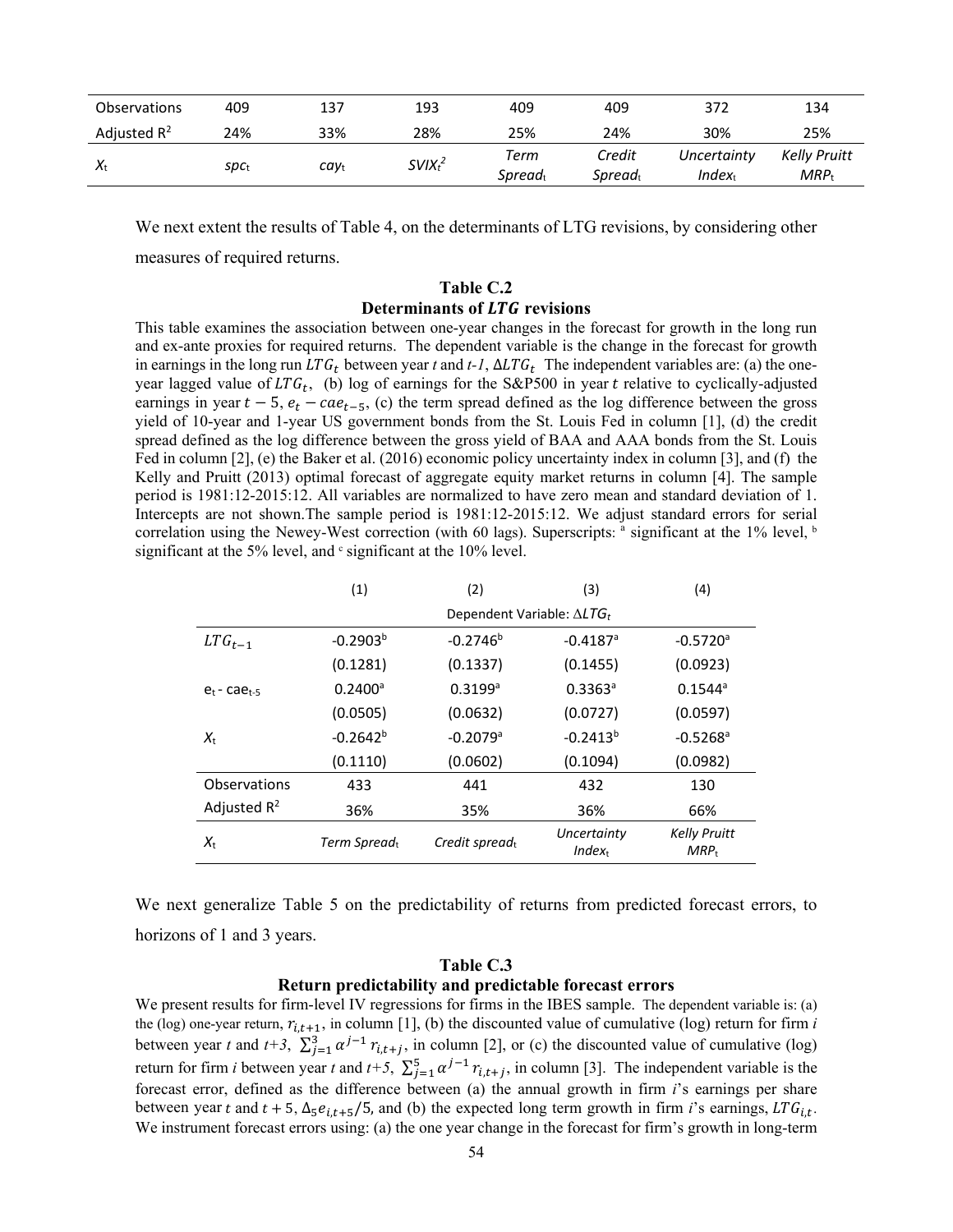| Observations | 409 | 137 | 193 | 409 | 409 | 372 | 134 |
|---|---|---|---|---|---|---|---|
| Adjusted $R^2$ | 24% | 33% | 28% | 25% | 24% | 30% | 25% |
| $X_t$ | $spc_t$ | $cay_t$ | $SVIX_t^2$ | *Term Spread*$_t$ | *Credit Spread*$_t$ | *Uncertainty Index*$_t$ | *Kelly Pruitt MRP*$_t$ |

We next extent the results of Table 4, on the determinants of LTG revisions, by considering other measures of required returns.

### Table C.2
### Determinants of $LTG$ revisions

This table examines the association between one-year changes in the forecast for growth in the long run and ex-ante proxies for required returns. The dependent variable is the change in the forecast for growth in earnings in the long run $LTG_t$ between year *t* and *t-1*, $\Delta LTG_t$ The independent variables are: (a) the one-year lagged value of $LTG_t$, (b) log of earnings for the S&P500 in year $t$ relative to cyclically-adjusted earnings in year $t-5$, $e_t - cae_{t-5}$, (c) the term spread defined as the log difference between the gross yield of 10-year and 1-year US government bonds from the St. Louis Fed in column [1], (d) the credit spread defined as the log difference between the gross yield of BAA and AAA bonds from the St. Louis Fed in column [2], (e) the Baker et al. (2016) economic policy uncertainty index in column [3], and (f) the Kelly and Pruitt (2013) optimal forecast of aggregate equity market returns in column [4]. The sample period is 1981:12-2015:12. All variables are normalized to have zero mean and standard deviation of 1. Intercepts are not shown.The sample period is 1981:12-2015:12. We adjust standard errors for serial correlation using the Newey-West correction (with 60 lags). Superscripts: [a] significant at the 1% level, [b] significant at the 5% level, and [c] significant at the 10% level.

| | (1) | (2) | (3) | (4) |
|---|---|---|---|---|
| | Dependent Variable: $\Delta LTG_t$ | | | |
| $LTG_{t-1}$ | -0.2903[b] | -0.2746[b] | -0.4187[a] | -0.5720[a] |
| | (0.1281) | (0.1337) | (0.1455) | (0.0923) |
| $e_t$ - $cae_{t-5}$ | 0.2400[a] | 0.3199[a] | 0.3363[a] | 0.1544[a] |
| | (0.0505) | (0.0632) | (0.0727) | (0.0597) |
| $X_t$ | -0.2642[b] | -0.2079[a] | -0.2413[b] | -0.5268[a] |
| | (0.1110) | (0.0602) | (0.1094) | (0.0982) |
| Observations | 433 | 441 | 432 | 130 |
| Adjusted $R^2$ | 36% | 35% | 36% | 66% |
| $X_t$ | *Term Spread*$_t$ | *Credit spread*$_t$ | *Uncertainty Index*$_t$ | *Kelly Pruitt MRP*$_t$ |

We next generalize Table 5 on the predictability of returns from predicted forecast errors, to horizons of 1 and 3 years.

### Table C.3
### Return predictability and predictable forecast errors

We present results for firm-level IV regressions for firms in the IBES sample. The dependent variable is: (a) the (log) one-year return, $r_{i,t+1}$, in column [1], (b) the discounted value of cumulative (log) return for firm *i* between year *t* and *t+3*, $\sum_{j=1}^{3} \alpha^{j-1} r_{i,t+j}$, in column [2], or (c) the discounted value of cumulative (log) return for firm *i* between year *t* and *t+5*, $\sum_{j=1}^{5} \alpha^{j-1} r_{i,t+j}$, in column [3]. The independent variable is the forecast error, defined as the difference between (a) the annual growth in firm *i*'s earnings per share between year $t$ and $t+5$, $\Delta_5 e_{i,t+5}/5$, and (b) the expected long term growth in firm *i*'s earnings, $LTG_{i,t}$. We instrument forecast errors using: (a) the one year change in the forecast for firm's growth in long-term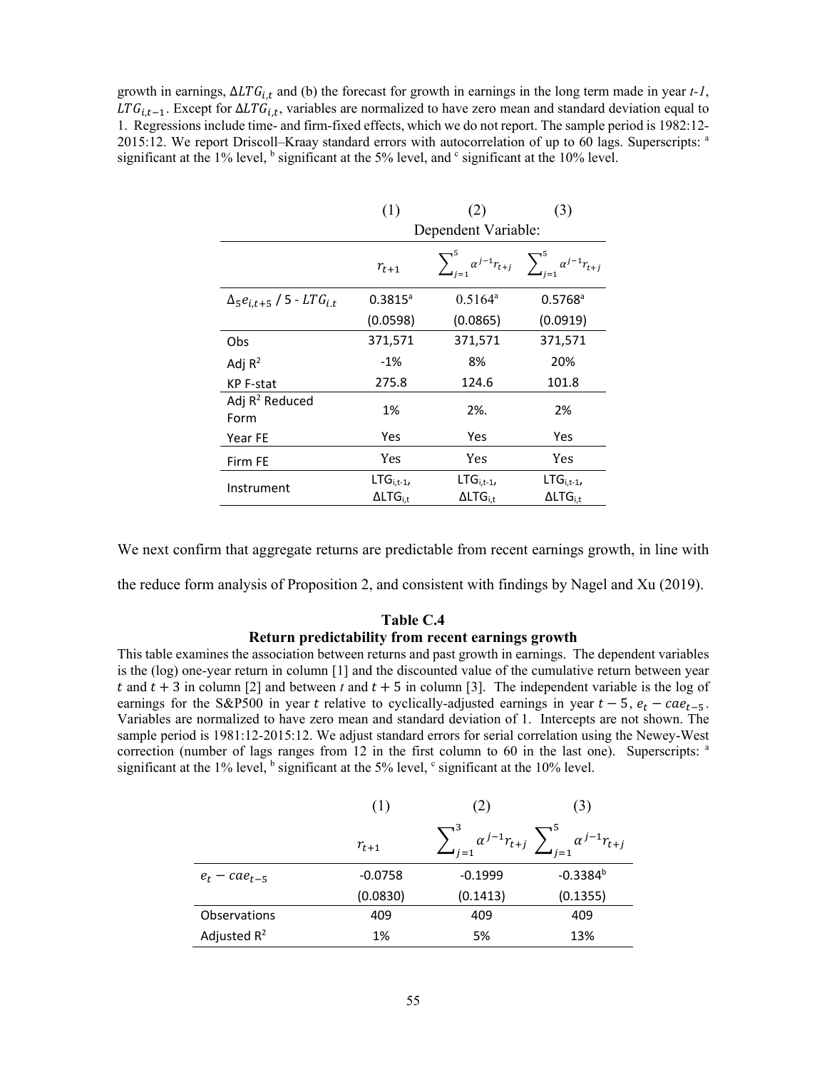growth in earnings, $\Delta LTG_{i,t}$ and (b) the forecast for growth in earnings in the long term made in year *t-1*, $LTG_{i,t-1}$. Except for $\Delta LTG_{i,t}$, variables are normalized to have zero mean and standard deviation equal to 1. Regressions include time- and firm-fixed effects, which we do not report. The sample period is 1982:12-2015:12. We report Driscoll–Kraay standard errors with autocorrelation of up to 60 lags. Superscripts: [a] significant at the 1% level, [b] significant at the 5% level, and [c] significant at the 10% level.

| | (1) | (2) | (3) |
|---|---|---|---|
| | Dependent Variable: | | |
| | $r_{t+1}$ | $\sum_{j=1}^{5} \alpha^{j-1} r_{t+j}$ | $\sum_{j=1}^{5} \alpha^{j-1} r_{t+j}$ |
| $\Delta_5 e_{i,t+5}$ / 5 - $LTG_{i.t}$ | 0.3815[a] | 0.5164[a] | 0.5768[a] |
| | (0.0598) | (0.0865) | (0.0919) |
| Obs | 371,571 | 371,571 | 371,571 |
| Adj $R^2$ | -1% | 8% | 20% |
| KP F-stat | 275.8 | 124.6 | 101.8 |
| Adj $R^2$ Reduced Form | 1% | 2%. | 2% |
| Year FE | Yes | Yes | Yes |
| Firm FE | Yes | Yes | Yes |
| Instrument | $LTG_{i,t-1}$, $\Delta LTG_{i,t}$ | $LTG_{i,t-1}$, $\Delta LTG_{i,t}$ | $LTG_{i,t-1}$, $\Delta LTG_{i,t}$ |

We next confirm that aggregate returns are predictable from recent earnings growth, in line with the reduce form analysis of Proposition 2, and consistent with findings by Nagel and Xu (2019).

**Table C.4**
**Return predictability from recent earnings growth**

This table examines the association between returns and past growth in earnings. The dependent variables is the (log) one-year return in column [1] and the discounted value of the cumulative return between year $t$ and $t + 3$ in column [2] and between *t* and $t + 5$ in column [3]. The independent variable is the log of earnings for the S&P500 in year $t$ relative to cyclically-adjusted earnings in year $t - 5$, $e_t - cae_{t-5}$. Variables are normalized to have zero mean and standard deviation of 1. Intercepts are not shown. The sample period is 1981:12-2015:12. We adjust standard errors for serial correlation using the Newey-West correction (number of lags ranges from 12 in the first column to 60 in the last one). Superscripts: [a] significant at the 1% level, [b] significant at the 5% level, [c] significant at the 10% level.

| | (1) | (2) | (3) |
|---|---|---|---|
| | $r_{t+1}$ | $\sum_{j=1}^{3} \alpha^{j-1} r_{t+j}$ | $\sum_{j=1}^{5} \alpha^{j-1} r_{t+j}$ |
| $e_t - cae_{t-5}$ | -0.0758 | -0.1999 | -0.3384[b] |
| | (0.0830) | (0.1413) | (0.1355) |
| Observations | 409 | 409 | 409 |
| Adjusted $R^2$ | 1% | 5% | 13% |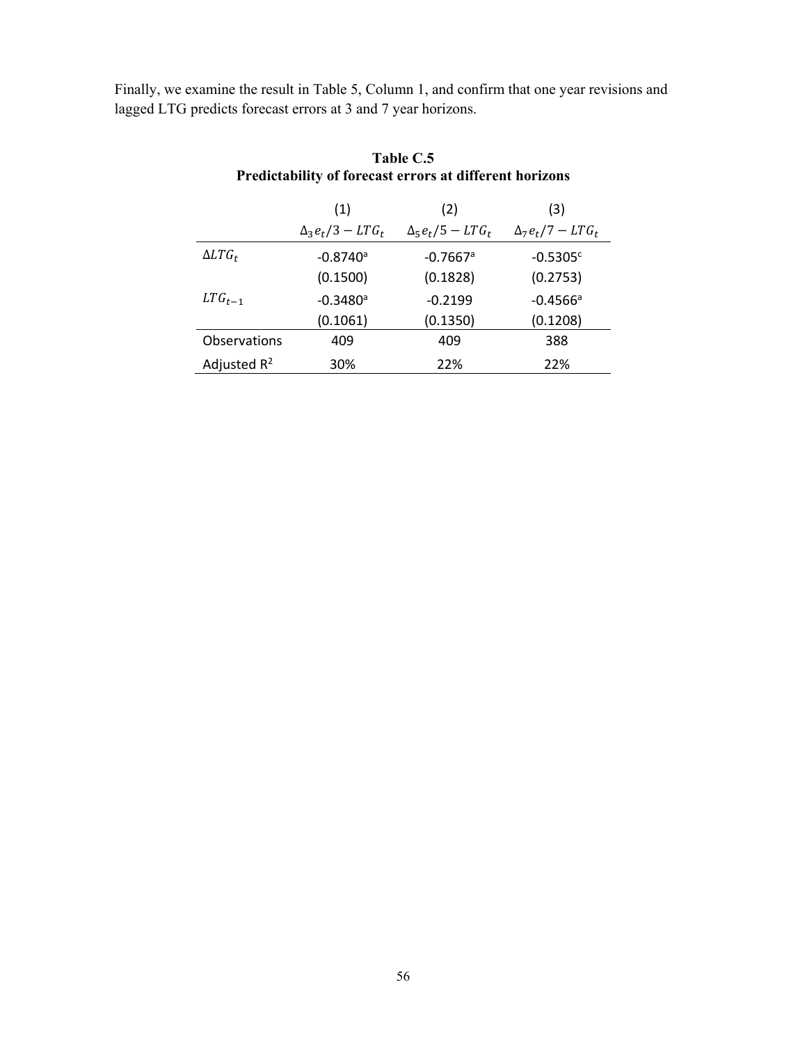Finally, we examine the result in Table 5, Column 1, and confirm that one year revisions and lagged LTG predicts forecast errors at 3 and 7 year horizons.

**Table C.5**
**Predictability of forecast errors at different horizons**

| | (1) | (2) | (3) |
|---|---|---|---|
| | $\Delta_3 e_t/3 - LTG_t$ | $\Delta_5 e_t/5 - LTG_t$ | $\Delta_7 e_t/7 - LTG_t$ |
| $\Delta LTG_t$ | -0.8740[a] | -0.7667[a] | -0.5305[c] |
| | (0.1500) | (0.1828) | (0.2753) |
| $LTG_{t-1}$ | -0.3480[a] | -0.2199 | -0.4566[a] |
| | (0.1061) | (0.1350) | (0.1208) |
| Observations | 409 | 409 | 388 |
| Adjusted $R^2$ | 30% | 22% | 22% |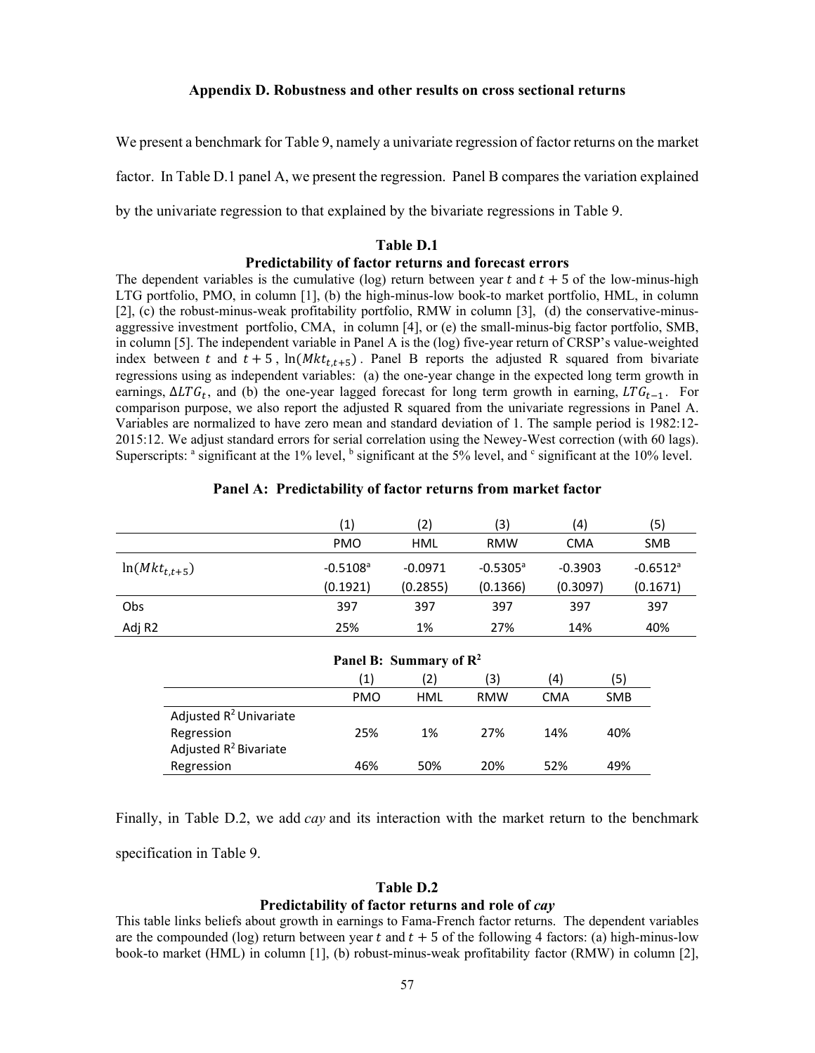## Appendix D. Robustness and other results on cross sectional returns

We present a benchmark for Table 9, namely a univariate regression of factor returns on the market factor. In Table D.1 panel A, we present the regression. Panel B compares the variation explained by the univariate regression to that explained by the bivariate regressions in Table 9.

**Table D.1**

**Predictability of factor returns and forecast errors**

The dependent variables is the cumulative (log) return between year $t$ and $t + 5$ of the low-minus-high LTG portfolio, PMO, in column [1], (b) the high-minus-low book-to market portfolio, HML, in column [2], (c) the robust-minus-weak profitability portfolio, RMW in column [3], (d) the conservative-minus-aggressive investment portfolio, CMA, in column [4], or (e) the small-minus-big factor portfolio, SMB, in column [5]. The independent variable in Panel A is the (log) five-year return of CRSP's value-weighted index between $t$ and $t + 5$, $\ln(Mkt_{t,t+5})$. Panel B reports the adjusted R squared from bivariate regressions using as independent variables: (a) the one-year change in the expected long term growth in earnings, $\Delta LTG_t$, and (b) the one-year lagged forecast for long term growth in earning, $LTG_{t-1}$. For comparison purpose, we also report the adjusted R squared from the univariate regressions in Panel A. Variables are normalized to have zero mean and standard deviation of 1. The sample period is 1982:12-2015:12. We adjust standard errors for serial correlation using the Newey-West correction (with 60 lags). Superscripts: [a] significant at the 1% level, [b] significant at the 5% level, and [c] significant at the 10% level.

**Panel A: Predictability of factor returns from market factor**

| | (1) | (2) | (3) | (4) | (5) |
|---|---|---|---|---|---|
| | PMO | HML | RMW | CMA | SMB |
| $\ln(Mkt_{t,t+5})$ | -0.5108[a] | -0.0971 | -0.5305[a] | -0.3903 | -0.6512[a] |
| | (0.1921) | (0.2855) | (0.1366) | (0.3097) | (0.1671) |
| Obs | 397 | 397 | 397 | 397 | 397 |
| Adj R2 | 25% | 1% | 27% | 14% | 40% |

**Panel B: Summary of $R^2$**

| | (1) | (2) | (3) | (4) | (5) |
|---|---|---|---|---|---|
| | PMO | HML | RMW | CMA | SMB |
| Adjusted $R^2$ Univariate Regression | 25% | 1% | 27% | 14% | 40% |
| Adjusted $R^2$ Bivariate Regression | 46% | 50% | 20% | 52% | 49% |

Finally, in Table D.2, we add *cay* and its interaction with the market return to the benchmark specification in Table 9.

**Table D.2**

**Predictability of factor returns and role of *cay***

This table links beliefs about growth in earnings to Fama-French factor returns. The dependent variables are the compounded (log) return between year $t$ and $t + 5$ of the following 4 factors: (a) high-minus-low book-to market (HML) in column [1], (b) robust-minus-weak profitability factor (RMW) in column [2],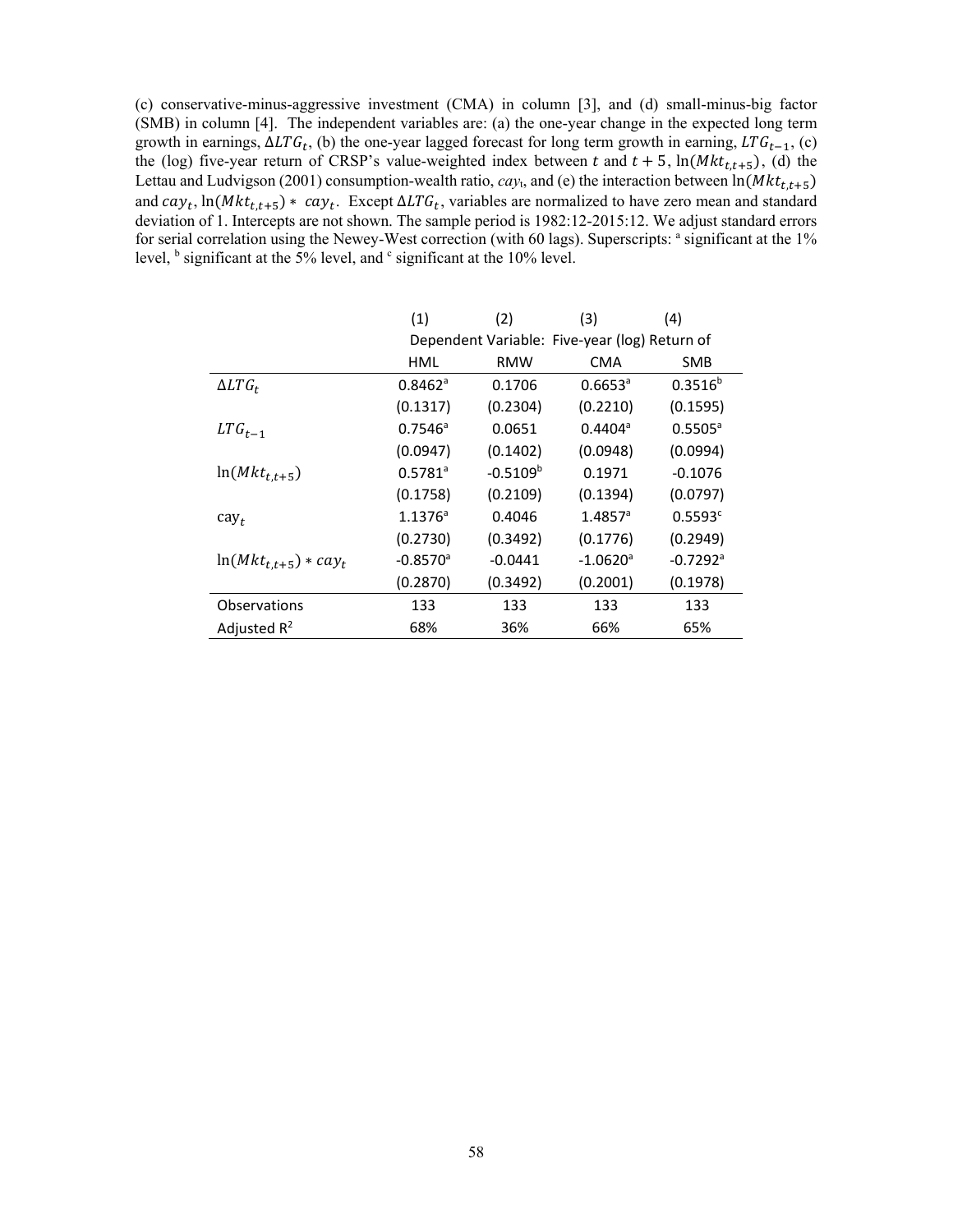(c) conservative-minus-aggressive investment (CMA) in column [3], and (d) small-minus-big factor (SMB) in column [4]. The independent variables are: (a) the one-year change in the expected long term growth in earnings, $\Delta LTG_t$, (b) the one-year lagged forecast for long term growth in earning, $LTG_{t-1}$, (c) the (log) five-year return of CRSP's value-weighted index between $t$ and $t+5$, $\ln(Mkt_{t,t+5})$, (d) the Lettau and Ludvigson (2001) consumption-wealth ratio, $cay_t$, and (e) the interaction between $\ln(Mkt_{t,t+5})$ and $cay_t$, $\ln(Mkt_{t,t+5}) * cay_t$. Except $\Delta LTG_t$, variables are normalized to have zero mean and standard deviation of 1. Intercepts are not shown. The sample period is 1982:12-2015:12. We adjust standard errors for serial correlation using the Newey-West correction (with 60 lags). Superscripts: [a] significant at the 1% level, [b] significant at the 5% level, and [c] significant at the 10% level.

| | (1) | (2) | (3) | (4) |
|---|---|---|---|---|
| | Dependent Variable: Five-year (log) Return of | | | |
| | HML | RMW | CMA | SMB |
| $\Delta LTG_t$ | 0.8462[a] | 0.1706 | 0.6653[a] | 0.3516[b] |
| | (0.1317) | (0.2304) | (0.2210) | (0.1595) |
| $LTG_{t-1}$ | 0.7546[a] | 0.0651 | 0.4404[a] | 0.5505[a] |
| | (0.0947) | (0.1402) | (0.0948) | (0.0994) |
| $\ln(Mkt_{t,t+5})$ | 0.5781[a] | -0.5109[b] | 0.1971 | -0.1076 |
| | (0.1758) | (0.2109) | (0.1394) | (0.0797) |
| $cay_t$ | 1.1376[a] | 0.4046 | 1.4857[a] | 0.5593[c] |
| | (0.2730) | (0.3492) | (0.1776) | (0.2949) |
| $\ln(Mkt_{t,t+5}) * cay_t$ | -0.8570[a] | -0.0441 | -1.0620[a] | -0.7292[a] |
| | (0.2870) | (0.3492) | (0.2001) | (0.1978) |
| Observations | 133 | 133 | 133 | 133 |
| Adjusted $R^2$ | 68% | 36% | 66% | 65% |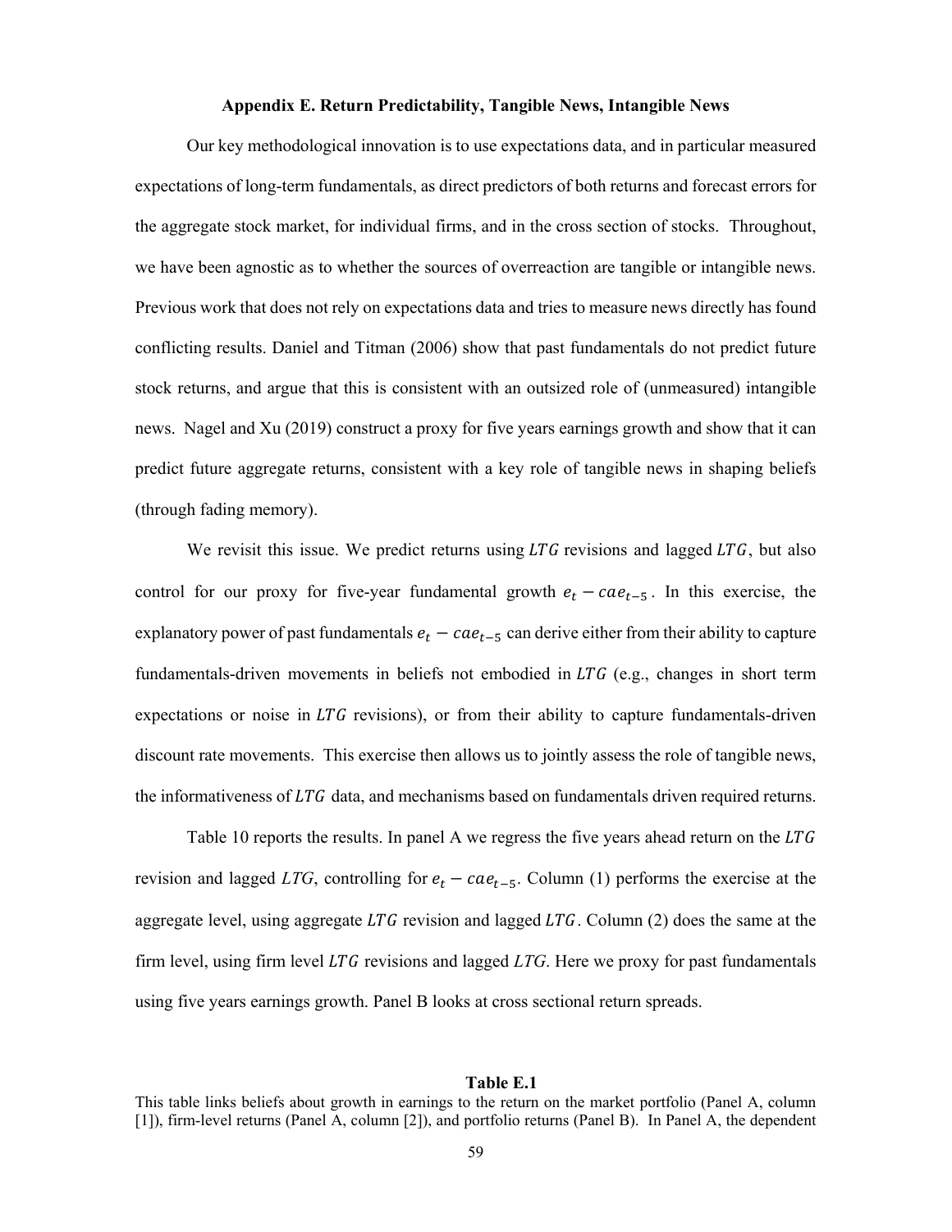### Appendix E. Return Predictability, Tangible News, Intangible News

Our key methodological innovation is to use expectations data, and in particular measured expectations of long-term fundamentals, as direct predictors of both returns and forecast errors for the aggregate stock market, for individual firms, and in the cross section of stocks. Throughout, we have been agnostic as to whether the sources of overreaction are tangible or intangible news. Previous work that does not rely on expectations data and tries to measure news directly has found conflicting results. Daniel and Titman (2006) show that past fundamentals do not predict future stock returns, and argue that this is consistent with an outsized role of (unmeasured) intangible news. Nagel and Xu (2019) construct a proxy for five years earnings growth and show that it can predict future aggregate returns, consistent with a key role of tangible news in shaping beliefs (through fading memory).

We revisit this issue. We predict returns using $LTG$ revisions and lagged $LTG$, but also control for our proxy for five-year fundamental growth $e_t - cae_{t-5}$. In this exercise, the explanatory power of past fundamentals $e_t - cae_{t-5}$ can derive either from their ability to capture fundamentals-driven movements in beliefs not embodied in $LTG$ (e.g., changes in short term expectations or noise in $LTG$ revisions), or from their ability to capture fundamentals-driven discount rate movements. This exercise then allows us to jointly assess the role of tangible news, the informativeness of $LTG$ data, and mechanisms based on fundamentals driven required returns.

Table 10 reports the results. In panel A we regress the five years ahead return on the $LTG$ revision and lagged $LTG$, controlling for $e_t - cae_{t-5}$. Column (1) performs the exercise at the aggregate level, using aggregate $LTG$ revision and lagged $LTG$. Column (2) does the same at the firm level, using firm level $LTG$ revisions and lagged $LTG$. Here we proxy for past fundamentals using five years earnings growth. Panel B looks at cross sectional return spreads.

**Table E.1**

This table links beliefs about growth in earnings to the return on the market portfolio (Panel A, column [1]), firm-level returns (Panel A, column [2]), and portfolio returns (Panel B). In Panel A, the dependent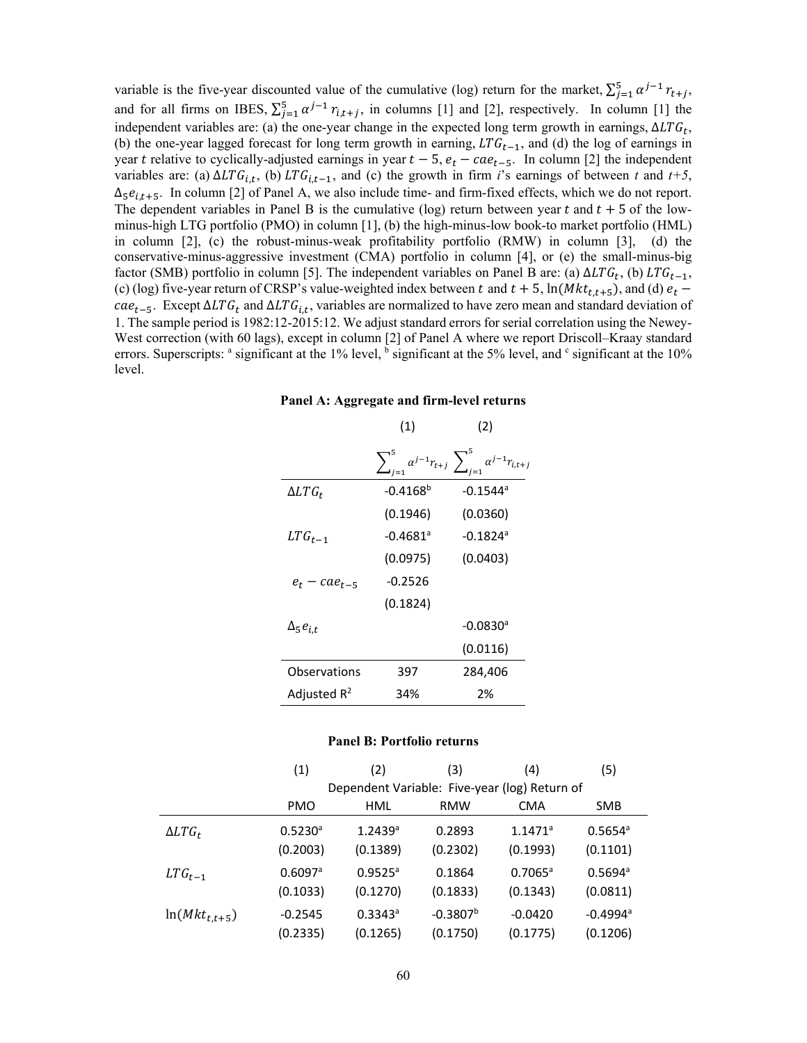variable is the five-year discounted value of the cumulative (log) return for the market, $\sum_{j=1}^{5} \alpha^{j-1} r_{t+j}$, and for all firms on IBES, $\sum_{j=1}^{5} \alpha^{j-1} r_{i,t+j}$, in columns [1] and [2], respectively. In column [1] the independent variables are: (a) the one-year change in the expected long term growth in earnings, $\Delta LTG_t$, (b) the one-year lagged forecast for long term growth in earning, $LTG_{t-1}$, and (d) the log of earnings in year $t$ relative to cyclically-adjusted earnings in year $t-5$, $e_t - cae_{t-5}$. In column [2] the independent variables are: (a) $\Delta LTG_{i,t}$, (b) $LTG_{i,t-1}$, and (c) the growth in firm $i$'s earnings of between $t$ and $t+5$, $\Delta_5 e_{i,t+5}$. In column [2] of Panel A, we also include time- and firm-fixed effects, which we do not report. The dependent variables in Panel B is the cumulative (log) return between year $t$ and $t+5$ of the low-minus-high LTG portfolio (PMO) in column [1], (b) the high-minus-low book-to market portfolio (HML) in column [2], (c) the robust-minus-weak profitability portfolio (RMW) in column [3], (d) the conservative-minus-aggressive investment (CMA) portfolio in column [4], or (e) the small-minus-big factor (SMB) portfolio in column [5]. The independent variables on Panel B are: (a) $\Delta LTG_t$, (b) $LTG_{t-1}$, (c) (log) five-year return of CRSP's value-weighted index between $t$ and $t+5$, $\ln(Mkt_{t,t+5})$, and (d) $e_t - cae_{t-5}$. Except $\Delta LTG_t$ and $\Delta LTG_{i,t}$, variables are normalized to have zero mean and standard deviation of 1. The sample period is 1982:12-2015:12. We adjust standard errors for serial correlation using the Newey-West correction (with 60 lags), except in column [2] of Panel A where we report Driscoll–Kraay standard errors. Superscripts: [a] significant at the 1% level, [b] significant at the 5% level, and [c] significant at the 10% level.

**Panel A: Aggregate and firm-level returns**

| | (1) | (2) |
|---|---|---|
| | $\sum_{j=1}^{5} \alpha^{j-1} r_{t+j}$ | $\sum_{j=1}^{5} \alpha^{j-1} r_{i,t+j}$ |
| $\Delta LTG_t$ | -0.4168[b] | -0.1544[a] |
| | (0.1946) | (0.0360) |
| $LTG_{t-1}$ | -0.4681[a] | -0.1824[a] |
| | (0.0975) | (0.0403) |
| $e_t - cae_{t-5}$ | -0.2526 | |
| | (0.1824) | |
| $\Delta_5 e_{i,t}$ | | -0.0830[a] |
| | | (0.0116) |
| Observations | 397 | 284,406 |
| Adjusted $R^2$ | 34% | 2% |

**Panel B: Portfolio returns**

| | (1) | (2) | (3) | (4) | (5) |
|---|---|---|---|---|---|
| | Dependent Variable: Five-year (log) Return of | | | | |
| | PMO | HML | RMW | CMA | SMB |
| $\Delta LTG_t$ | 0.5230[a] | 1.2439[a] | 0.2893 | 1.1471[a] | 0.5654[a] |
| | (0.2003) | (0.1389) | (0.2302) | (0.1993) | (0.1101) |
| $LTG_{t-1}$ | 0.6097[a] | 0.9525[a] | 0.1864 | 0.7065[a] | 0.5694[a] |
| | (0.1033) | (0.1270) | (0.1833) | (0.1343) | (0.0811) |
| $\ln(Mkt_{t,t+5})$ | -0.2545 | 0.3343[a] | -0.3807[b] | -0.0420 | -0.4994[a] |
| | (0.2335) | (0.1265) | (0.1750) | (0.1775) | (0.1206) |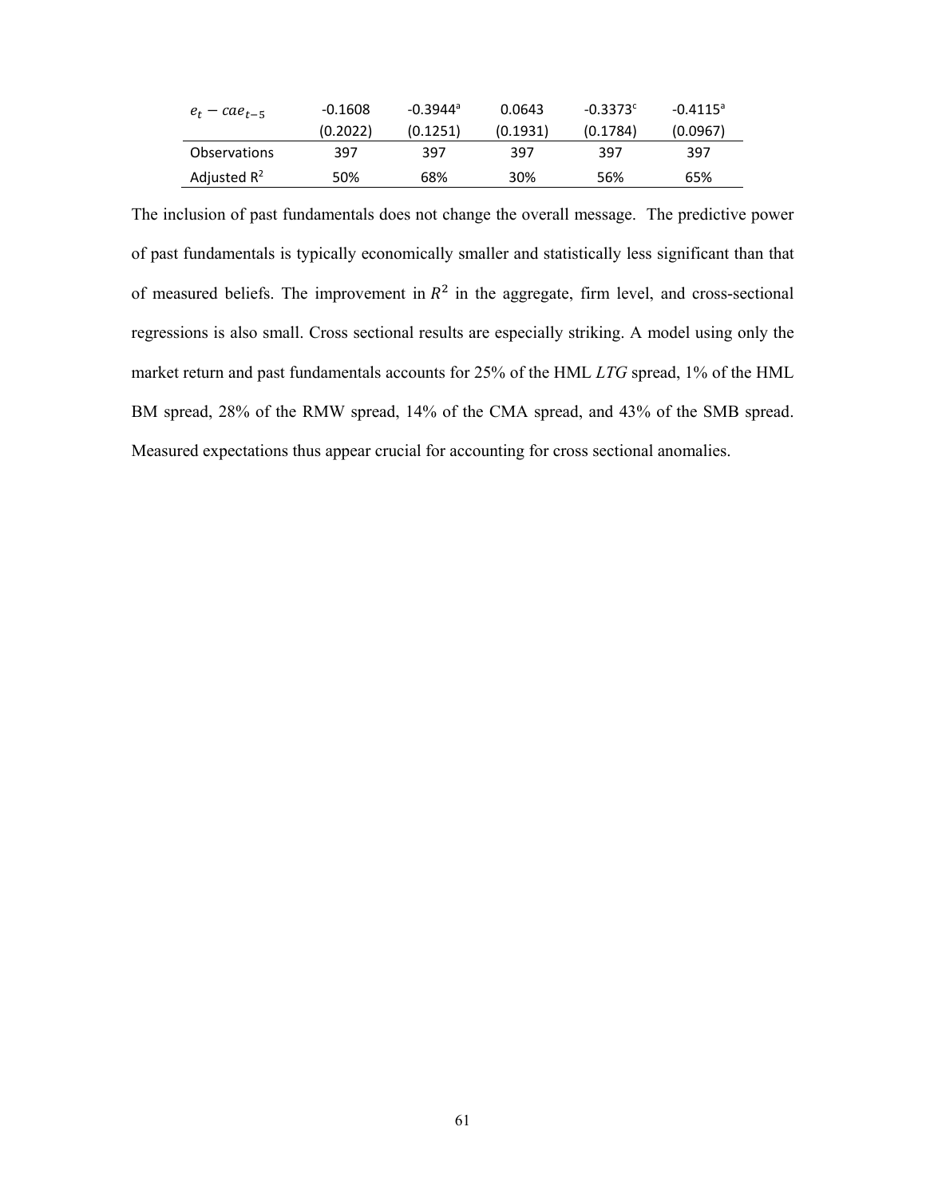| | | | | | |
|---|---|---|---|---|---|
| $e_t - cae_{t-5}$ | -0.1608 | -0.3944[a] | 0.0643 | -0.3373[c] | -0.4115[a] |
| | (0.2022) | (0.1251) | (0.1931) | (0.1784) | (0.0967) |
| Observations | 397 | 397 | 397 | 397 | 397 |
| Adjusted $R^2$ | 50% | 68% | 30% | 56% | 65% |

The inclusion of past fundamentals does not change the overall message. The predictive power of past fundamentals is typically economically smaller and statistically less significant than that of measured beliefs. The improvement in $R^2$ in the aggregate, firm level, and cross-sectional regressions is also small. Cross sectional results are especially striking. A model using only the market return and past fundamentals accounts for 25% of the HML *LTG* spread, 1% of the HML BM spread, 28% of the RMW spread, 14% of the CMA spread, and 43% of the SMB spread. Measured expectations thus appear crucial for accounting for cross sectional anomalies.